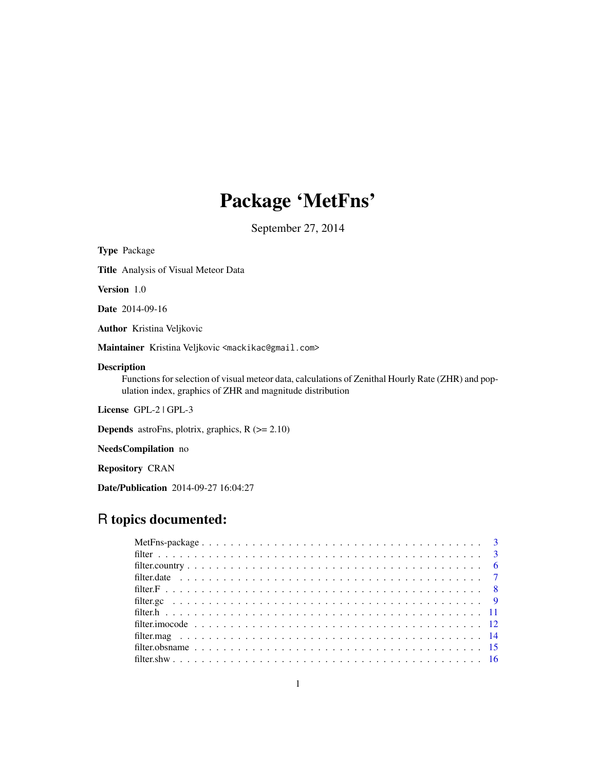# Package 'MetFns'

September 27, 2014

**Type** Package

**Title** Analysis of Visual Meteor Data

**Version** 1.0

**Date** 2014-09-16

**Author** Kristina Veljkovic

**Maintainer** Kristina Veljkovic <mackikac@gmail.com>

**Description**
Functions for selection of visual meteor data, calculations of Zenithal Hourly Rate (ZHR) and population index, graphics of ZHR and magnitude distribution

**License** GPL-2 | GPL-3

**Depends** astroFns, plotrix, graphics, R (>= 2.10)

**NeedsCompilation** no

**Repository** CRAN

**Date/Publication** 2014-09-27 16:04:27

## R topics documented:

MetFns-package . . . . . . . . . . . . . . . . . . . . . . . . . . . . . . . . . . . . . 3
filter . . . . . . . . . . . . . . . . . . . . . . . . . . . . . . . . . . . . . . . . . . . 3
filter.country . . . . . . . . . . . . . . . . . . . . . . . . . . . . . . . . . . . . . . 6
filter.date . . . . . . . . . . . . . . . . . . . . . . . . . . . . . . . . . . . . . . . 7
filter.F . . . . . . . . . . . . . . . . . . . . . . . . . . . . . . . . . . . . . . . . . 8
filter.gc . . . . . . . . . . . . . . . . . . . . . . . . . . . . . . . . . . . . . . . . 9
filter.h . . . . . . . . . . . . . . . . . . . . . . . . . . . . . . . . . . . . . . . . . 11
filter.imocode . . . . . . . . . . . . . . . . . . . . . . . . . . . . . . . . . . . . . 12
filter.mag . . . . . . . . . . . . . . . . . . . . . . . . . . . . . . . . . . . . . . . 14
filter.obsname . . . . . . . . . . . . . . . . . . . . . . . . . . . . . . . . . . . . . 15
filter.shw . . . . . . . . . . . . . . . . . . . . . . . . . . . . . . . . . . . . . . . 16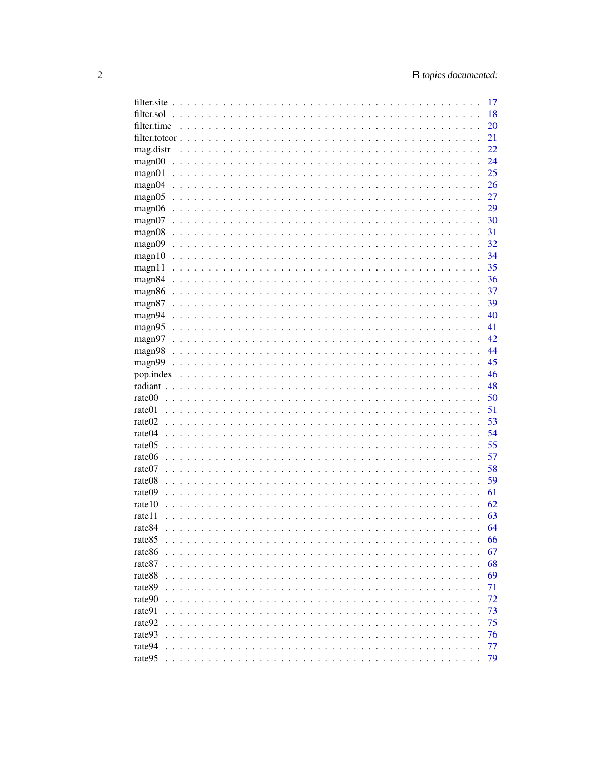filter.site . . . . . . . . . . . . . . . . . . . . . . . . . . . . . . . . . . . . . . . . . . 17
filter.sol . . . . . . . . . . . . . . . . . . . . . . . . . . . . . . . . . . . . . . . . . . 18
filter.time . . . . . . . . . . . . . . . . . . . . . . . . . . . . . . . . . . . . . . . . . 20
filter.totcor . . . . . . . . . . . . . . . . . . . . . . . . . . . . . . . . . . . . . . . . . 21
mag.distr . . . . . . . . . . . . . . . . . . . . . . . . . . . . . . . . . . . . . . . . . . 22
magn00 . . . . . . . . . . . . . . . . . . . . . . . . . . . . . . . . . . . . . . . . . . 24
magn01 . . . . . . . . . . . . . . . . . . . . . . . . . . . . . . . . . . . . . . . . . . 25
magn04 . . . . . . . . . . . . . . . . . . . . . . . . . . . . . . . . . . . . . . . . . . 26
magn05 . . . . . . . . . . . . . . . . . . . . . . . . . . . . . . . . . . . . . . . . . . 27
magn06 . . . . . . . . . . . . . . . . . . . . . . . . . . . . . . . . . . . . . . . . . . 29
magn07 . . . . . . . . . . . . . . . . . . . . . . . . . . . . . . . . . . . . . . . . . . 30
magn08 . . . . . . . . . . . . . . . . . . . . . . . . . . . . . . . . . . . . . . . . . . 31
magn09 . . . . . . . . . . . . . . . . . . . . . . . . . . . . . . . . . . . . . . . . . . 32
magn10 . . . . . . . . . . . . . . . . . . . . . . . . . . . . . . . . . . . . . . . . . . 34
magn11 . . . . . . . . . . . . . . . . . . . . . . . . . . . . . . . . . . . . . . . . . . 35
magn84 . . . . . . . . . . . . . . . . . . . . . . . . . . . . . . . . . . . . . . . . . . 36
magn86 . . . . . . . . . . . . . . . . . . . . . . . . . . . . . . . . . . . . . . . . . . 37
magn87 . . . . . . . . . . . . . . . . . . . . . . . . . . . . . . . . . . . . . . . . . . 39
magn94 . . . . . . . . . . . . . . . . . . . . . . . . . . . . . . . . . . . . . . . . . . 40
magn95 . . . . . . . . . . . . . . . . . . . . . . . . . . . . . . . . . . . . . . . . . . 41
magn97 . . . . . . . . . . . . . . . . . . . . . . . . . . . . . . . . . . . . . . . . . . 42
magn98 . . . . . . . . . . . . . . . . . . . . . . . . . . . . . . . . . . . . . . . . . . 44
magn99 . . . . . . . . . . . . . . . . . . . . . . . . . . . . . . . . . . . . . . . . . . 45
pop.index . . . . . . . . . . . . . . . . . . . . . . . . . . . . . . . . . . . . . . . . . . 46
radiant . . . . . . . . . . . . . . . . . . . . . . . . . . . . . . . . . . . . . . . . . . 48
rate00 . . . . . . . . . . . . . . . . . . . . . . . . . . . . . . . . . . . . . . . . . . 50
rate01 . . . . . . . . . . . . . . . . . . . . . . . . . . . . . . . . . . . . . . . . . . 51
rate02 . . . . . . . . . . . . . . . . . . . . . . . . . . . . . . . . . . . . . . . . . . 53
rate04 . . . . . . . . . . . . . . . . . . . . . . . . . . . . . . . . . . . . . . . . . . 54
rate05 . . . . . . . . . . . . . . . . . . . . . . . . . . . . . . . . . . . . . . . . . . 55
rate06 . . . . . . . . . . . . . . . . . . . . . . . . . . . . . . . . . . . . . . . . . . 57
rate07 . . . . . . . . . . . . . . . . . . . . . . . . . . . . . . . . . . . . . . . . . . 58
rate08 . . . . . . . . . . . . . . . . . . . . . . . . . . . . . . . . . . . . . . . . . . 59
rate09 . . . . . . . . . . . . . . . . . . . . . . . . . . . . . . . . . . . . . . . . . . 61
rate10 . . . . . . . . . . . . . . . . . . . . . . . . . . . . . . . . . . . . . . . . . . 62
rate11 . . . . . . . . . . . . . . . . . . . . . . . . . . . . . . . . . . . . . . . . . . 63
rate84 . . . . . . . . . . . . . . . . . . . . . . . . . . . . . . . . . . . . . . . . . . 64
rate85 . . . . . . . . . . . . . . . . . . . . . . . . . . . . . . . . . . . . . . . . . . 66
rate86 . . . . . . . . . . . . . . . . . . . . . . . . . . . . . . . . . . . . . . . . . . 67
rate87 . . . . . . . . . . . . . . . . . . . . . . . . . . . . . . . . . . . . . . . . . . 68
rate88 . . . . . . . . . . . . . . . . . . . . . . . . . . . . . . . . . . . . . . . . . . 69
rate89 . . . . . . . . . . . . . . . . . . . . . . . . . . . . . . . . . . . . . . . . . . 71
rate90 . . . . . . . . . . . . . . . . . . . . . . . . . . . . . . . . . . . . . . . . . . 72
rate91 . . . . . . . . . . . . . . . . . . . . . . . . . . . . . . . . . . . . . . . . . . 73
rate92 . . . . . . . . . . . . . . . . . . . . . . . . . . . . . . . . . . . . . . . . . . 75
rate93 . . . . . . . . . . . . . . . . . . . . . . . . . . . . . . . . . . . . . . . . . . 76
rate94 . . . . . . . . . . . . . . . . . . . . . . . . . . . . . . . . . . . . . . . . . . 77
rate95 . . . . . . . . . . . . . . . . . . . . . . . . . . . . . . . . . . . . . . . . . . 79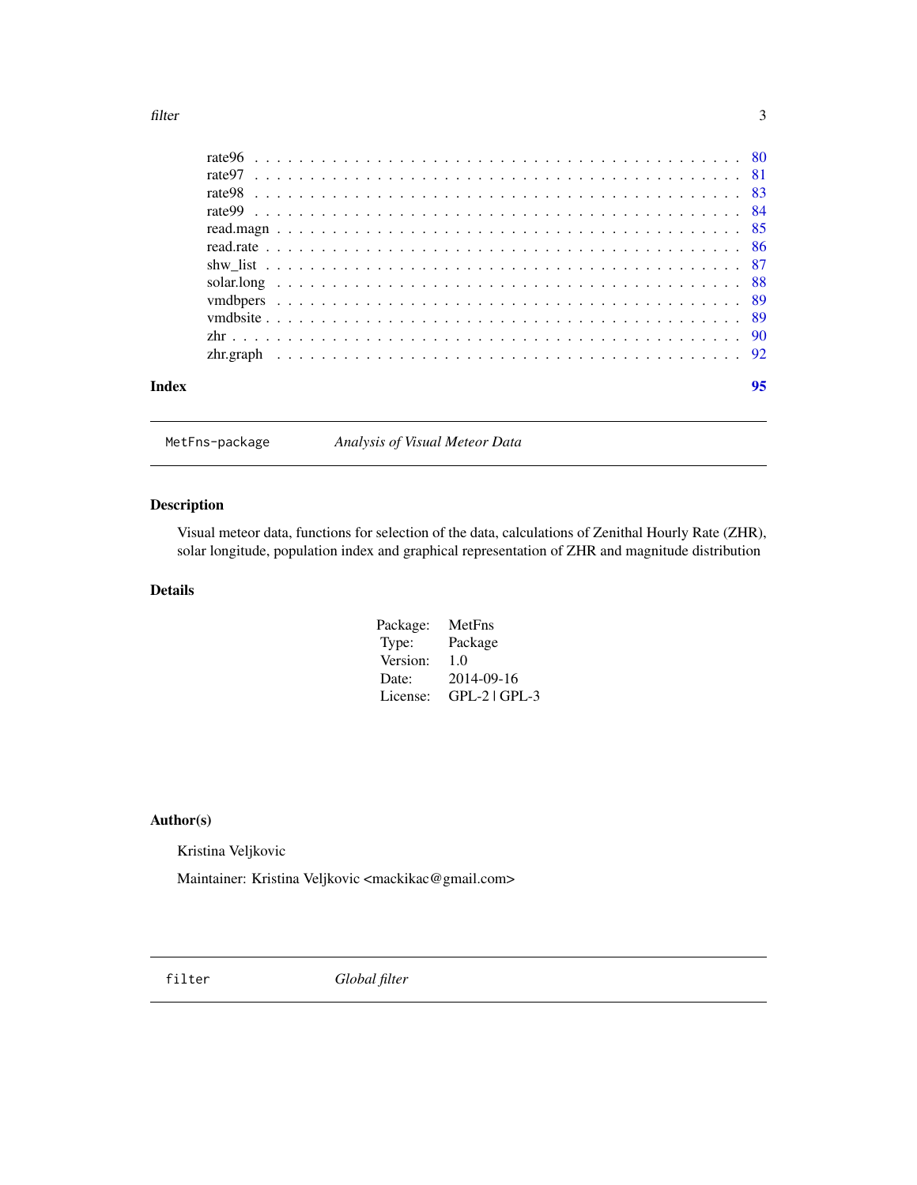| | |
|---|---|
| rate96 | 80 |
| rate97 | 81 |
| rate98 | 83 |
| rate99 | 84 |
| read.magn | 85 |
| read.rate | 86 |
| shw_list | 87 |
| solar.long | 88 |
| vmdbpers | 89 |
| vmdbsite | 89 |
| zhr | 90 |
| zhr.graph | 92 |

**Index** **95**

---

`MetFns-package` *Analysis of Visual Meteor Data*

---

## Description

Visual meteor data, functions for selection of the data, calculations of Zenithal Hourly Rate (ZHR), solar longitude, population index and graphical representation of ZHR and magnitude distribution

## Details

| | |
|---|---|
| Package: | MetFns |
| Type: | Package |
| Version: | 1.0 |
| Date: | 2014-09-16 |
| License: | GPL-2 \| GPL-3 |

## Author(s)

Kristina Veljkovic

Maintainer: Kristina Veljkovic <mackikac@gmail.com>

---

`filter` *Global filter*

---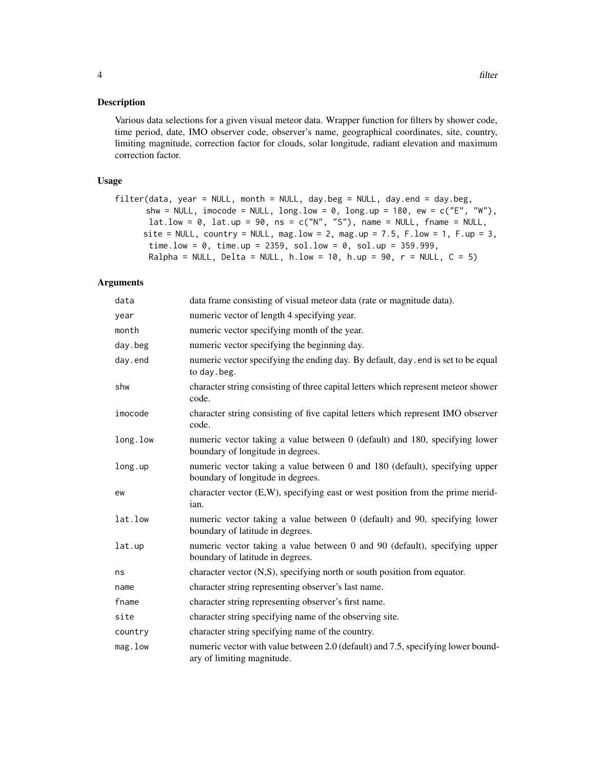## Description

Various data selections for a given visual meteor data. Wrapper function for filters by shower code, time period, date, IMO observer code, observer's name, geographical coordinates, site, country, limiting magnitude, correction factor for clouds, solar longitude, radiant elevation and maximum correction factor.

## Usage

```
filter(data, year = NULL, month = NULL, day.beg = NULL, day.end = day.beg,
       shw = NULL, imocode = NULL, long.low = 0, long.up = 180, ew = c("E", "W"),
        lat.low = 0, lat.up = 90, ns = c("N", "S"), name = NULL, fname = NULL,
      site = NULL, country = NULL, mag.low = 2, mag.up = 7.5, F.low = 1, F.up = 3,
        time.low = 0, time.up = 2359, sol.low = 0, sol.up = 359.999,
        Ralpha = NULL, Delta = NULL, h.low = 10, h.up = 90, r = NULL, C = 5)
```

## Arguments

| | |
|---|---|
| data | data frame consisting of visual meteor data (rate or magnitude data). |
| year | numeric vector of length 4 specifying year. |
| month | numeric vector specifying month of the year. |
| day.beg | numeric vector specifying the beginning day. |
| day.end | numeric vector specifying the ending day. By default, day.end is set to be equal to day.beg. |
| shw | character string consisting of three capital letters which represent meteor shower code. |
| imocode | character string consisting of five capital letters which represent IMO observer code. |
| long.low | numeric vector taking a value between 0 (default) and 180, specifying lower boundary of longitude in degrees. |
| long.up | numeric vector taking a value between 0 and 180 (default), specifying upper boundary of longitude in degrees. |
| ew | character vector (E,W), specifying east or west position from the prime meridian. |
| lat.low | numeric vector taking a value between 0 (default) and 90, specifying lower boundary of latitude in degrees. |
| lat.up | numeric vector taking a value between 0 and 90 (default), specifying upper boundary of latitude in degrees. |
| ns | character vector (N,S), specifying north or south position from equator. |
| name | character string representing observer's last name. |
| fname | character string representing observer's first name. |
| site | character string specifying name of the observing site. |
| country | character string specifying name of the country. |
| mag.low | numeric vector with value between 2.0 (default) and 7.5, specifying lower boundary of limiting magnitude. |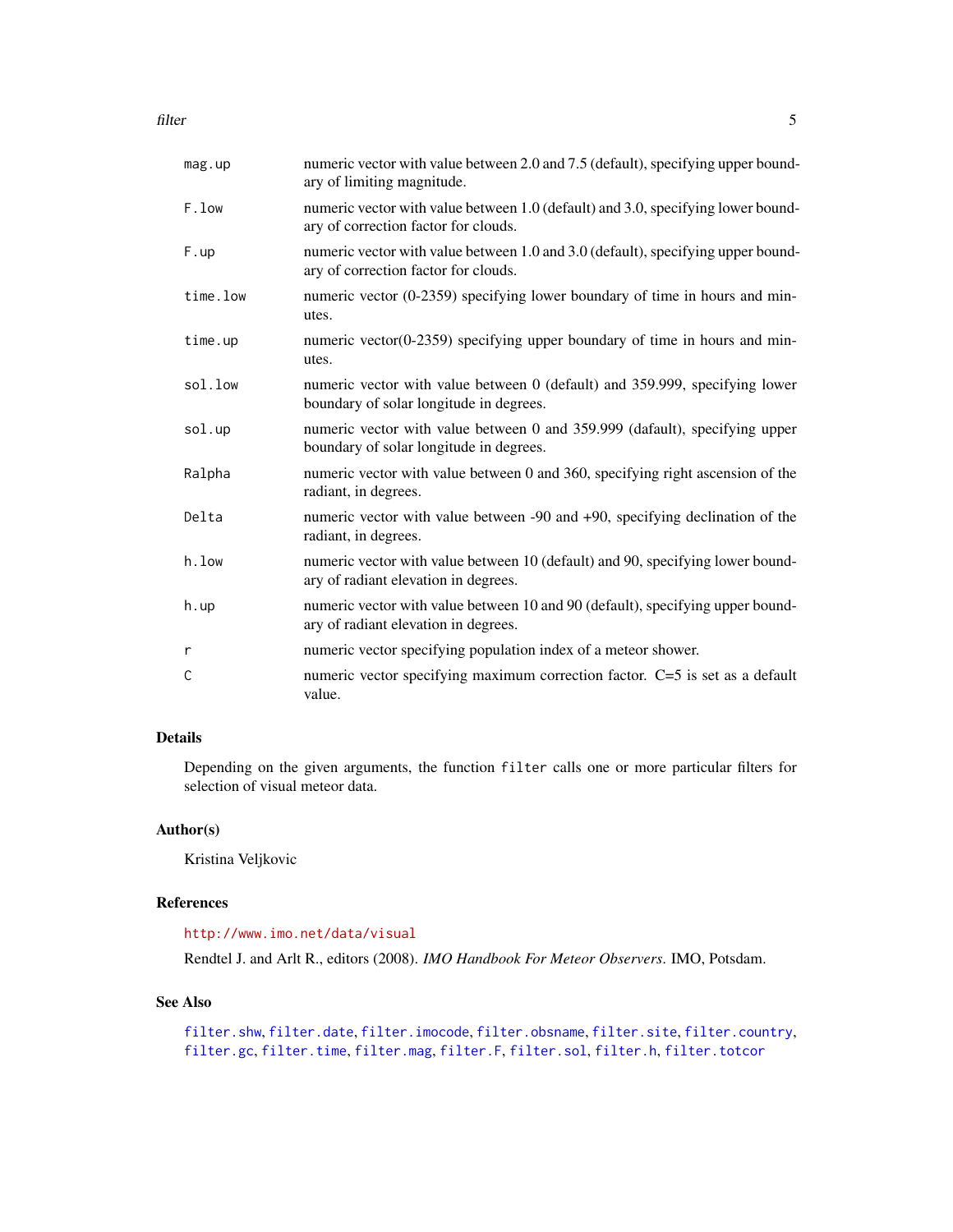| | |
|---|---|
| `mag.up` | numeric vector with value between 2.0 and 7.5 (default), specifying upper boundary of limiting magnitude. |
| `F.low` | numeric vector with value between 1.0 (default) and 3.0, specifying lower boundary of correction factor for clouds. |
| `F.up` | numeric vector with value between 1.0 and 3.0 (default), specifying upper boundary of correction factor for clouds. |
| `time.low` | numeric vector (0-2359) specifying lower boundary of time in hours and minutes. |
| `time.up` | numeric vector(0-2359) specifying upper boundary of time in hours and minutes. |
| `sol.low` | numeric vector with value between 0 (default) and 359.999, specifying lower boundary of solar longitude in degrees. |
| `sol.up` | numeric vector with value between 0 and 359.999 (dafault), specifying upper boundary of solar longitude in degrees. |
| `Ralpha` | numeric vector with value between 0 and 360, specifying right ascension of the radiant, in degrees. |
| `Delta` | numeric vector with value between -90 and +90, specifying declination of the radiant, in degrees. |
| `h.low` | numeric vector with value between 10 (default) and 90, specifying lower boundary of radiant elevation in degrees. |
| `h.up` | numeric vector with value between 10 and 90 (default), specifying upper boundary of radiant elevation in degrees. |
| `r` | numeric vector specifying population index of a meteor shower. |
| `C` | numeric vector specifying maximum correction factor. C=5 is set as a default value. |

## Details

Depending on the given arguments, the function `filter` calls one or more particular filters for selection of visual meteor data.

## Author(s)

Kristina Veljkovic

## References

http://www.imo.net/data/visual

Rendtel J. and Arlt R., editors (2008). *IMO Handbook For Meteor Observers*. IMO, Potsdam.

## See Also

`filter.shw`, `filter.date`, `filter.imocode`, `filter.obsname`, `filter.site`, `filter.country`, `filter.gc`, `filter.time`, `filter.mag`, `filter.F`, `filter.sol`, `filter.h`, `filter.totcor`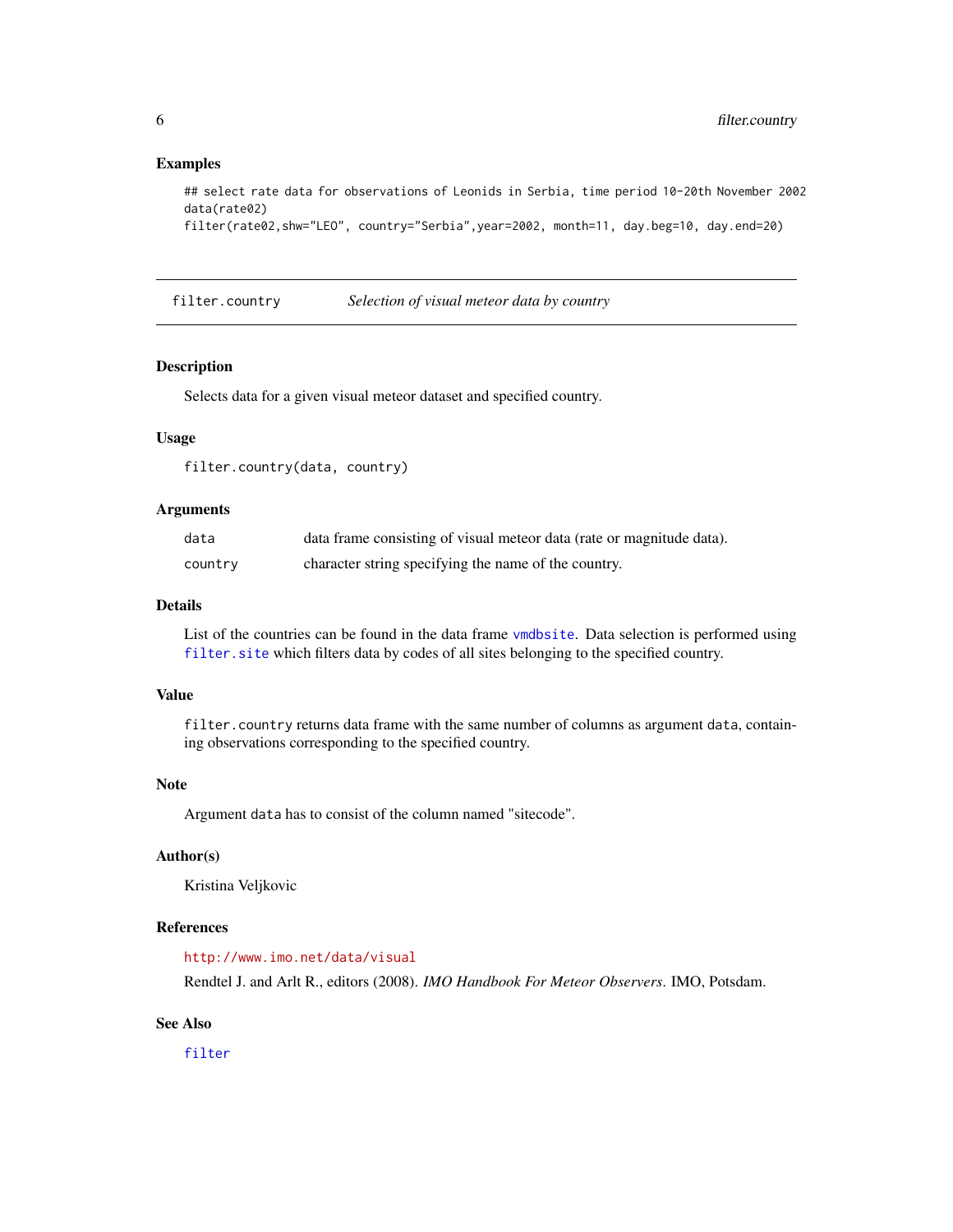### Examples

```
## select rate data for observations of Leonids in Serbia, time period 10-20th November 2002
data(rate02)
filter(rate02,shw="LEO", country="Serbia",year=2002, month=11, day.beg=10, day.end=20)
```

---

## filter.country — *Selection of visual meteor data by country*

### Description

Selects data for a given visual meteor dataset and specified country.

### Usage

```
filter.country(data, country)
```

### Arguments

| | |
|---|---|
| data | data frame consisting of visual meteor data (rate or magnitude data). |
| country | character string specifying the name of the country. |

### Details

List of the countries can be found in the data frame vmdbsite. Data selection is performed using filter.site which filters data by codes of all sites belonging to the specified country.

### Value

filter.country returns data frame with the same number of columns as argument data, containing observations corresponding to the specified country.

### Note

Argument data has to consist of the column named "sitecode".

### Author(s)

Kristina Veljkovic

### References

http://www.imo.net/data/visual

Rendtel J. and Arlt R., editors (2008). *IMO Handbook For Meteor Observers*. IMO, Potsdam.

### See Also

filter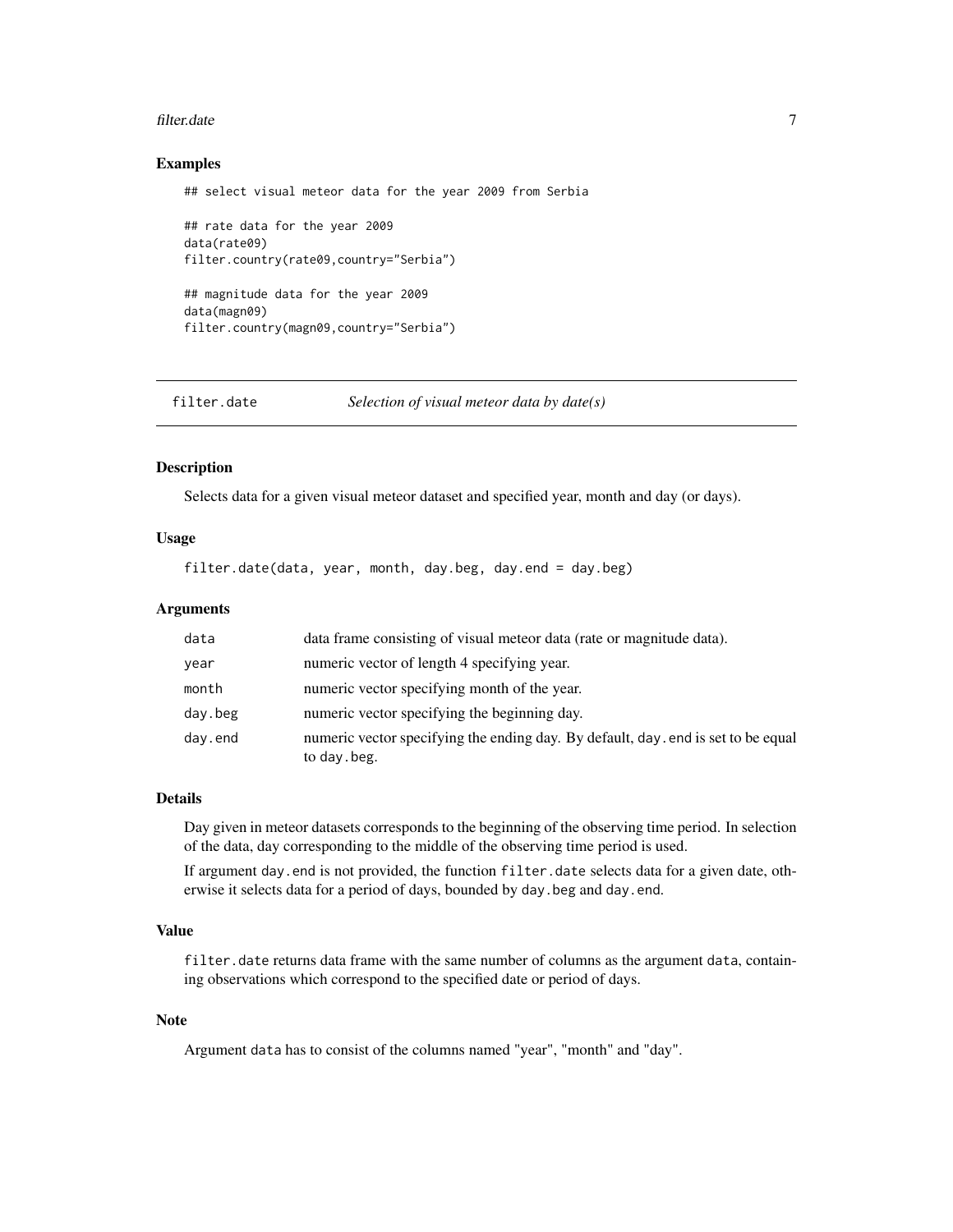### Examples

```
## select visual meteor data for the year 2009 from Serbia

## rate data for the year 2009
data(rate09)
filter.country(rate09,country="Serbia")

## magnitude data for the year 2009
data(magn09)
filter.country(magn09,country="Serbia")
```

---

## filter.date — *Selection of visual meteor data by date(s)*

---

### Description

Selects data for a given visual meteor dataset and specified year, month and day (or days).

### Usage

```
filter.date(data, year, month, day.beg, day.end = day.beg)
```

### Arguments

| | |
|---|---|
| data | data frame consisting of visual meteor data (rate or magnitude data). |
| year | numeric vector of length 4 specifying year. |
| month | numeric vector specifying month of the year. |
| day.beg | numeric vector specifying the beginning day. |
| day.end | numeric vector specifying the ending day. By default, day.end is set to be equal to day.beg. |

### Details

Day given in meteor datasets corresponds to the beginning of the observing time period. In selection of the data, day corresponding to the middle of the observing time period is used.

If argument day.end is not provided, the function filter.date selects data for a given date, otherwise it selects data for a period of days, bounded by day.beg and day.end.

### Value

filter.date returns data frame with the same number of columns as the argument data, containing observations which correspond to the specified date or period of days.

### Note

Argument data has to consist of the columns named "year", "month" and "day".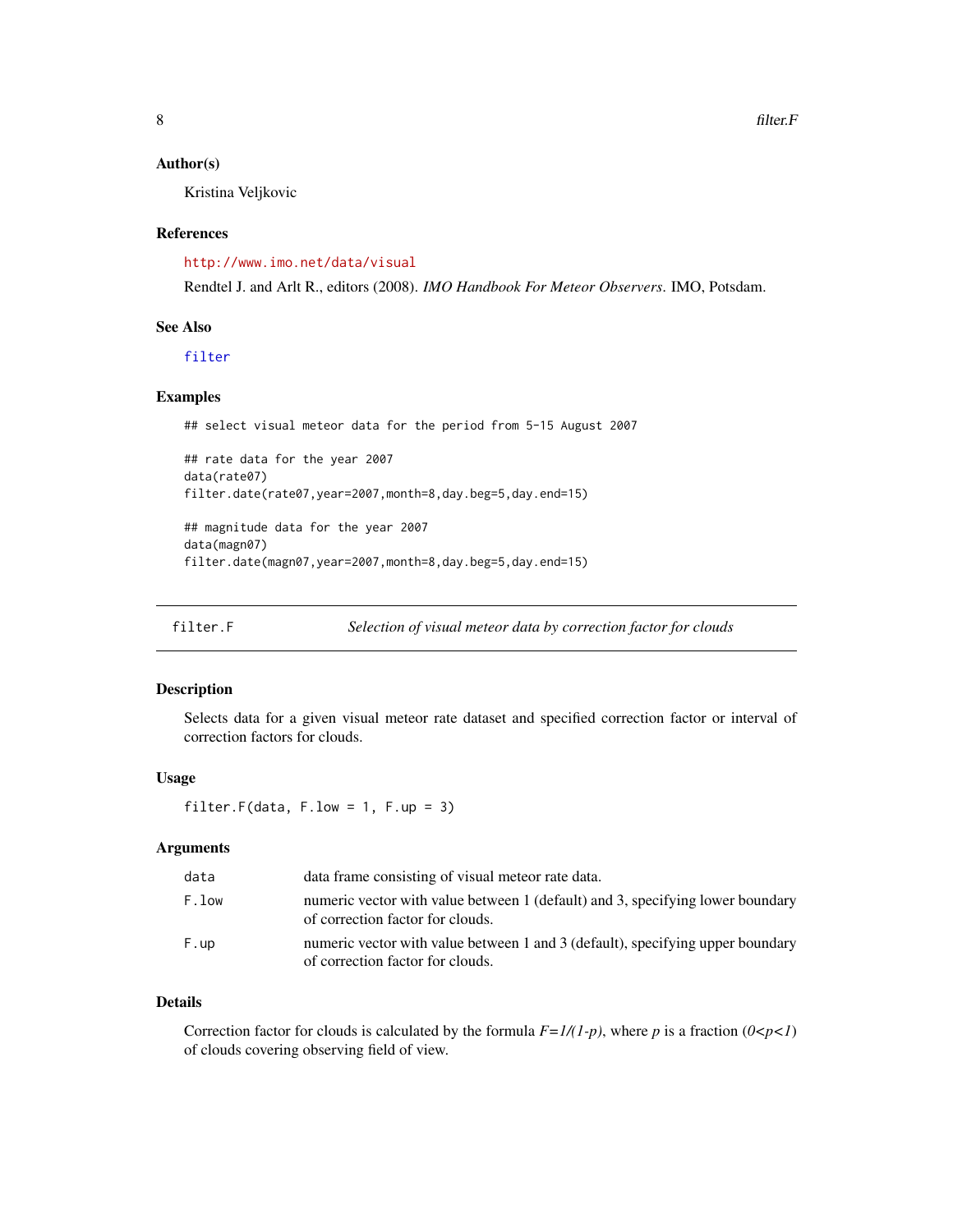### Author(s)

Kristina Veljkovic

### References

http://www.imo.net/data/visual

Rendtel J. and Arlt R., editors (2008). *IMO Handbook For Meteor Observers*. IMO, Potsdam.

### See Also

filter

### Examples

```
## select visual meteor data for the period from 5-15 August 2007

## rate data for the year 2007
data(rate07)
filter.date(rate07,year=2007,month=8,day.beg=5,day.end=15)

## magnitude data for the year 2007
data(magn07)
filter.date(magn07,year=2007,month=8,day.beg=5,day.end=15)
```

---

## filter.F — *Selection of visual meteor data by correction factor for clouds*

### Description

Selects data for a given visual meteor rate dataset and specified correction factor or interval of correction factors for clouds.

### Usage

```
filter.F(data, F.low = 1, F.up = 3)
```

### Arguments

| | |
|---|---|
| data | data frame consisting of visual meteor rate data. |
| F.low | numeric vector with value between 1 (default) and 3, specifying lower boundary of correction factor for clouds. |
| F.up | numeric vector with value between 1 and 3 (default), specifying upper boundary of correction factor for clouds. |

### Details

Correction factor for clouds is calculated by the formula $F=1/(1-p)$, where $p$ is a fraction ($0<p<1$) of clouds covering observing field of view.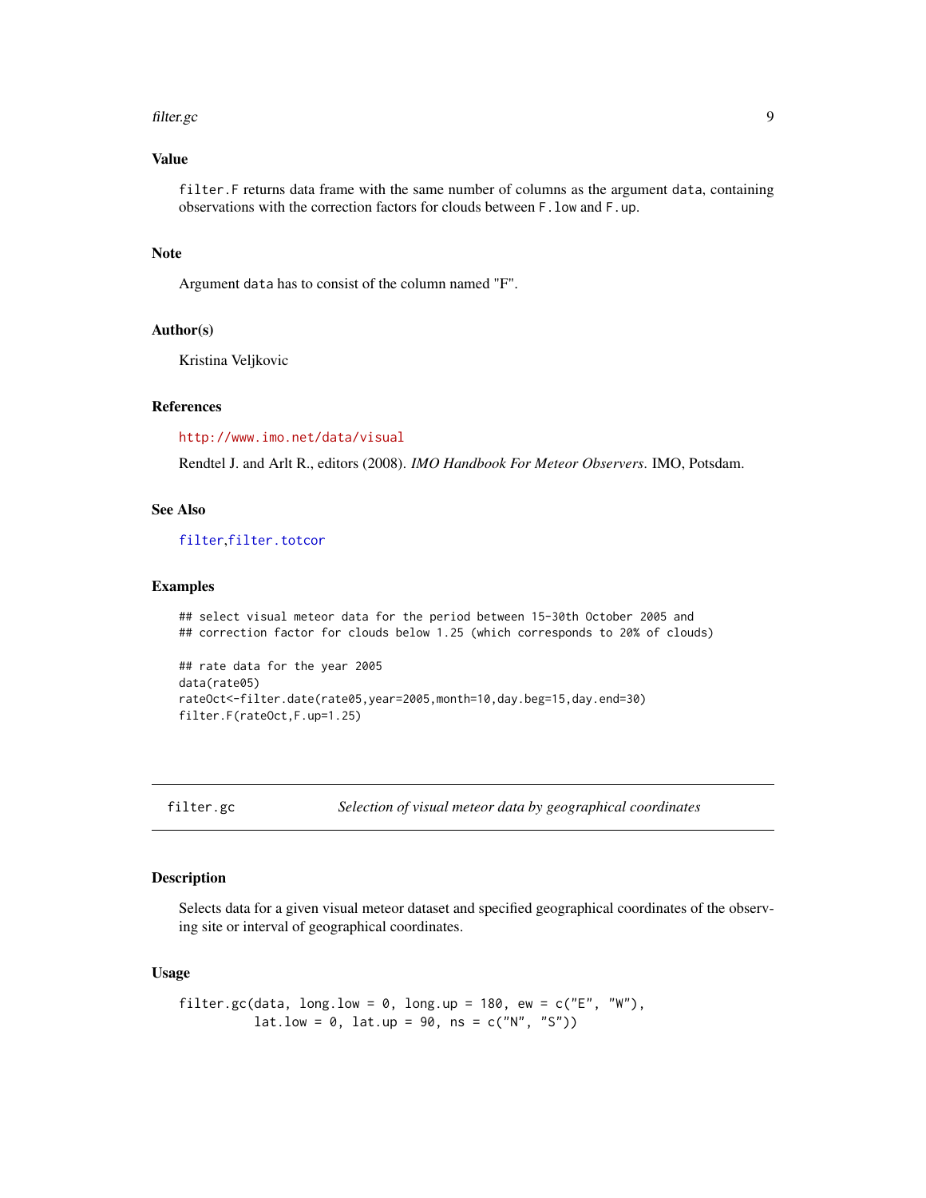### Value

`filter.F` returns data frame with the same number of columns as the argument `data`, containing observations with the correction factors for clouds between `F.low` and `F.up`.

### Note

Argument `data` has to consist of the column named "F".

### Author(s)

Kristina Veljkovic

### References

http://www.imo.net/data/visual

Rendtel J. and Arlt R., editors (2008). *IMO Handbook For Meteor Observers*. IMO, Potsdam.

### See Also

`filter`,`filter.totcor`

### Examples

```
## select visual meteor data for the period between 15-30th October 2005 and
## correction factor for clouds below 1.25 (which corresponds to 20% of clouds)

## rate data for the year 2005
data(rate05)
rateOct<-filter.date(rate05,year=2005,month=10,day.beg=15,day.end=30)
filter.F(rateOct,F.up=1.25)
```

---

## filter.gc — *Selection of visual meteor data by geographical coordinates*

### Description

Selects data for a given visual meteor dataset and specified geographical coordinates of the observing site or interval of geographical coordinates.

### Usage

```
filter.gc(data, long.low = 0, long.up = 180, ew = c("E", "W"),
         lat.low = 0, lat.up = 90, ns = c("N", "S"))
```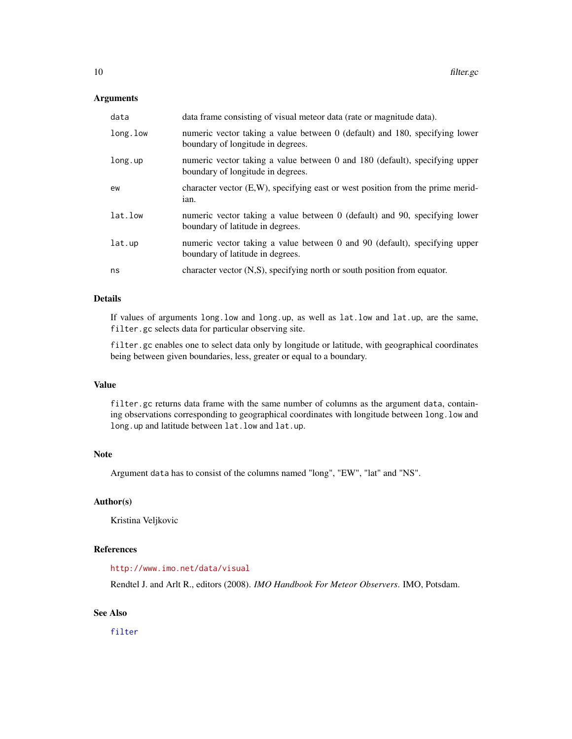### Arguments

| | |
|---|---|
| `data` | data frame consisting of visual meteor data (rate or magnitude data). |
| `long.low` | numeric vector taking a value between 0 (default) and 180, specifying lower boundary of longitude in degrees. |
| `long.up` | numeric vector taking a value between 0 and 180 (default), specifying upper boundary of longitude in degrees. |
| `ew` | character vector (E,W), specifying east or west position from the prime meridian. |
| `lat.low` | numeric vector taking a value between 0 (default) and 90, specifying lower boundary of latitude in degrees. |
| `lat.up` | numeric vector taking a value between 0 and 90 (default), specifying upper boundary of latitude in degrees. |
| `ns` | character vector (N,S), specifying north or south position from equator. |

### Details

If values of arguments `long.low` and `long.up`, as well as `lat.low` and `lat.up`, are the same, `filter.gc` selects data for particular observing site.

`filter.gc` enables one to select data only by longitude or latitude, with geographical coordinates being between given boundaries, less, greater or equal to a boundary.

### Value

`filter.gc` returns data frame with the same number of columns as the argument `data`, containing observations corresponding to geographical coordinates with longitude between `long.low` and `long.up` and latitude between `lat.low` and `lat.up`.

### Note

Argument `data` has to consist of the columns named "long", "EW", "lat" and "NS".

### Author(s)

Kristina Veljkovic

### References

http://www.imo.net/data/visual

Rendtel J. and Arlt R., editors (2008). *IMO Handbook For Meteor Observers*. IMO, Potsdam.

### See Also

`filter`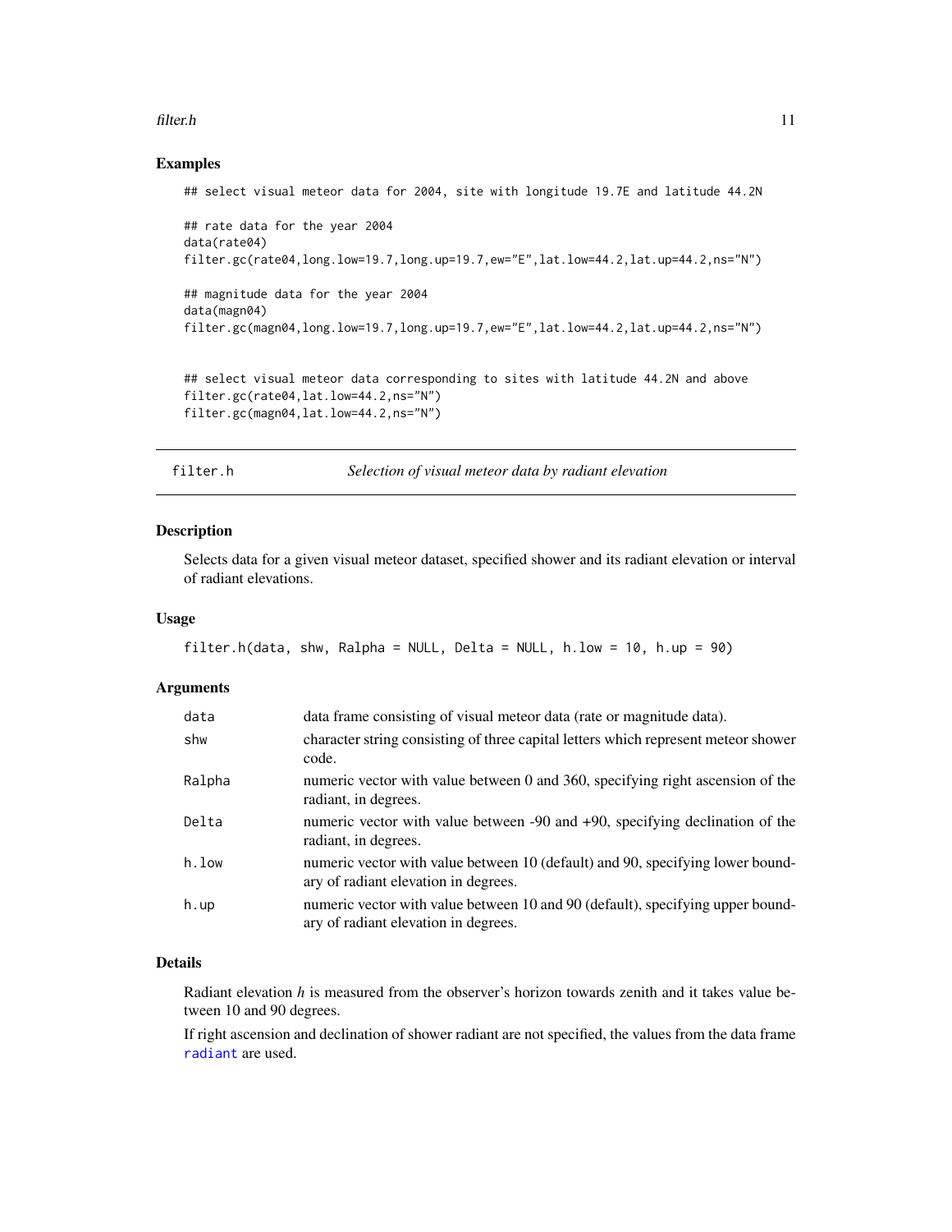## Examples

```
## select visual meteor data for 2004, site with longitude 19.7E and latitude 44.2N

## rate data for the year 2004
data(rate04)
filter.gc(rate04,long.low=19.7,long.up=19.7,ew="E",lat.low=44.2,lat.up=44.2,ns="N")

## magnitude data for the year 2004
data(magn04)
filter.gc(magn04,long.low=19.7,long.up=19.7,ew="E",lat.low=44.2,lat.up=44.2,ns="N")


## select visual meteor data corresponding to sites with latitude 44.2N and above
filter.gc(rate04,lat.low=44.2,ns="N")
filter.gc(magn04,lat.low=44.2,ns="N")
```

---

# filter.h — *Selection of visual meteor data by radiant elevation*

## Description

Selects data for a given visual meteor dataset, specified shower and its radiant elevation or interval of radiant elevations.

## Usage

```
filter.h(data, shw, Ralpha = NULL, Delta = NULL, h.low = 10, h.up = 90)
```

## Arguments

| | |
|---|---|
| data | data frame consisting of visual meteor data (rate or magnitude data). |
| shw | character string consisting of three capital letters which represent meteor shower code. |
| Ralpha | numeric vector with value between 0 and 360, specifying right ascension of the radiant, in degrees. |
| Delta | numeric vector with value between -90 and +90, specifying declination of the radiant, in degrees. |
| h.low | numeric vector with value between 10 (default) and 90, specifying lower boundary of radiant elevation in degrees. |
| h.up | numeric vector with value between 10 and 90 (default), specifying upper boundary of radiant elevation in degrees. |

## Details

Radiant elevation $h$ is measured from the observer's horizon towards zenith and it takes value between 10 and 90 degrees.

If right ascension and declination of shower radiant are not specified, the values from the data frame radiant are used.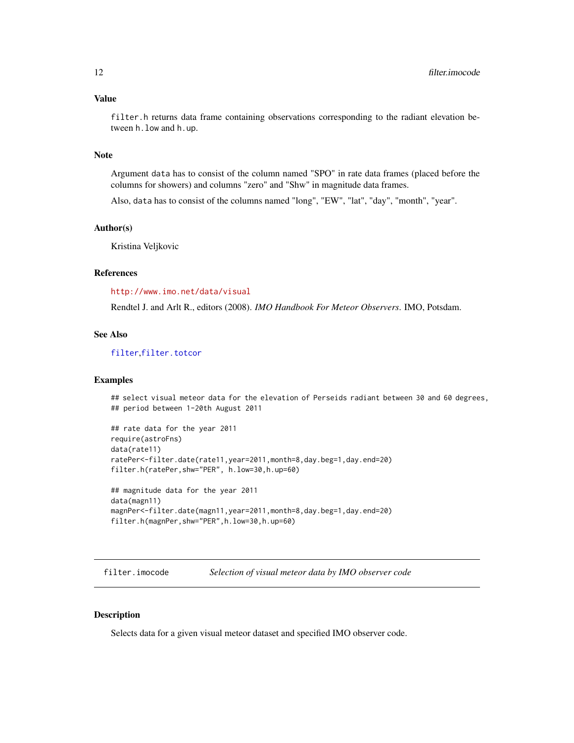### Value

`filter.h` returns data frame containing observations corresponding to the radiant elevation between `h.low` and `h.up`.

### Note

Argument `data` has to consist of the column named "SPO" in rate data frames (placed before the columns for showers) and columns "zero" and "Shw" in magnitude data frames.

Also, `data` has to consist of the columns named "long", "EW", "lat", "day", "month", "year".

### Author(s)

Kristina Veljkovic

### References

http://www.imo.net/data/visual

Rendtel J. and Arlt R., editors (2008). *IMO Handbook For Meteor Observers*. IMO, Potsdam.

### See Also

`filter`,`filter.totcor`

### Examples

```
## select visual meteor data for the elevation of Perseids radiant between 30 and 60 degrees,
## period between 1-20th August 2011

## rate data for the year 2011
require(astroFns)
data(rate11)
ratePer<-filter.date(rate11,year=2011,month=8,day.beg=1,day.end=20)
filter.h(ratePer,shw="PER", h.low=30,h.up=60)

## magnitude data for the year 2011
data(magn11)
magnPer<-filter.date(magn11,year=2011,month=8,day.beg=1,day.end=20)
filter.h(magnPer,shw="PER",h.low=30,h.up=60)
```

---

## filter.imocode — *Selection of visual meteor data by IMO observer code*

### Description

Selects data for a given visual meteor dataset and specified IMO observer code.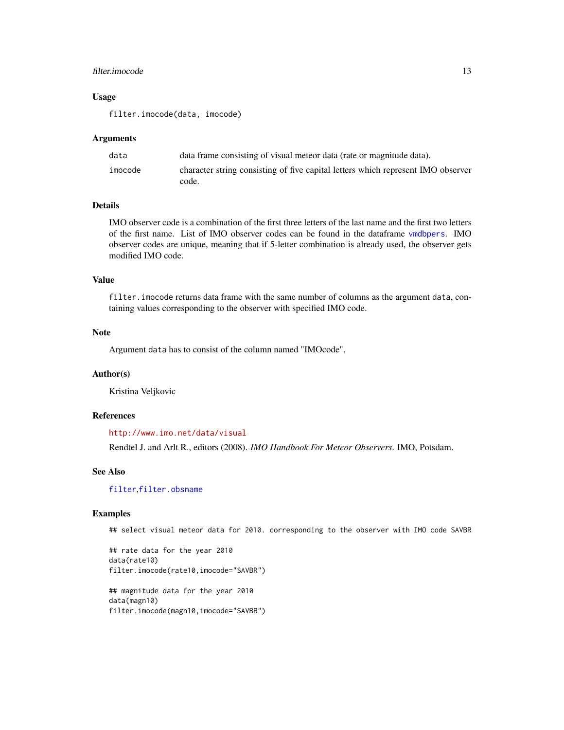### Usage

```
filter.imocode(data, imocode)
```

### Arguments

| | |
|---|---|
| `data` | data frame consisting of visual meteor data (rate or magnitude data). |
| `imocode` | character string consisting of five capital letters which represent IMO observer code. |

### Details

IMO observer code is a combination of the first three letters of the last name and the first two letters of the first name. List of IMO observer codes can be found in the dataframe `vmdbpers`. IMO observer codes are unique, meaning that if 5-letter combination is already used, the observer gets modified IMO code.

### Value

`filter.imocode` returns data frame with the same number of columns as the argument `data`, containing values corresponding to the observer with specified IMO code.

### Note

Argument `data` has to consist of the column named "IMOcode".

### Author(s)

Kristina Veljkovic

### References

http://www.imo.net/data/visual

Rendtel J. and Arlt R., editors (2008). *IMO Handbook For Meteor Observers*. IMO, Potsdam.

### See Also

`filter`, `filter.obsname`

### Examples

```
## select visual meteor data for 2010. corresponding to the observer with IMO code SAVBR

## rate data for the year 2010
data(rate10)
filter.imocode(rate10,imocode="SAVBR")

## magnitude data for the year 2010
data(magn10)
filter.imocode(magn10,imocode="SAVBR")
```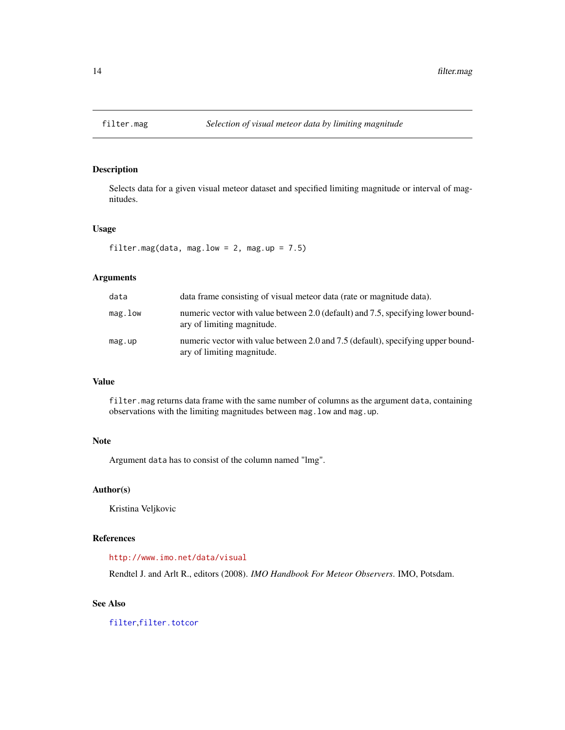filter.mag — *Selection of visual meteor data by limiting magnitude*

## Description

Selects data for a given visual meteor dataset and specified limiting magnitude or interval of magnitudes.

## Usage

```
filter.mag(data, mag.low = 2, mag.up = 7.5)
```

## Arguments

| | |
|---|---|
| `data` | data frame consisting of visual meteor data (rate or magnitude data). |
| `mag.low` | numeric vector with value between 2.0 (default) and 7.5, specifying lower boundary of limiting magnitude. |
| `mag.up` | numeric vector with value between 2.0 and 7.5 (default), specifying upper boundary of limiting magnitude. |

## Value

`filter.mag` returns data frame with the same number of columns as the argument `data`, containing observations with the limiting magnitudes between `mag.low` and `mag.up`.

## Note

Argument `data` has to consist of the column named "lmg".

## Author(s)

Kristina Veljkovic

## References

http://www.imo.net/data/visual

Rendtel J. and Arlt R., editors (2008). *IMO Handbook For Meteor Observers*. IMO, Potsdam.

## See Also

`filter`, `filter.totcor`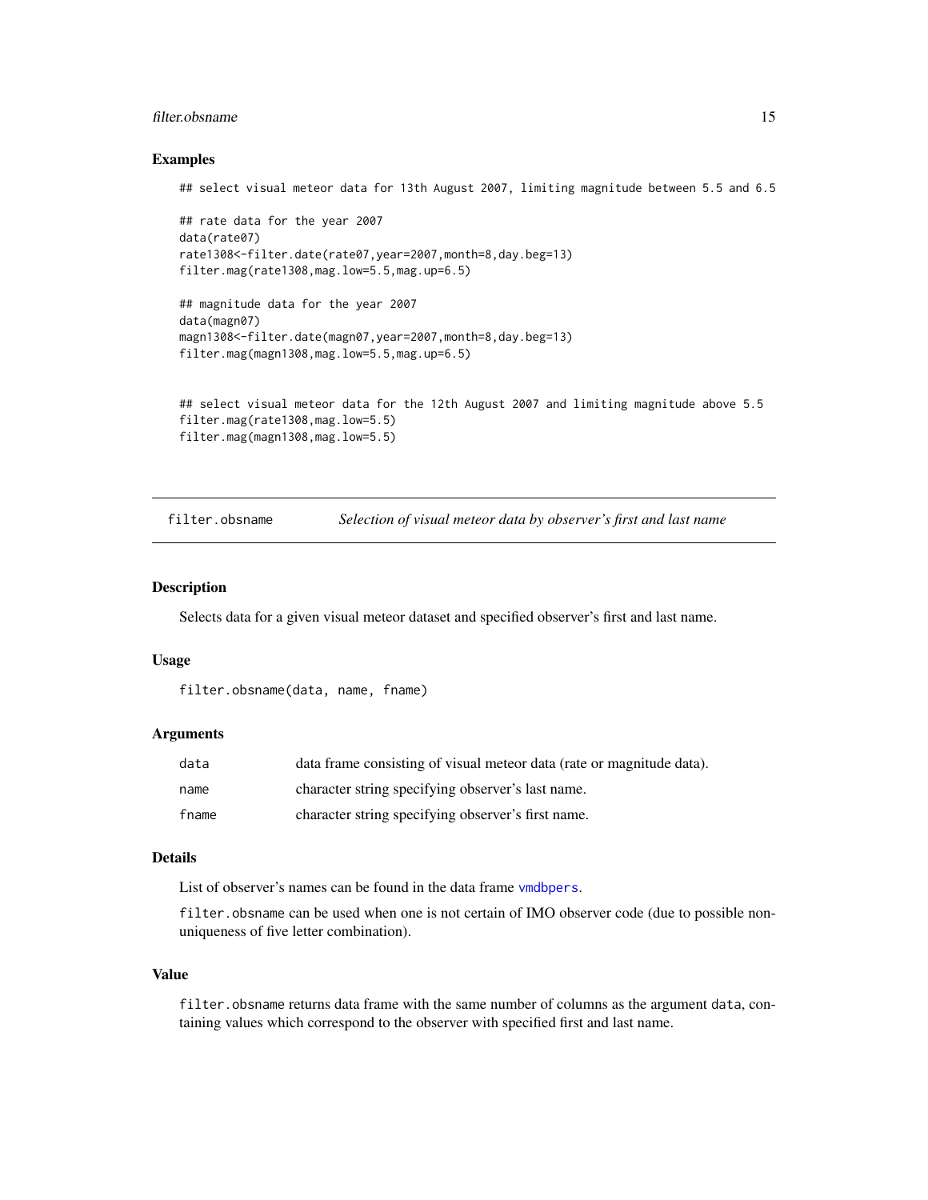### Examples

```
## select visual meteor data for 13th August 2007, limiting magnitude between 5.5 and 6.5

## rate data for the year 2007
data(rate07)
rate1308<-filter.date(rate07,year=2007,month=8,day.beg=13)
filter.mag(rate1308,mag.low=5.5,mag.up=6.5)

## magnitude data for the year 2007
data(magn07)
magn1308<-filter.date(magn07,year=2007,month=8,day.beg=13)
filter.mag(magn1308,mag.low=5.5,mag.up=6.5)


## select visual meteor data for the 12th August 2007 and limiting magnitude above 5.5
filter.mag(rate1308,mag.low=5.5)
filter.mag(magn1308,mag.low=5.5)
```

---

## filter.obsname — *Selection of visual meteor data by observer's first and last name*

### Description

Selects data for a given visual meteor dataset and specified observer's first and last name.

### Usage

```
filter.obsname(data, name, fname)
```

### Arguments

| | |
|---|---|
| `data` | data frame consisting of visual meteor data (rate or magnitude data). |
| `name` | character string specifying observer's last name. |
| `fname` | character string specifying observer's first name. |

### Details

List of observer's names can be found in the data frame `vmdbpers`.

`filter.obsname` can be used when one is not certain of IMO observer code (due to possible non-uniqueness of five letter combination).

### Value

`filter.obsname` returns data frame with the same number of columns as the argument `data`, containing values which correspond to the observer with specified first and last name.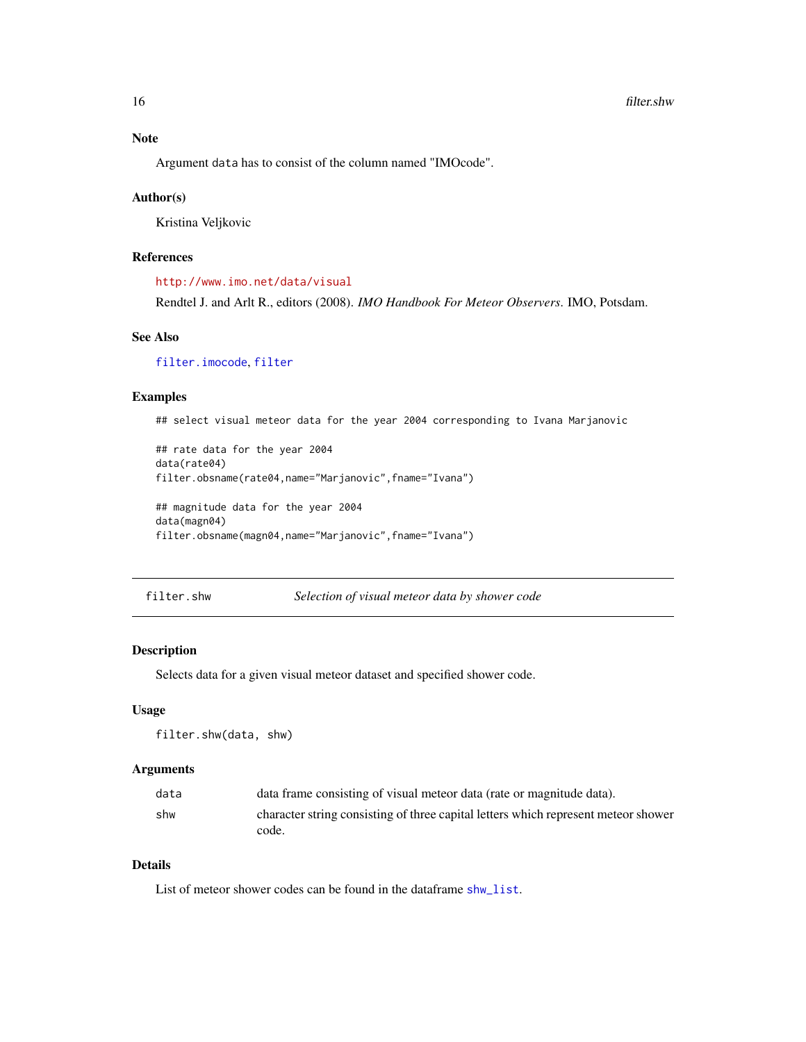## Note

Argument `data` has to consist of the column named "IMOcode".

## Author(s)

Kristina Veljkovic

## References

http://www.imo.net/data/visual

Rendtel J. and Arlt R., editors (2008). *IMO Handbook For Meteor Observers*. IMO, Potsdam.

## See Also

filter.imocode, filter

## Examples

```
## select visual meteor data for the year 2004 corresponding to Ivana Marjanovic

## rate data for the year 2004
data(rate04)
filter.obsname(rate04,name="Marjanovic",fname="Ivana")

## magnitude data for the year 2004
data(magn04)
filter.obsname(magn04,name="Marjanovic",fname="Ivana")
```

---

# filter.shw — *Selection of visual meteor data by shower code*

## Description

Selects data for a given visual meteor dataset and specified shower code.

## Usage

```
filter.shw(data, shw)
```

## Arguments

| | |
|---|---|
| data | data frame consisting of visual meteor data (rate or magnitude data). |
| shw | character string consisting of three capital letters which represent meteor shower code. |

## Details

List of meteor shower codes can be found in the dataframe shw_list.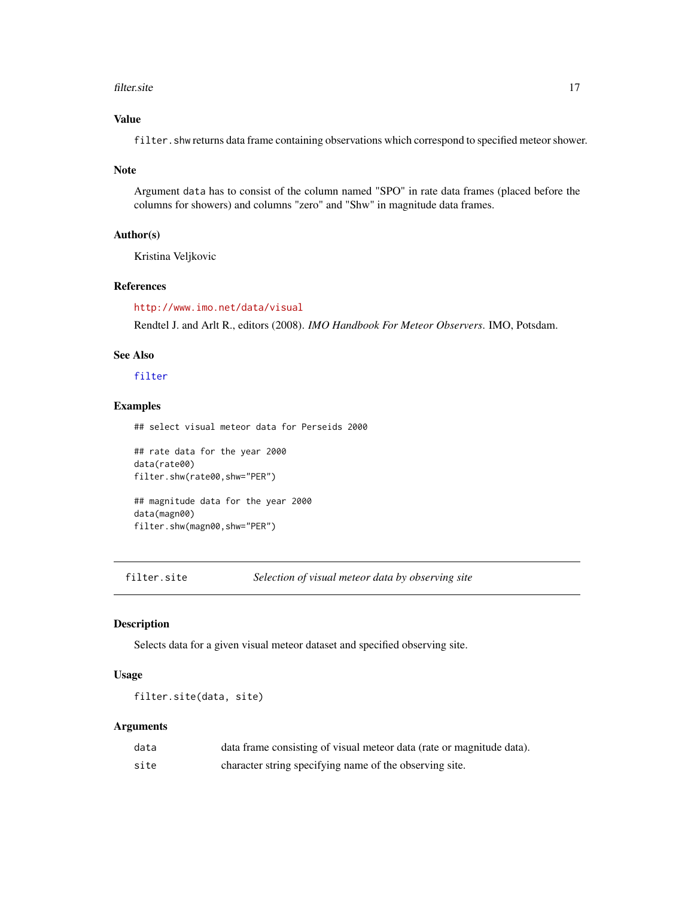## Value

`filter.shw` returns data frame containing observations which correspond to specified meteor shower.

## Note

Argument `data` has to consist of the column named "SPO" in rate data frames (placed before the columns for showers) and columns "zero" and "Shw" in magnitude data frames.

## Author(s)

Kristina Veljkovic

## References

http://www.imo.net/data/visual

Rendtel J. and Arlt R., editors (2008). *IMO Handbook For Meteor Observers*. IMO, Potsdam.

## See Also

`filter`

## Examples

```
## select visual meteor data for Perseids 2000

## rate data for the year 2000
data(rate00)
filter.shw(rate00,shw="PER")

## magnitude data for the year 2000
data(magn00)
filter.shw(magn00,shw="PER")
```

---

# filter.site — *Selection of visual meteor data by observing site*

## Description

Selects data for a given visual meteor dataset and specified observing site.

## Usage

```
filter.site(data, site)
```

## Arguments

| | |
|---|---|
| `data` | data frame consisting of visual meteor data (rate or magnitude data). |
| `site` | character string specifying name of the observing site. |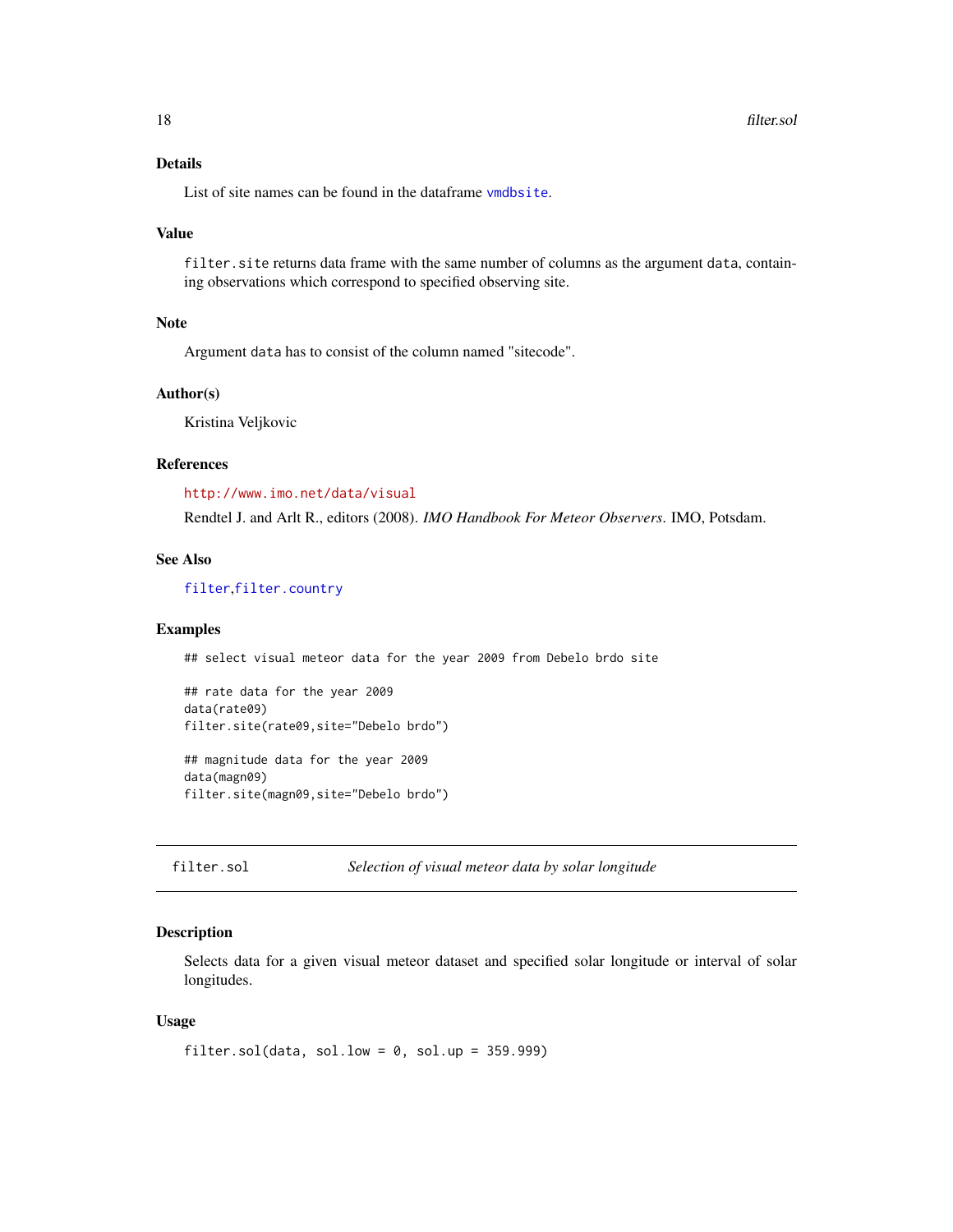### Details

List of site names can be found in the dataframe `vmdbsite`.

### Value

`filter.site` returns data frame with the same number of columns as the argument `data`, containing observations which correspond to specified observing site.

### Note

Argument `data` has to consist of the column named "sitecode".

### Author(s)

Kristina Veljkovic

### References

http://www.imo.net/data/visual

Rendtel J. and Arlt R., editors (2008). *IMO Handbook For Meteor Observers*. IMO, Potsdam.

### See Also

`filter`,`filter.country`

### Examples

```
## select visual meteor data for the year 2009 from Debelo brdo site

## rate data for the year 2009
data(rate09)
filter.site(rate09,site="Debelo brdo")

## magnitude data for the year 2009
data(magn09)
filter.site(magn09,site="Debelo brdo")
```

---

## filter.sol — *Selection of visual meteor data by solar longitude*

### Description

Selects data for a given visual meteor dataset and specified solar longitude or interval of solar longitudes.

### Usage

```
filter.sol(data, sol.low = 0, sol.up = 359.999)
```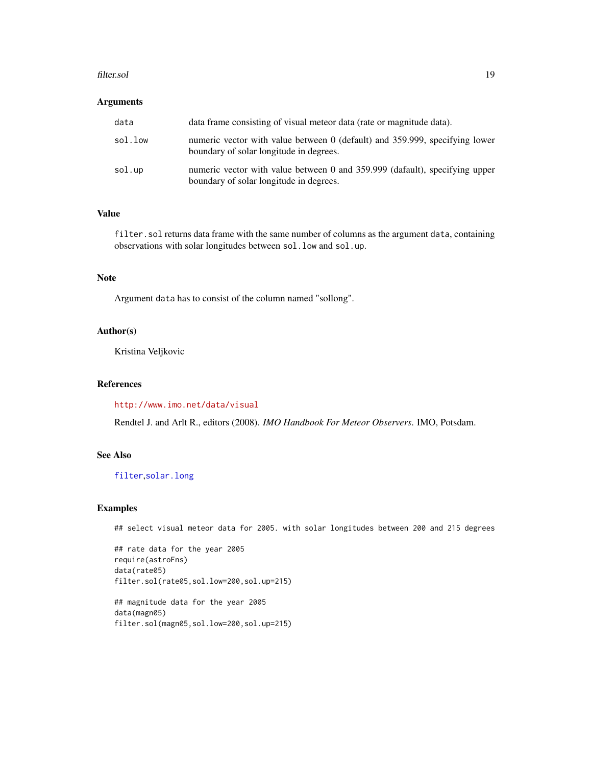### Arguments

| | |
|---|---|
| `data` | data frame consisting of visual meteor data (rate or magnitude data). |
| `sol.low` | numeric vector with value between 0 (default) and 359.999, specifying lower boundary of solar longitude in degrees. |
| `sol.up` | numeric vector with value between 0 and 359.999 (dafault), specifying upper boundary of solar longitude in degrees. |

### Value

`filter.sol` returns data frame with the same number of columns as the argument `data`, containing observations with solar longitudes between `sol.low` and `sol.up`.

### Note

Argument `data` has to consist of the column named "sollong".

### Author(s)

Kristina Veljkovic

### References

http://www.imo.net/data/visual

Rendtel J. and Arlt R., editors (2008). *IMO Handbook For Meteor Observers*. IMO, Potsdam.

### See Also

`filter`, `solar.long`

### Examples

```
## select visual meteor data for 2005. with solar longitudes between 200 and 215 degrees

## rate data for the year 2005
require(astroFns)
data(rate05)
filter.sol(rate05,sol.low=200,sol.up=215)

## magnitude data for the year 2005
data(magn05)
filter.sol(magn05,sol.low=200,sol.up=215)
```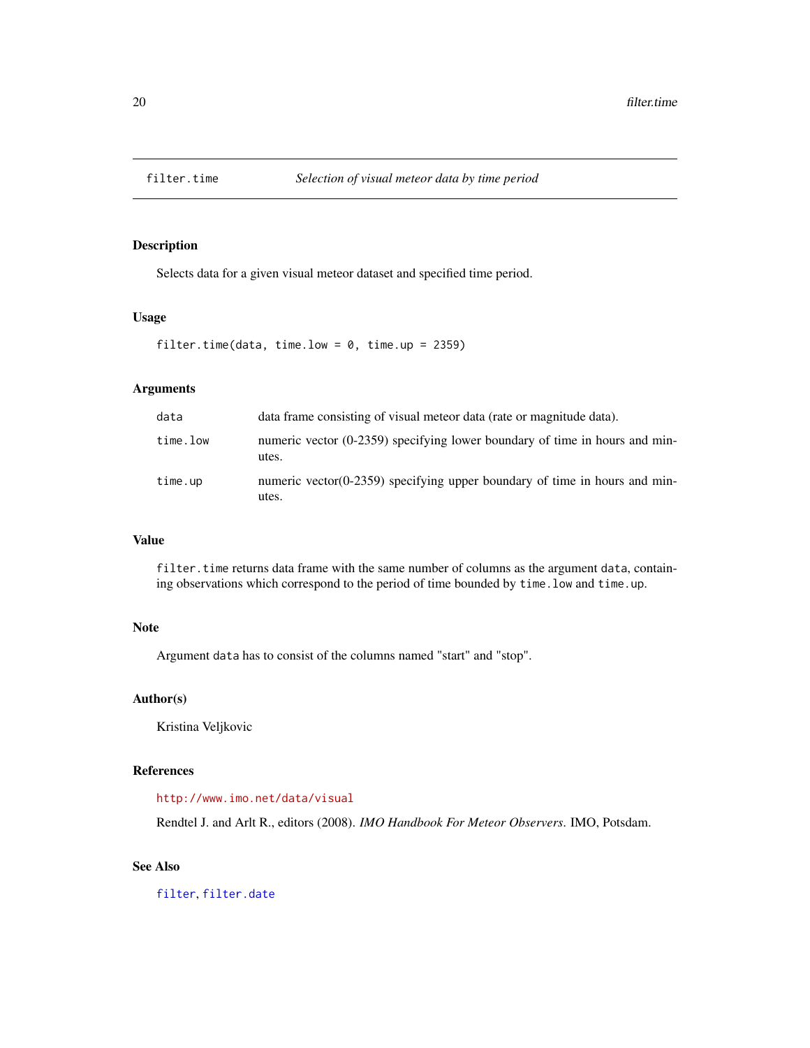# filter.time — *Selection of visual meteor data by time period*

## Description

Selects data for a given visual meteor dataset and specified time period.

## Usage

```
filter.time(data, time.low = 0, time.up = 2359)
```

## Arguments

| | |
|---|---|
| `data` | data frame consisting of visual meteor data (rate or magnitude data). |
| `time.low` | numeric vector (0-2359) specifying lower boundary of time in hours and minutes. |
| `time.up` | numeric vector(0-2359) specifying upper boundary of time in hours and minutes. |

## Value

`filter.time` returns data frame with the same number of columns as the argument `data`, containing observations which correspond to the period of time bounded by `time.low` and `time.up`.

## Note

Argument `data` has to consist of the columns named "start" and "stop".

## Author(s)

Kristina Veljkovic

## References

http://www.imo.net/data/visual

Rendtel J. and Arlt R., editors (2008). *IMO Handbook For Meteor Observers*. IMO, Potsdam.

## See Also

`filter`, `filter.date`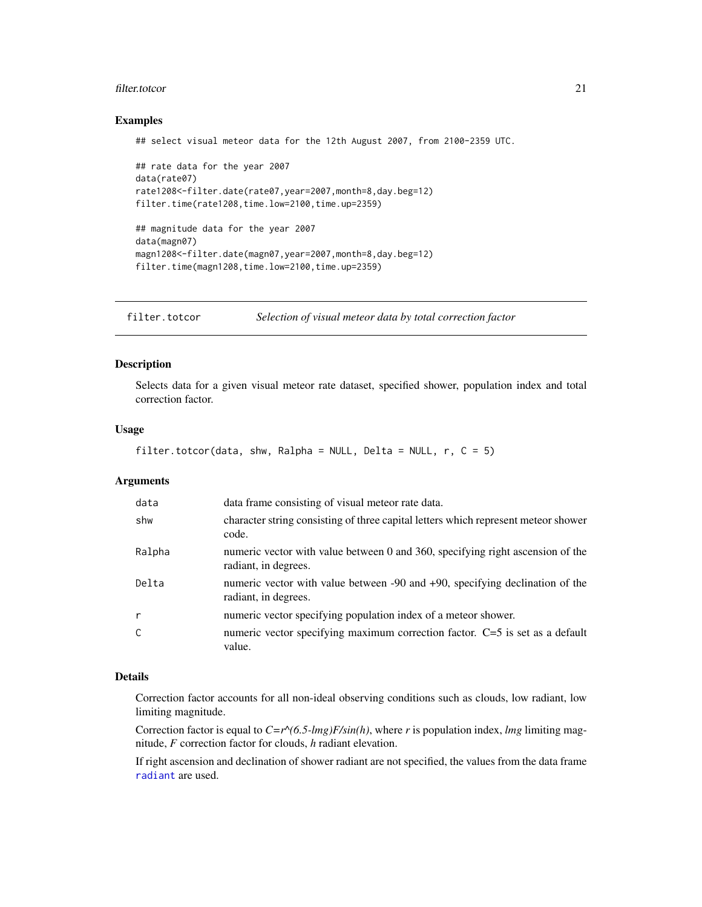### Examples

```
## select visual meteor data for the 12th August 2007, from 2100-2359 UTC.

## rate data for the year 2007
data(rate07)
rate1208<-filter.date(rate07,year=2007,month=8,day.beg=12)
filter.time(rate1208,time.low=2100,time.up=2359)

## magnitude data for the year 2007
data(magn07)
magn1208<-filter.date(magn07,year=2007,month=8,day.beg=12)
filter.time(magn1208,time.low=2100,time.up=2359)
```

---

## filter.totcor — *Selection of visual meteor data by total correction factor*

### Description

Selects data for a given visual meteor rate dataset, specified shower, population index and total correction factor.

### Usage

```
filter.totcor(data, shw, Ralpha = NULL, Delta = NULL, r, C = 5)
```

### Arguments

| | |
|---|---|
| data | data frame consisting of visual meteor rate data. |
| shw | character string consisting of three capital letters which represent meteor shower code. |
| Ralpha | numeric vector with value between 0 and 360, specifying right ascension of the radiant, in degrees. |
| Delta | numeric vector with value between -90 and +90, specifying declination of the radiant, in degrees. |
| r | numeric vector specifying population index of a meteor shower. |
| C | numeric vector specifying maximum correction factor. C=5 is set as a default value. |

### Details

Correction factor accounts for all non-ideal observing conditions such as clouds, low radiant, low limiting magnitude.

Correction factor is equal to $C=r^{(6.5-lmg)}F/sin(h)$, where *r* is population index, *lmg* limiting magnitude, *F* correction factor for clouds, *h* radiant elevation.

If right ascension and declination of shower radiant are not specified, the values from the data frame radiant are used.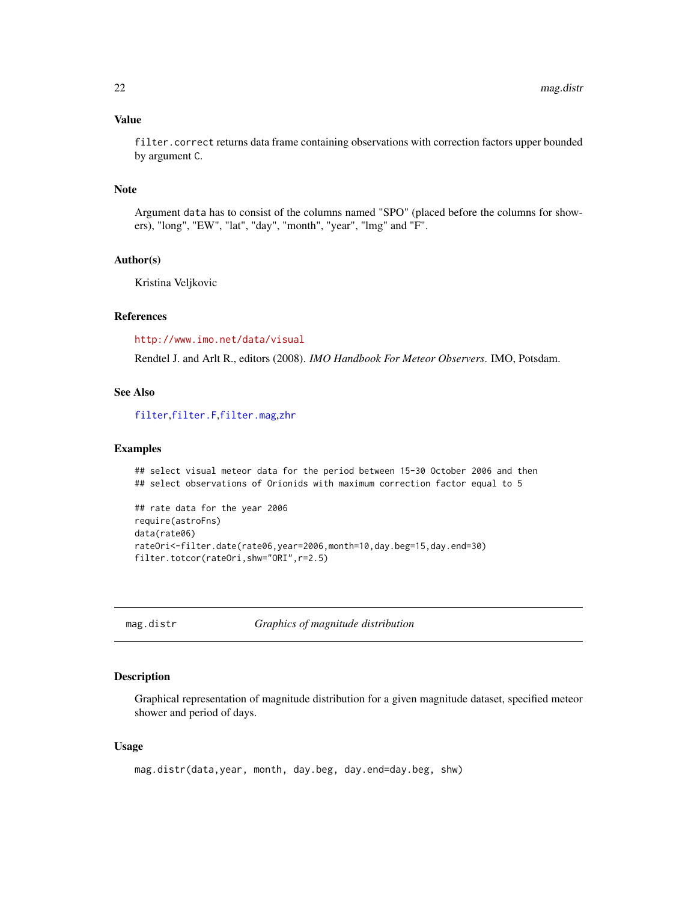### Value

filter.correct returns data frame containing observations with correction factors upper bounded by argument C.

### Note

Argument data has to consist of the columns named "SPO" (placed before the columns for showers), "long", "EW", "lat", "day", "month", "year", "lmg" and "F".

### Author(s)

Kristina Veljkovic

### References

http://www.imo.net/data/visual

Rendtel J. and Arlt R., editors (2008). *IMO Handbook For Meteor Observers*. IMO, Potsdam.

### See Also

filter,filter.F,filter.mag,zhr

### Examples

```
## select visual meteor data for the period between 15-30 October 2006 and then
## select observations of Orionids with maximum correction factor equal to 5

## rate data for the year 2006
require(astroFns)
data(rate06)
rateOri<-filter.date(rate06,year=2006,month=10,day.beg=15,day.end=30)
filter.totcor(rateOri,shw="ORI",r=2.5)
```

---

## mag.distr — *Graphics of magnitude distribution*

### Description

Graphical representation of magnitude distribution for a given magnitude dataset, specified meteor shower and period of days.

### Usage

```
mag.distr(data,year, month, day.beg, day.end=day.beg, shw)
```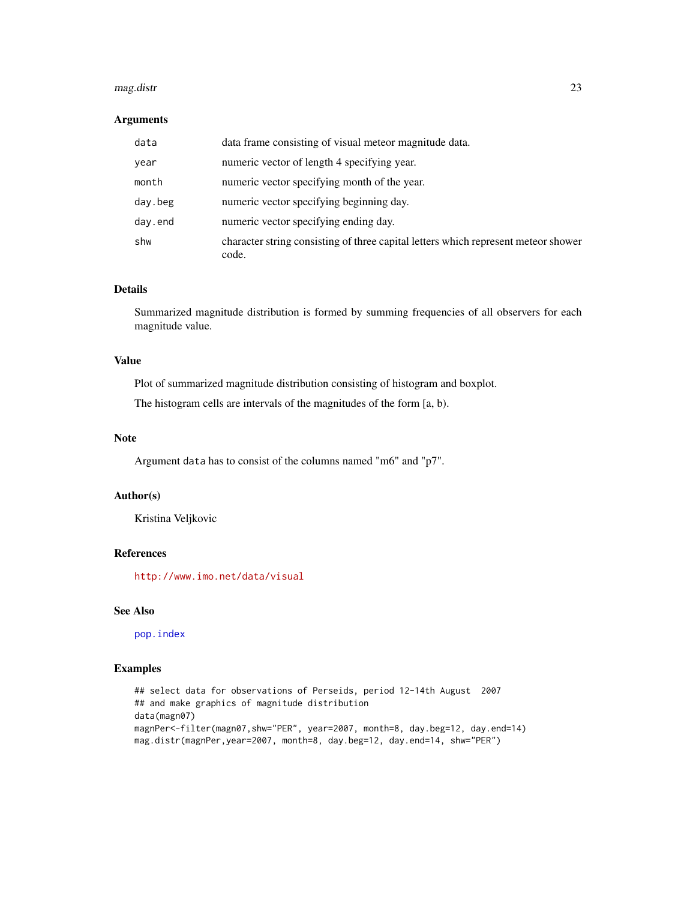## Arguments

| | |
|---|---|
| data | data frame consisting of visual meteor magnitude data. |
| year | numeric vector of length 4 specifying year. |
| month | numeric vector specifying month of the year. |
| day.beg | numeric vector specifying beginning day. |
| day.end | numeric vector specifying ending day. |
| shw | character string consisting of three capital letters which represent meteor shower code. |

## Details

Summarized magnitude distribution is formed by summing frequencies of all observers for each magnitude value.

## Value

Plot of summarized magnitude distribution consisting of histogram and boxplot.

The histogram cells are intervals of the magnitudes of the form [a, b).

## Note

Argument `data` has to consist of the columns named "m6" and "p7".

## Author(s)

Kristina Veljkovic

## References

http://www.imo.net/data/visual

## See Also

pop.index

## Examples

```
## select data for observations of Perseids, period 12-14th August  2007
## and make graphics of magnitude distribution
data(magn07)
magnPer<-filter(magn07,shw="PER", year=2007, month=8, day.beg=12, day.end=14)
mag.distr(magnPer,year=2007, month=8, day.beg=12, day.end=14, shw="PER")
```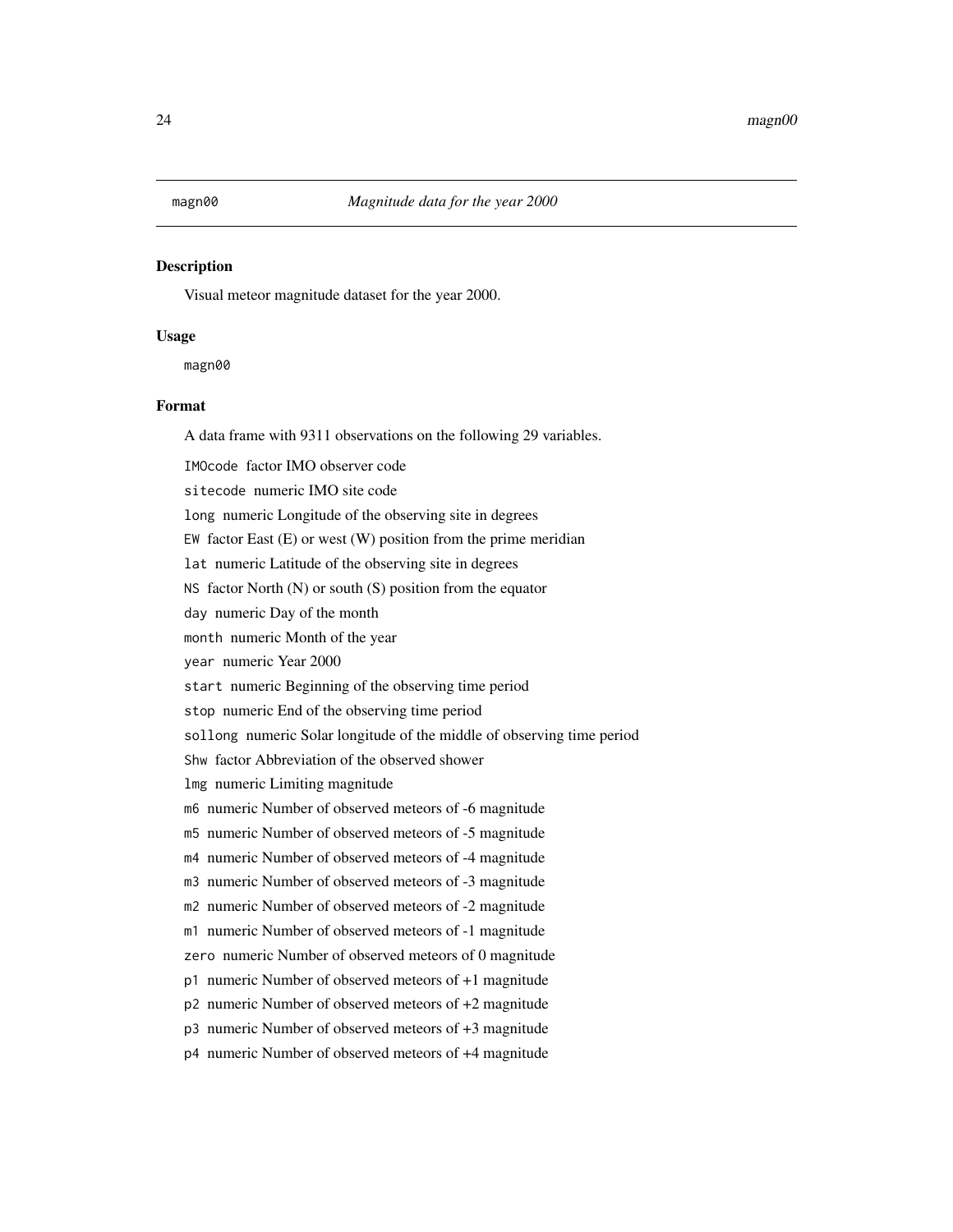## magn00 *Magnitude data for the year 2000*

### Description

Visual meteor magnitude dataset for the year 2000.

### Usage

```
magn00
```

### Format

A data frame with 9311 observations on the following 29 variables.

`IMOcode` factor IMO observer code

`sitecode` numeric IMO site code

`long` numeric Longitude of the observing site in degrees

`EW` factor East (E) or west (W) position from the prime meridian

`lat` numeric Latitude of the observing site in degrees

`NS` factor North (N) or south (S) position from the equator

`day` numeric Day of the month

`month` numeric Month of the year

`year` numeric Year 2000

`start` numeric Beginning of the observing time period

`stop` numeric End of the observing time period

`sollong` numeric Solar longitude of the middle of observing time period

`Shw` factor Abbreviation of the observed shower

`lmg` numeric Limiting magnitude

`m6` numeric Number of observed meteors of -6 magnitude

`m5` numeric Number of observed meteors of -5 magnitude

`m4` numeric Number of observed meteors of -4 magnitude

`m3` numeric Number of observed meteors of -3 magnitude

`m2` numeric Number of observed meteors of -2 magnitude

`m1` numeric Number of observed meteors of -1 magnitude

`zero` numeric Number of observed meteors of 0 magnitude

`p1` numeric Number of observed meteors of +1 magnitude

`p2` numeric Number of observed meteors of +2 magnitude

`p3` numeric Number of observed meteors of +3 magnitude

`p4` numeric Number of observed meteors of +4 magnitude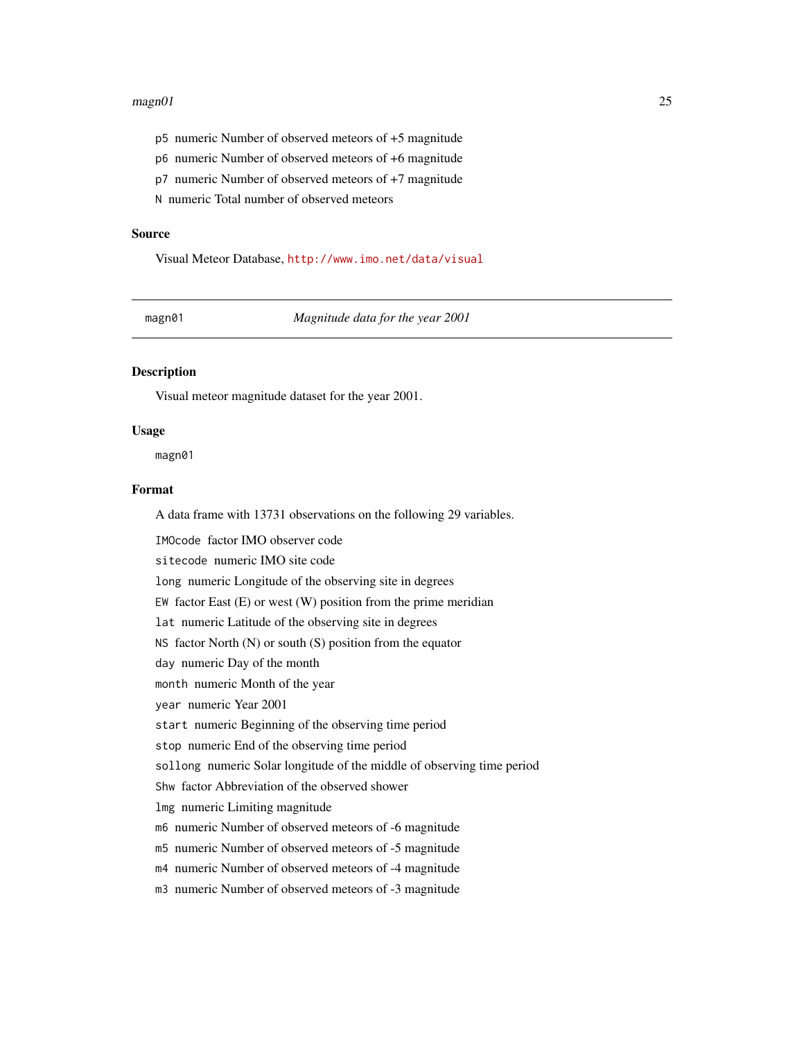p5 numeric Number of observed meteors of +5 magnitude

p6 numeric Number of observed meteors of +6 magnitude

p7 numeric Number of observed meteors of +7 magnitude

N numeric Total number of observed meteors

### Source

Visual Meteor Database, http://www.imo.net/data/visual

---

## magn01 *Magnitude data for the year 2001*

---

### Description

Visual meteor magnitude dataset for the year 2001.

### Usage

```
magn01
```

### Format

A data frame with 13731 observations on the following 29 variables.

IMOcode factor IMO observer code

sitecode numeric IMO site code

long numeric Longitude of the observing site in degrees

EW factor East (E) or west (W) position from the prime meridian

lat numeric Latitude of the observing site in degrees

NS factor North (N) or south (S) position from the equator

day numeric Day of the month

month numeric Month of the year

year numeric Year 2001

start numeric Beginning of the observing time period

stop numeric End of the observing time period

sollong numeric Solar longitude of the middle of observing time period

Shw factor Abbreviation of the observed shower

lmg numeric Limiting magnitude

m6 numeric Number of observed meteors of -6 magnitude

m5 numeric Number of observed meteors of -5 magnitude

m4 numeric Number of observed meteors of -4 magnitude

m3 numeric Number of observed meteors of -3 magnitude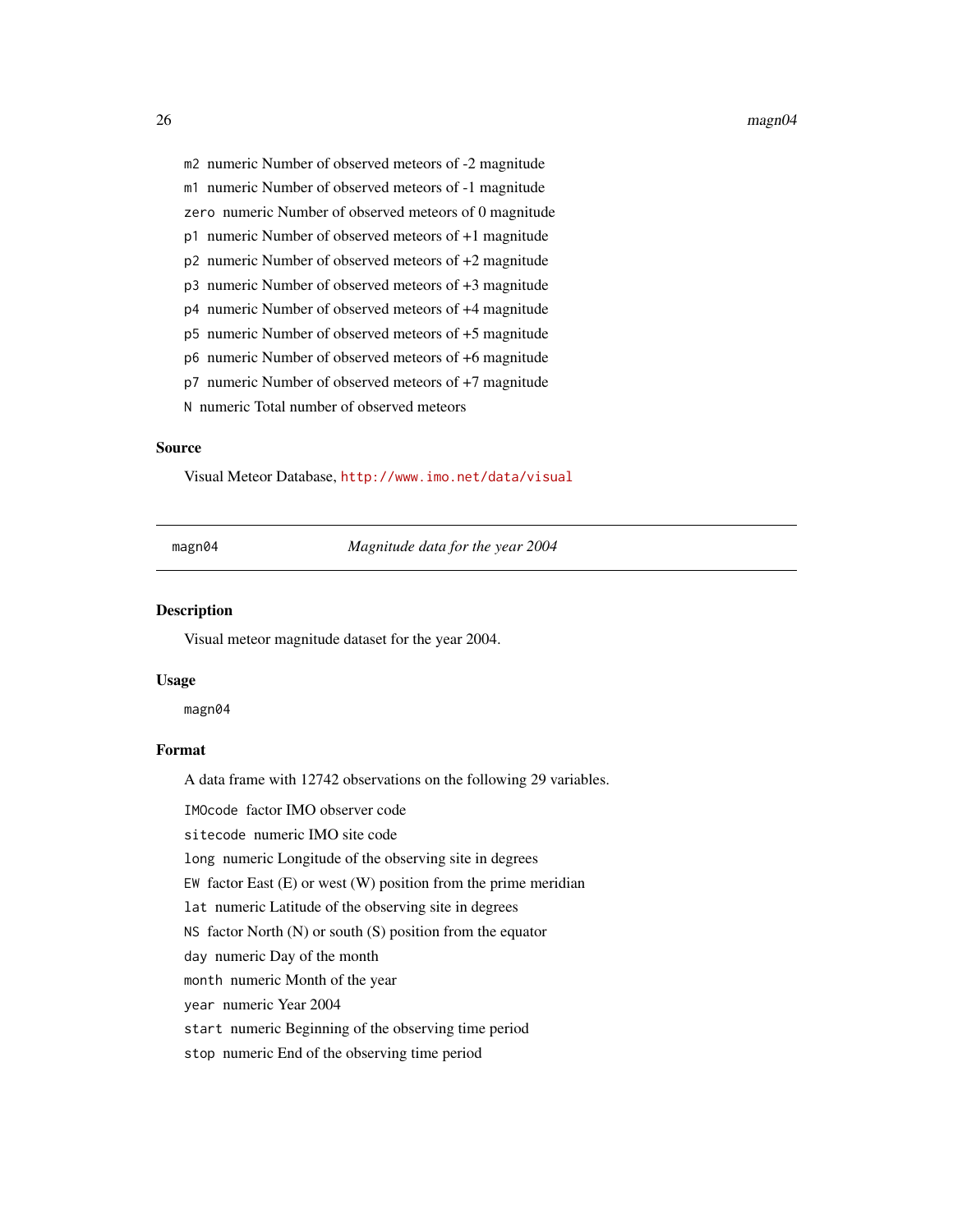`m2` numeric Number of observed meteors of -2 magnitude

`m1` numeric Number of observed meteors of -1 magnitude

`zero` numeric Number of observed meteors of 0 magnitude

`p1` numeric Number of observed meteors of +1 magnitude

`p2` numeric Number of observed meteors of +2 magnitude

`p3` numeric Number of observed meteors of +3 magnitude

`p4` numeric Number of observed meteors of +4 magnitude

`p5` numeric Number of observed meteors of +5 magnitude

`p6` numeric Number of observed meteors of +6 magnitude

`p7` numeric Number of observed meteors of +7 magnitude

`N` numeric Total number of observed meteors

### Source

Visual Meteor Database, http://www.imo.net/data/visual

---

## magn04 — *Magnitude data for the year 2004*

### Description

Visual meteor magnitude dataset for the year 2004.

### Usage

```
magn04
```

### Format

A data frame with 12742 observations on the following 29 variables.

`IMOcode` factor IMO observer code

`sitecode` numeric IMO site code

`long` numeric Longitude of the observing site in degrees

`EW` factor East (E) or west (W) position from the prime meridian

`lat` numeric Latitude of the observing site in degrees

`NS` factor North (N) or south (S) position from the equator

`day` numeric Day of the month

`month` numeric Month of the year

`year` numeric Year 2004

`start` numeric Beginning of the observing time period

`stop` numeric End of the observing time period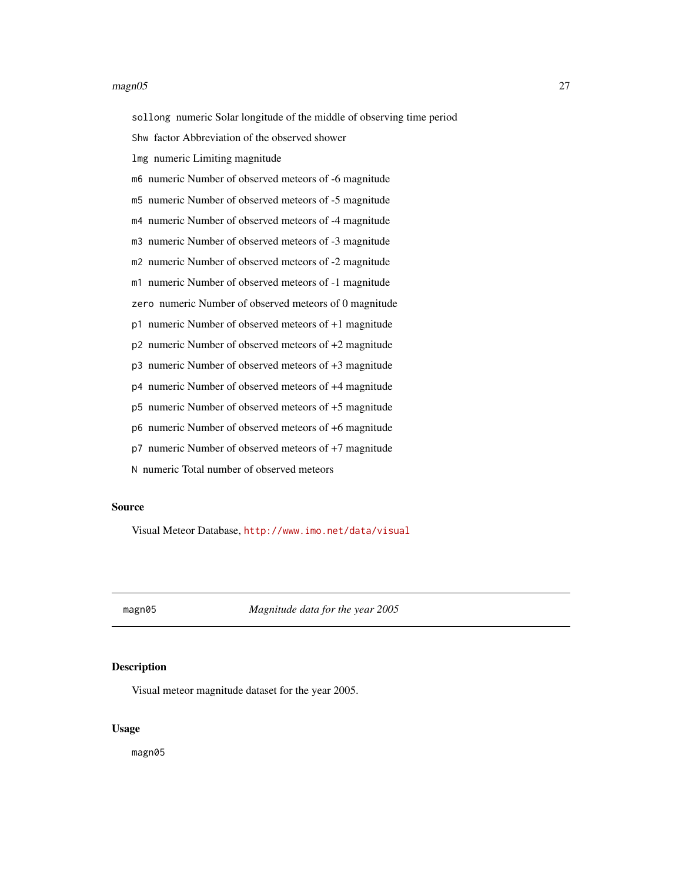sollong numeric Solar longitude of the middle of observing time period

Shw factor Abbreviation of the observed shower

lmg numeric Limiting magnitude

m6 numeric Number of observed meteors of -6 magnitude

m5 numeric Number of observed meteors of -5 magnitude

m4 numeric Number of observed meteors of -4 magnitude

m3 numeric Number of observed meteors of -3 magnitude

m2 numeric Number of observed meteors of -2 magnitude

m1 numeric Number of observed meteors of -1 magnitude

zero numeric Number of observed meteors of 0 magnitude

p1 numeric Number of observed meteors of +1 magnitude

p2 numeric Number of observed meteors of +2 magnitude

p3 numeric Number of observed meteors of +3 magnitude

p4 numeric Number of observed meteors of +4 magnitude

p5 numeric Number of observed meteors of +5 magnitude

p6 numeric Number of observed meteors of +6 magnitude

p7 numeric Number of observed meteors of +7 magnitude

N numeric Total number of observed meteors

### Source

Visual Meteor Database, http://www.imo.net/data/visual

---

## magn05 — *Magnitude data for the year 2005*

### Description

Visual meteor magnitude dataset for the year 2005.

### Usage

```
magn05
```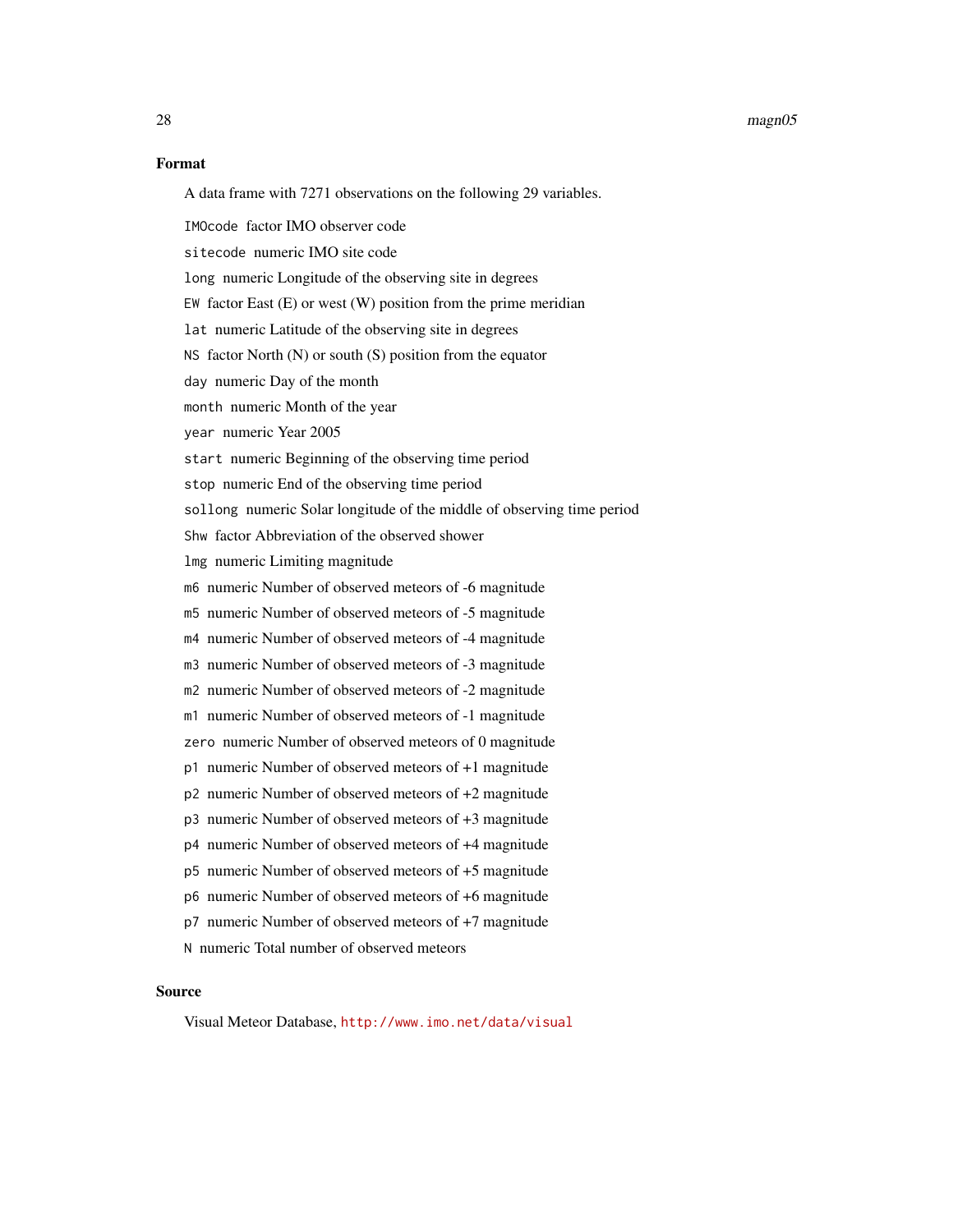### Format

A data frame with 7271 observations on the following 29 variables.

`IMOcode` factor IMO observer code

`sitecode` numeric IMO site code

`long` numeric Longitude of the observing site in degrees

`EW` factor East (E) or west (W) position from the prime meridian

`lat` numeric Latitude of the observing site in degrees

`NS` factor North (N) or south (S) position from the equator

`day` numeric Day of the month

`month` numeric Month of the year

`year` numeric Year 2005

`start` numeric Beginning of the observing time period

`stop` numeric End of the observing time period

`sollong` numeric Solar longitude of the middle of observing time period

`Shw` factor Abbreviation of the observed shower

`lmg` numeric Limiting magnitude

`m6` numeric Number of observed meteors of -6 magnitude

`m5` numeric Number of observed meteors of -5 magnitude

`m4` numeric Number of observed meteors of -4 magnitude

`m3` numeric Number of observed meteors of -3 magnitude

`m2` numeric Number of observed meteors of -2 magnitude

`m1` numeric Number of observed meteors of -1 magnitude

`zero` numeric Number of observed meteors of 0 magnitude

`p1` numeric Number of observed meteors of +1 magnitude

`p2` numeric Number of observed meteors of +2 magnitude

`p3` numeric Number of observed meteors of +3 magnitude

`p4` numeric Number of observed meteors of +4 magnitude

`p5` numeric Number of observed meteors of +5 magnitude

`p6` numeric Number of observed meteors of +6 magnitude

`p7` numeric Number of observed meteors of +7 magnitude

`N` numeric Total number of observed meteors

### Source

Visual Meteor Database, http://www.imo.net/data/visual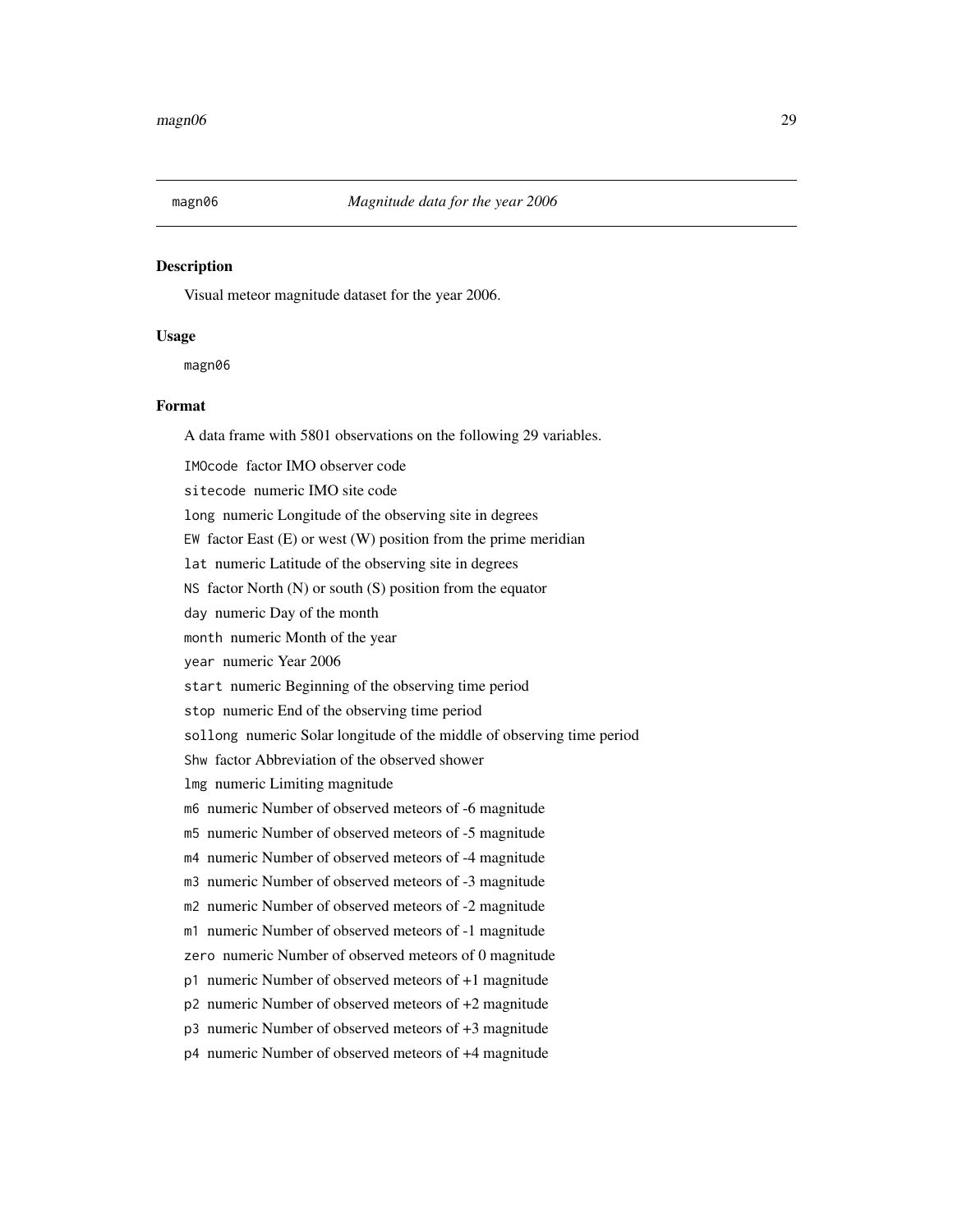magn06 *Magnitude data for the year 2006*

### Description

Visual meteor magnitude dataset for the year 2006.

### Usage

```
magn06
```

### Format

A data frame with 5801 observations on the following 29 variables.

`IMOcode` factor IMO observer code

`sitecode` numeric IMO site code

`long` numeric Longitude of the observing site in degrees

`EW` factor East (E) or west (W) position from the prime meridian

`lat` numeric Latitude of the observing site in degrees

`NS` factor North (N) or south (S) position from the equator

`day` numeric Day of the month

`month` numeric Month of the year

`year` numeric Year 2006

`start` numeric Beginning of the observing time period

`stop` numeric End of the observing time period

`sollong` numeric Solar longitude of the middle of observing time period

`Shw` factor Abbreviation of the observed shower

`lmg` numeric Limiting magnitude

`m6` numeric Number of observed meteors of -6 magnitude

`m5` numeric Number of observed meteors of -5 magnitude

`m4` numeric Number of observed meteors of -4 magnitude

`m3` numeric Number of observed meteors of -3 magnitude

`m2` numeric Number of observed meteors of -2 magnitude

`m1` numeric Number of observed meteors of -1 magnitude

`zero` numeric Number of observed meteors of 0 magnitude

`p1` numeric Number of observed meteors of +1 magnitude

`p2` numeric Number of observed meteors of +2 magnitude

`p3` numeric Number of observed meteors of +3 magnitude

`p4` numeric Number of observed meteors of +4 magnitude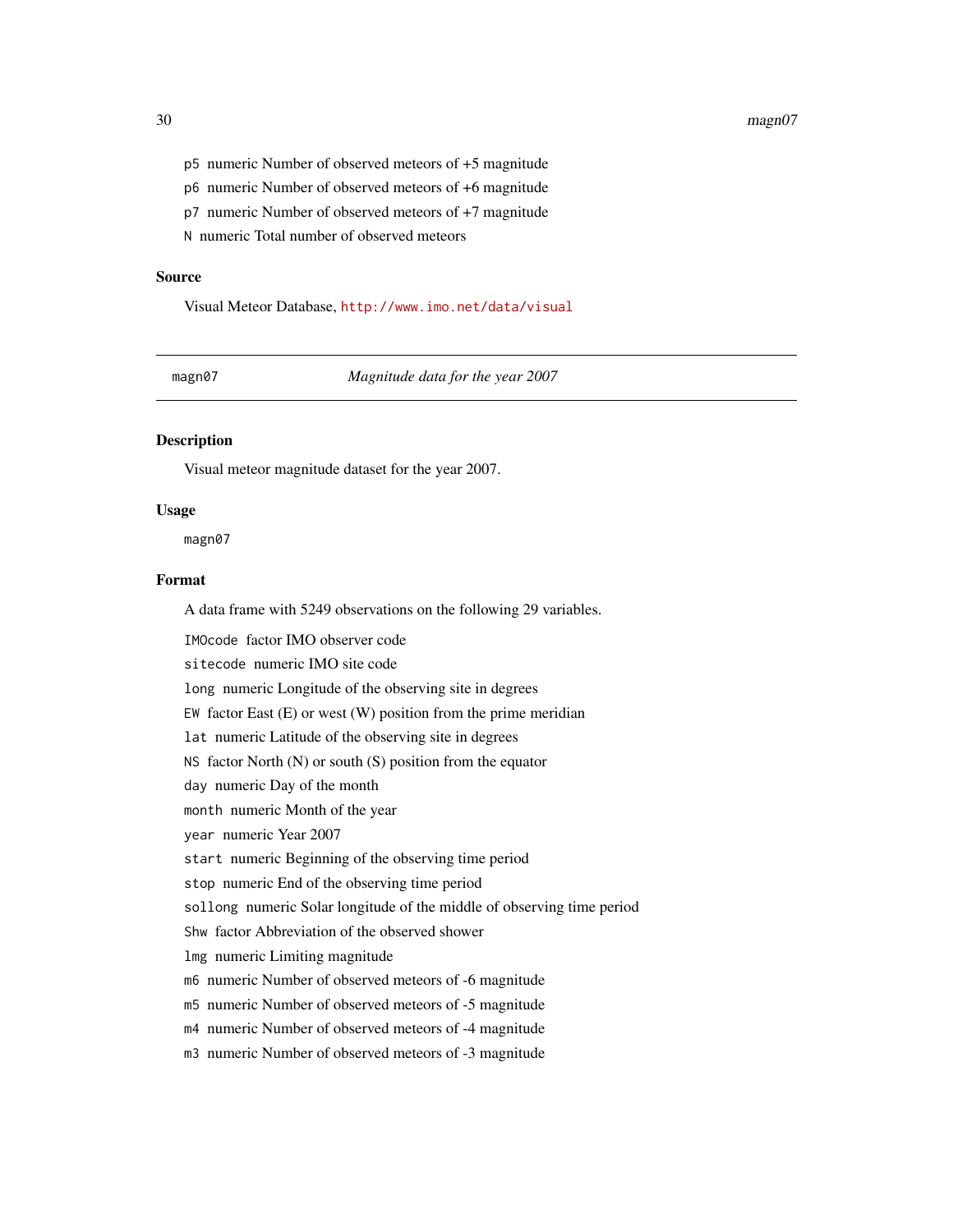p5 numeric Number of observed meteors of +5 magnitude

p6 numeric Number of observed meteors of +6 magnitude

p7 numeric Number of observed meteors of +7 magnitude

N numeric Total number of observed meteors

## Source

Visual Meteor Database, http://www.imo.net/data/visual

---

magn07 *Magnitude data for the year 2007*

---

## Description

Visual meteor magnitude dataset for the year 2007.

## Usage

```
magn07
```

## Format

A data frame with 5249 observations on the following 29 variables.

IMOcode factor IMO observer code

sitecode numeric IMO site code

long numeric Longitude of the observing site in degrees

EW factor East (E) or west (W) position from the prime meridian

lat numeric Latitude of the observing site in degrees

NS factor North (N) or south (S) position from the equator

day numeric Day of the month

month numeric Month of the year

year numeric Year 2007

start numeric Beginning of the observing time period

stop numeric End of the observing time period

sollong numeric Solar longitude of the middle of observing time period

Shw factor Abbreviation of the observed shower

lmg numeric Limiting magnitude

m6 numeric Number of observed meteors of -6 magnitude

m5 numeric Number of observed meteors of -5 magnitude

m4 numeric Number of observed meteors of -4 magnitude

m3 numeric Number of observed meteors of -3 magnitude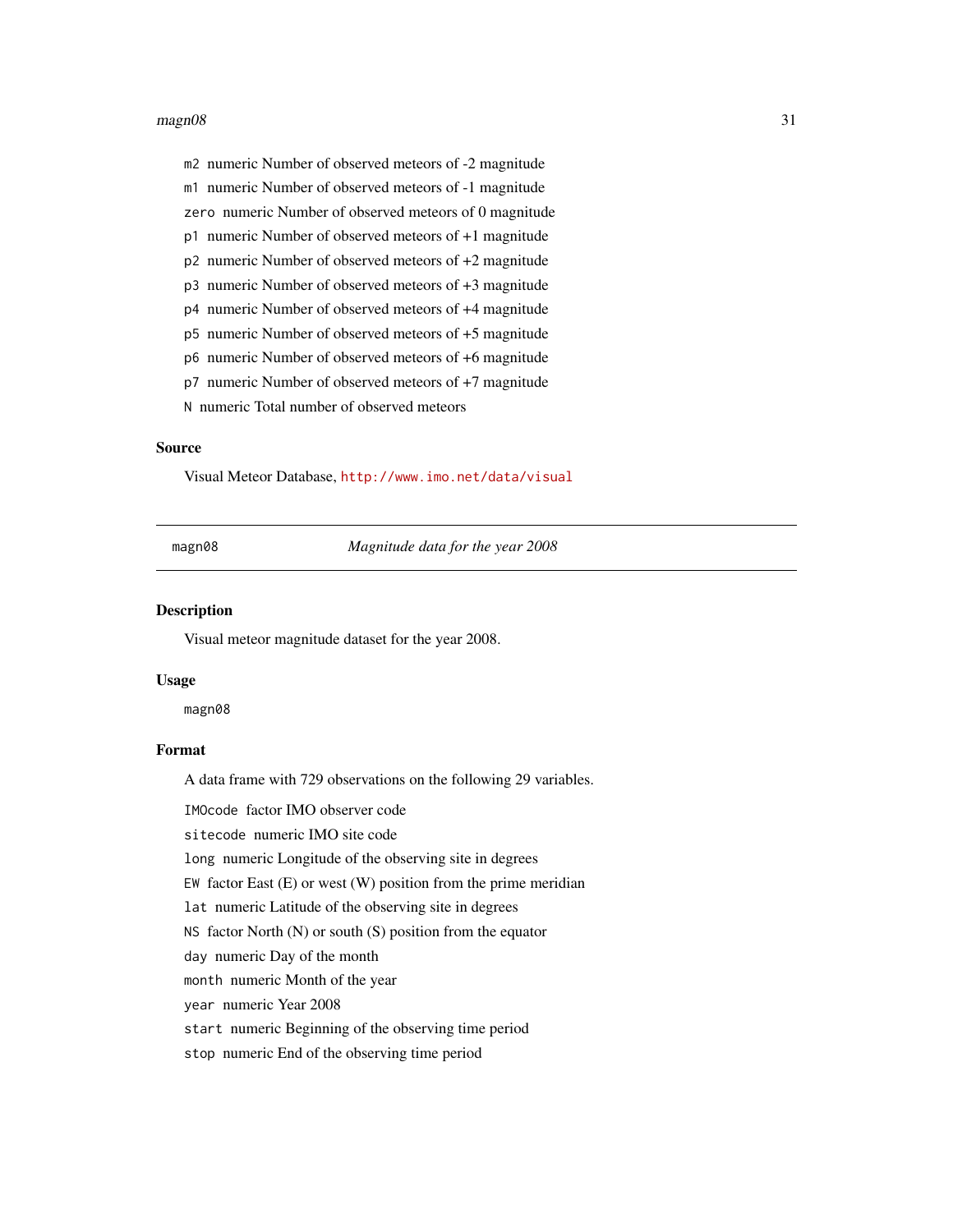m2 numeric Number of observed meteors of -2 magnitude

m1 numeric Number of observed meteors of -1 magnitude

zero numeric Number of observed meteors of 0 magnitude

p1 numeric Number of observed meteors of +1 magnitude

p2 numeric Number of observed meteors of +2 magnitude

p3 numeric Number of observed meteors of +3 magnitude

p4 numeric Number of observed meteors of +4 magnitude

p5 numeric Number of observed meteors of +5 magnitude

p6 numeric Number of observed meteors of +6 magnitude

p7 numeric Number of observed meteors of +7 magnitude

N numeric Total number of observed meteors

### Source

Visual Meteor Database, http://www.imo.net/data/visual

---

magn08 *Magnitude data for the year 2008*

---

### Description

Visual meteor magnitude dataset for the year 2008.

### Usage

```
magn08
```

### Format

A data frame with 729 observations on the following 29 variables.

IMOcode factor IMO observer code

sitecode numeric IMO site code

long numeric Longitude of the observing site in degrees

EW factor East (E) or west (W) position from the prime meridian

lat numeric Latitude of the observing site in degrees

NS factor North (N) or south (S) position from the equator

day numeric Day of the month

month numeric Month of the year

year numeric Year 2008

start numeric Beginning of the observing time period

stop numeric End of the observing time period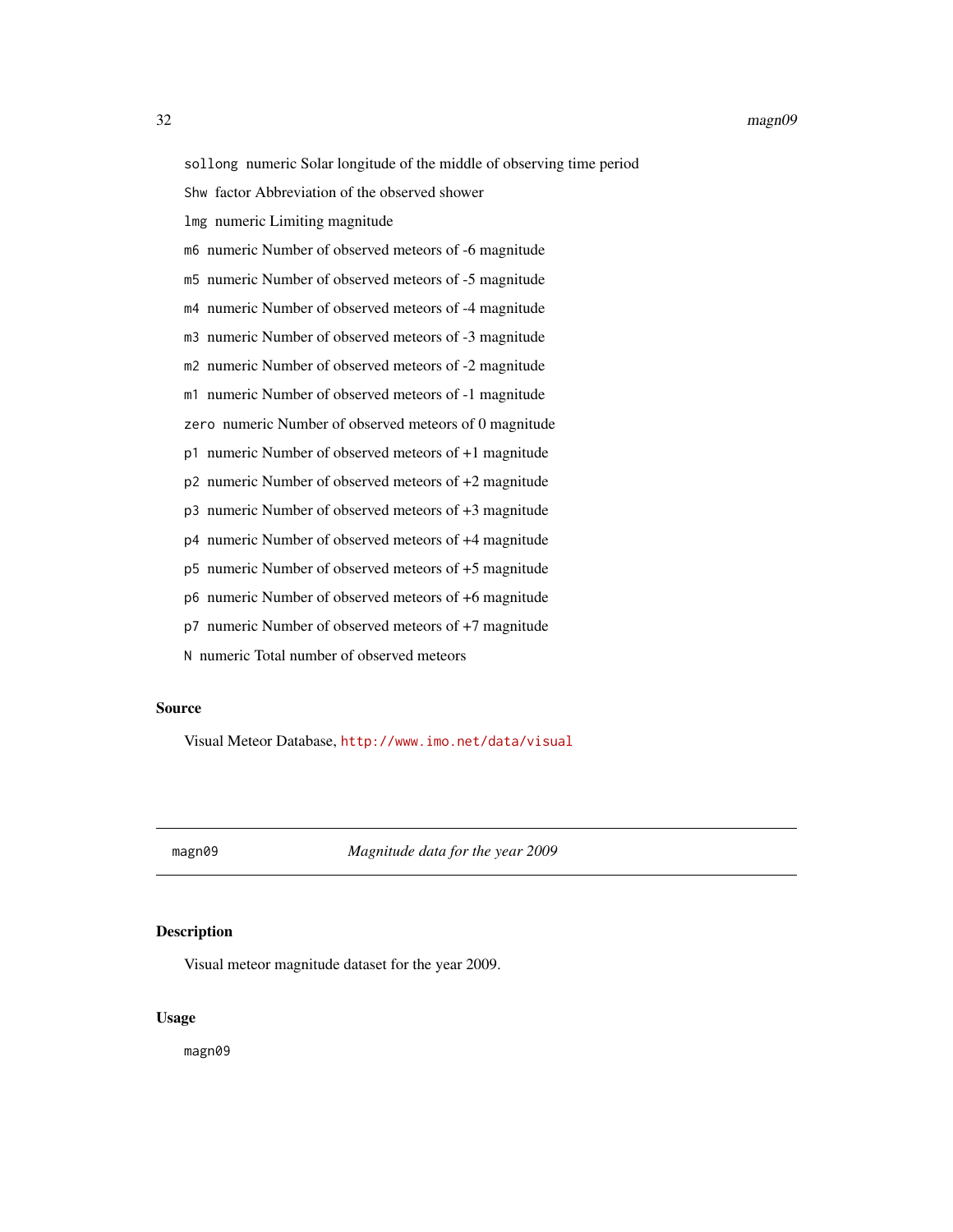`sollong` numeric Solar longitude of the middle of observing time period

`Shw` factor Abbreviation of the observed shower

`lmg` numeric Limiting magnitude

`m6` numeric Number of observed meteors of -6 magnitude

`m5` numeric Number of observed meteors of -5 magnitude

`m4` numeric Number of observed meteors of -4 magnitude

`m3` numeric Number of observed meteors of -3 magnitude

`m2` numeric Number of observed meteors of -2 magnitude

`m1` numeric Number of observed meteors of -1 magnitude

`zero` numeric Number of observed meteors of 0 magnitude

`p1` numeric Number of observed meteors of +1 magnitude

`p2` numeric Number of observed meteors of +2 magnitude

`p3` numeric Number of observed meteors of +3 magnitude

`p4` numeric Number of observed meteors of +4 magnitude

`p5` numeric Number of observed meteors of +5 magnitude

`p6` numeric Number of observed meteors of +6 magnitude

`p7` numeric Number of observed meteors of +7 magnitude

`N` numeric Total number of observed meteors

### Source

Visual Meteor Database, http://www.imo.net/data/visual

---

## magn09 — *Magnitude data for the year 2009*

### Description

Visual meteor magnitude dataset for the year 2009.

### Usage

```
magn09
```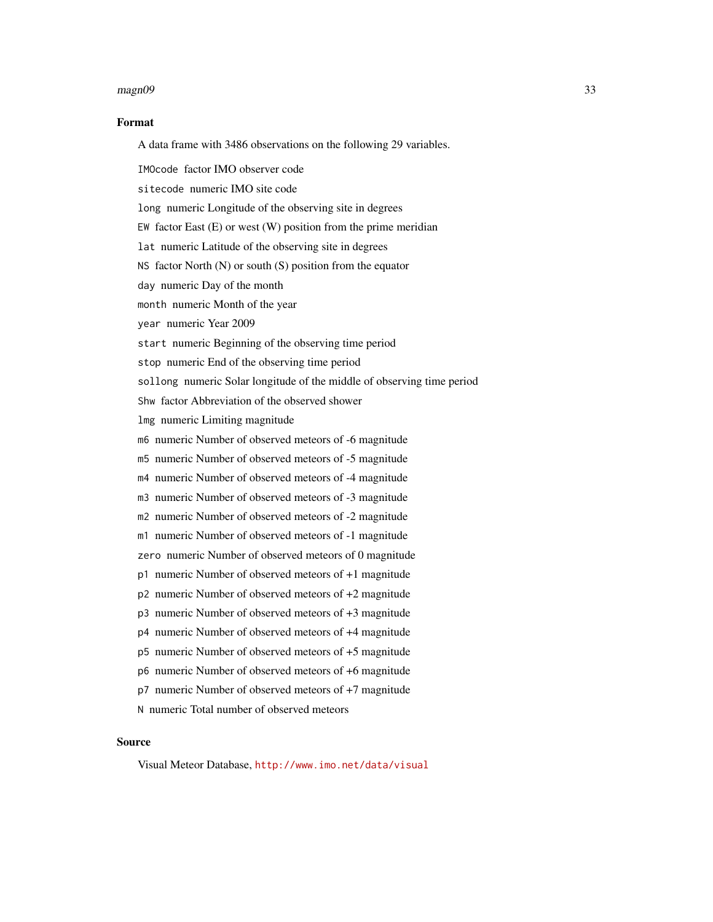## Format

A data frame with 3486 observations on the following 29 variables.

- `IMOcode` factor IMO observer code
- `sitecode` numeric IMO site code
- `long` numeric Longitude of the observing site in degrees
- `EW` factor East (E) or west (W) position from the prime meridian
- `lat` numeric Latitude of the observing site in degrees
- `NS` factor North (N) or south (S) position from the equator
- `day` numeric Day of the month
- `month` numeric Month of the year
- `year` numeric Year 2009
- `start` numeric Beginning of the observing time period
- `stop` numeric End of the observing time period
- `sollong` numeric Solar longitude of the middle of observing time period
- `Shw` factor Abbreviation of the observed shower
- `lmg` numeric Limiting magnitude
- `m6` numeric Number of observed meteors of -6 magnitude
- `m5` numeric Number of observed meteors of -5 magnitude
- `m4` numeric Number of observed meteors of -4 magnitude
- `m3` numeric Number of observed meteors of -3 magnitude
- `m2` numeric Number of observed meteors of -2 magnitude
- `m1` numeric Number of observed meteors of -1 magnitude
- `zero` numeric Number of observed meteors of 0 magnitude
- `p1` numeric Number of observed meteors of +1 magnitude
- `p2` numeric Number of observed meteors of +2 magnitude
- `p3` numeric Number of observed meteors of +3 magnitude
- `p4` numeric Number of observed meteors of +4 magnitude
- `p5` numeric Number of observed meteors of +5 magnitude
- `p6` numeric Number of observed meteors of +6 magnitude
- `p7` numeric Number of observed meteors of +7 magnitude
- `N` numeric Total number of observed meteors

## Source

Visual Meteor Database, http://www.imo.net/data/visual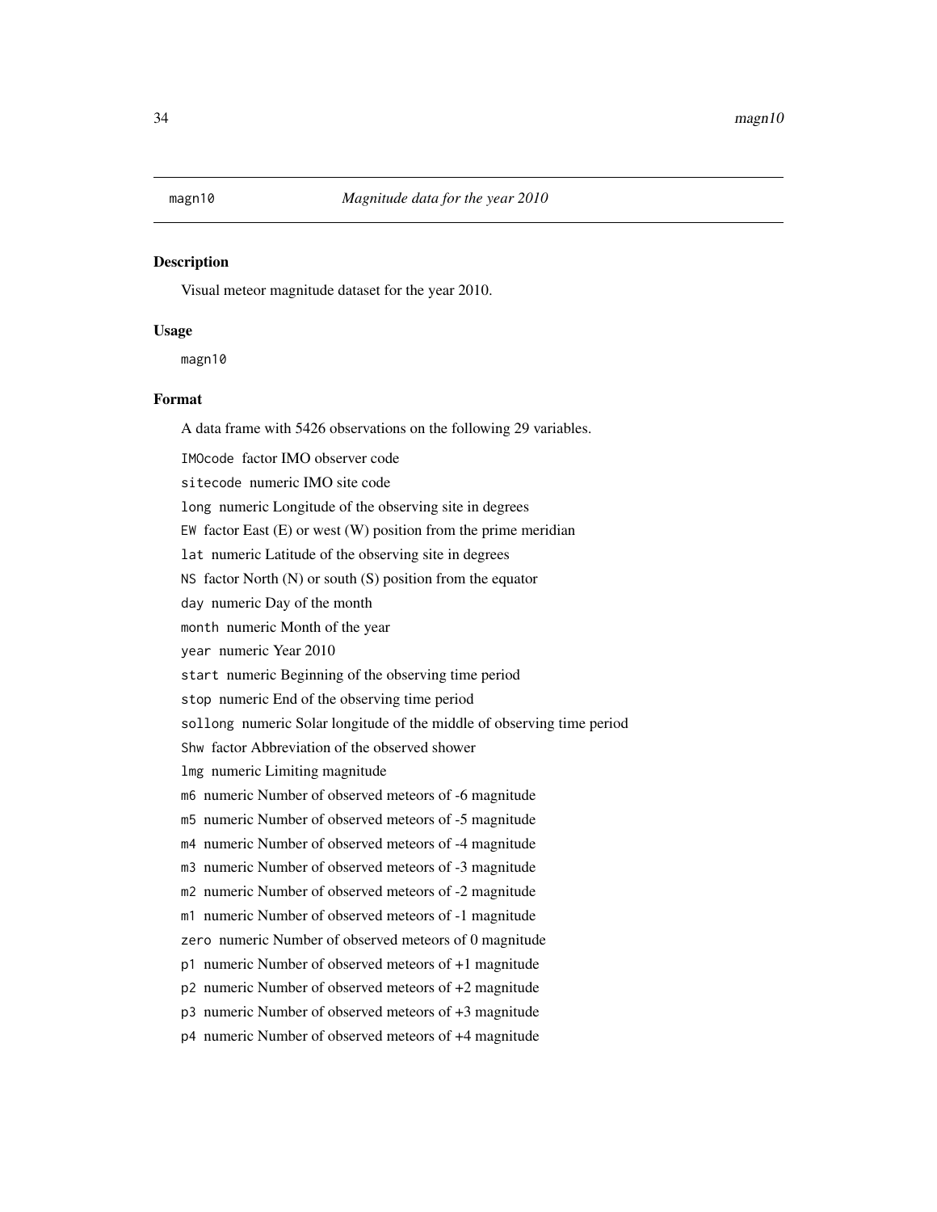magn10 *Magnitude data for the year 2010*

## Description

Visual meteor magnitude dataset for the year 2010.

## Usage

```
magn10
```

## Format

A data frame with 5426 observations on the following 29 variables.

- `IMOcode` factor IMO observer code
- `sitecode` numeric IMO site code
- `long` numeric Longitude of the observing site in degrees
- `EW` factor East (E) or west (W) position from the prime meridian
- `lat` numeric Latitude of the observing site in degrees
- `NS` factor North (N) or south (S) position from the equator
- `day` numeric Day of the month
- `month` numeric Month of the year
- `year` numeric Year 2010
- `start` numeric Beginning of the observing time period
- `stop` numeric End of the observing time period
- `sollong` numeric Solar longitude of the middle of observing time period
- `Shw` factor Abbreviation of the observed shower
- `lmg` numeric Limiting magnitude
- `m6` numeric Number of observed meteors of -6 magnitude
- `m5` numeric Number of observed meteors of -5 magnitude
- `m4` numeric Number of observed meteors of -4 magnitude
- `m3` numeric Number of observed meteors of -3 magnitude
- `m2` numeric Number of observed meteors of -2 magnitude
- `m1` numeric Number of observed meteors of -1 magnitude
- `zero` numeric Number of observed meteors of 0 magnitude
- `p1` numeric Number of observed meteors of +1 magnitude
- `p2` numeric Number of observed meteors of +2 magnitude
- `p3` numeric Number of observed meteors of +3 magnitude
- `p4` numeric Number of observed meteors of +4 magnitude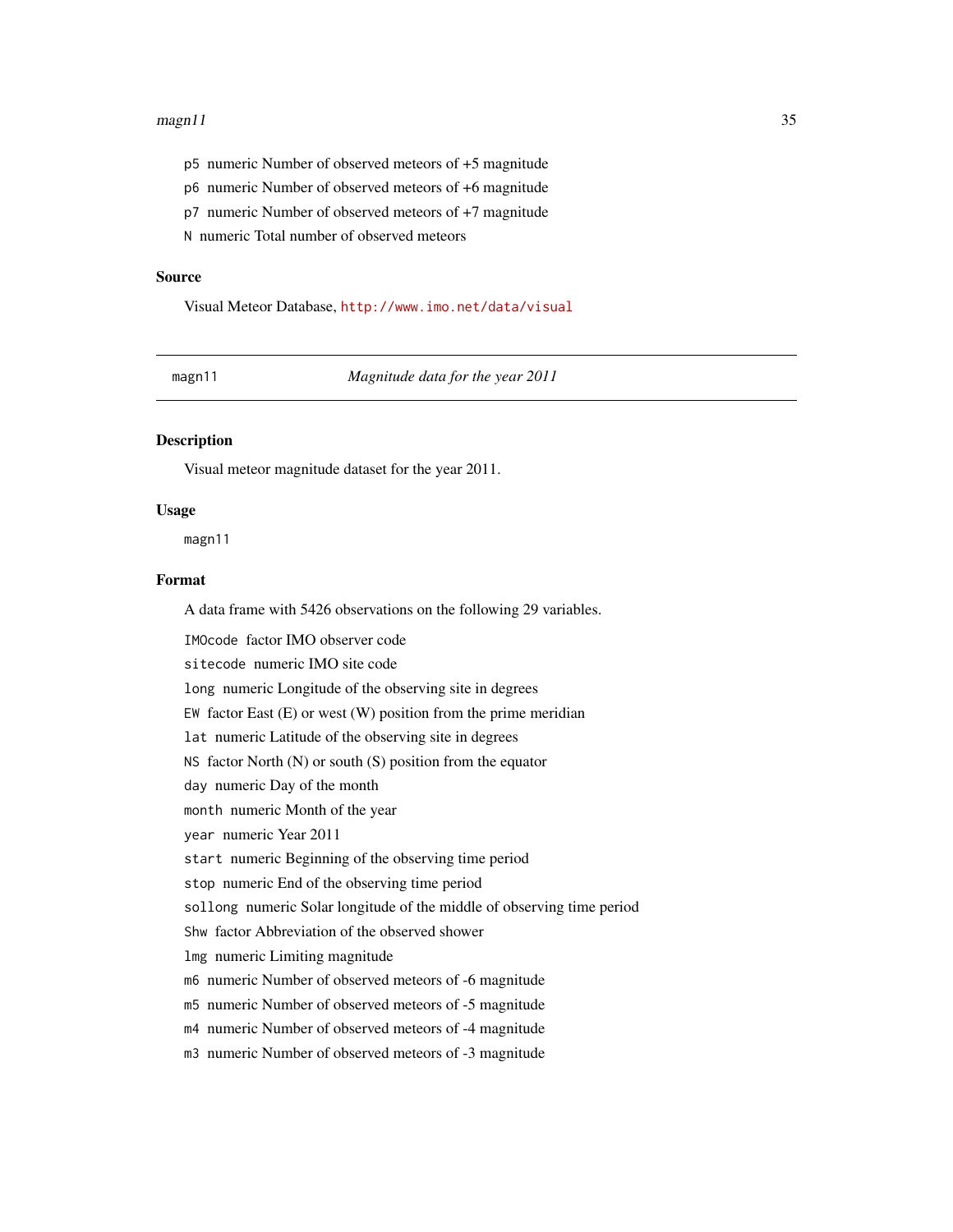p5 numeric Number of observed meteors of +5 magnitude

p6 numeric Number of observed meteors of +6 magnitude

p7 numeric Number of observed meteors of +7 magnitude

N numeric Total number of observed meteors

## Source

Visual Meteor Database, http://www.imo.net/data/visual

---

magn11 *Magnitude data for the year 2011*

---

## Description

Visual meteor magnitude dataset for the year 2011.

## Usage

```
magn11
```

## Format

A data frame with 5426 observations on the following 29 variables.

IMOcode factor IMO observer code

sitecode numeric IMO site code

long numeric Longitude of the observing site in degrees

EW factor East (E) or west (W) position from the prime meridian

lat numeric Latitude of the observing site in degrees

NS factor North (N) or south (S) position from the equator

day numeric Day of the month

month numeric Month of the year

year numeric Year 2011

start numeric Beginning of the observing time period

stop numeric End of the observing time period

sollong numeric Solar longitude of the middle of observing time period

Shw factor Abbreviation of the observed shower

lmg numeric Limiting magnitude

m6 numeric Number of observed meteors of -6 magnitude

m5 numeric Number of observed meteors of -5 magnitude

m4 numeric Number of observed meteors of -4 magnitude

m3 numeric Number of observed meteors of -3 magnitude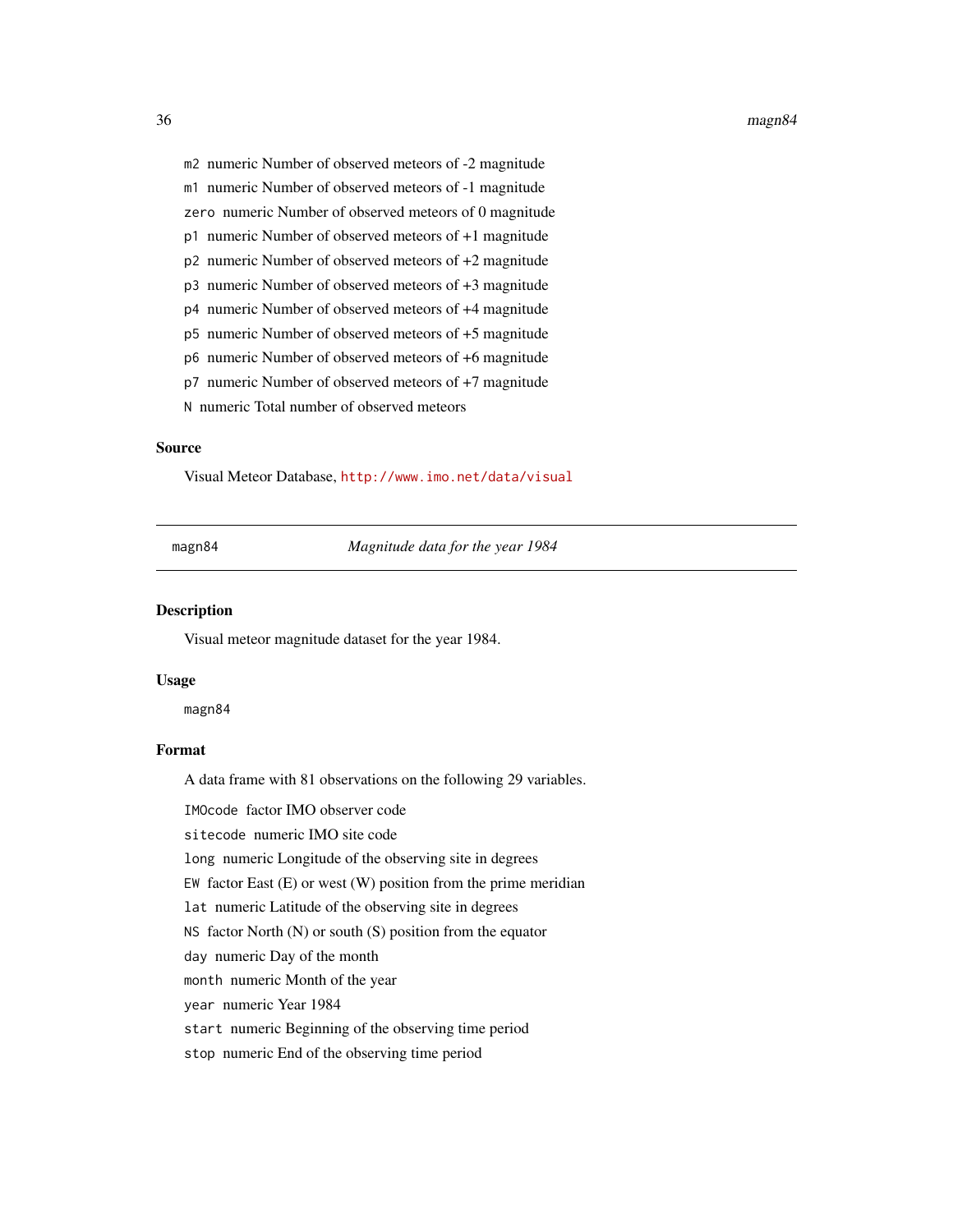- `m2` numeric Number of observed meteors of -2 magnitude
- `m1` numeric Number of observed meteors of -1 magnitude
- `zero` numeric Number of observed meteors of 0 magnitude
- `p1` numeric Number of observed meteors of +1 magnitude
- `p2` numeric Number of observed meteors of +2 magnitude
- `p3` numeric Number of observed meteors of +3 magnitude
- `p4` numeric Number of observed meteors of +4 magnitude
- `p5` numeric Number of observed meteors of +5 magnitude
- `p6` numeric Number of observed meteors of +6 magnitude
- `p7` numeric Number of observed meteors of +7 magnitude
- `N` numeric Total number of observed meteors

### Source

Visual Meteor Database, http://www.imo.net/data/visual

---

## magn84 — *Magnitude data for the year 1984*

### Description

Visual meteor magnitude dataset for the year 1984.

### Usage

```
magn84
```

### Format

A data frame with 81 observations on the following 29 variables.

- `IMOcode` factor IMO observer code
- `sitecode` numeric IMO site code
- `long` numeric Longitude of the observing site in degrees
- `EW` factor East (E) or west (W) position from the prime meridian
- `lat` numeric Latitude of the observing site in degrees
- `NS` factor North (N) or south (S) position from the equator
- `day` numeric Day of the month
- `month` numeric Month of the year
- `year` numeric Year 1984
- `start` numeric Beginning of the observing time period
- `stop` numeric End of the observing time period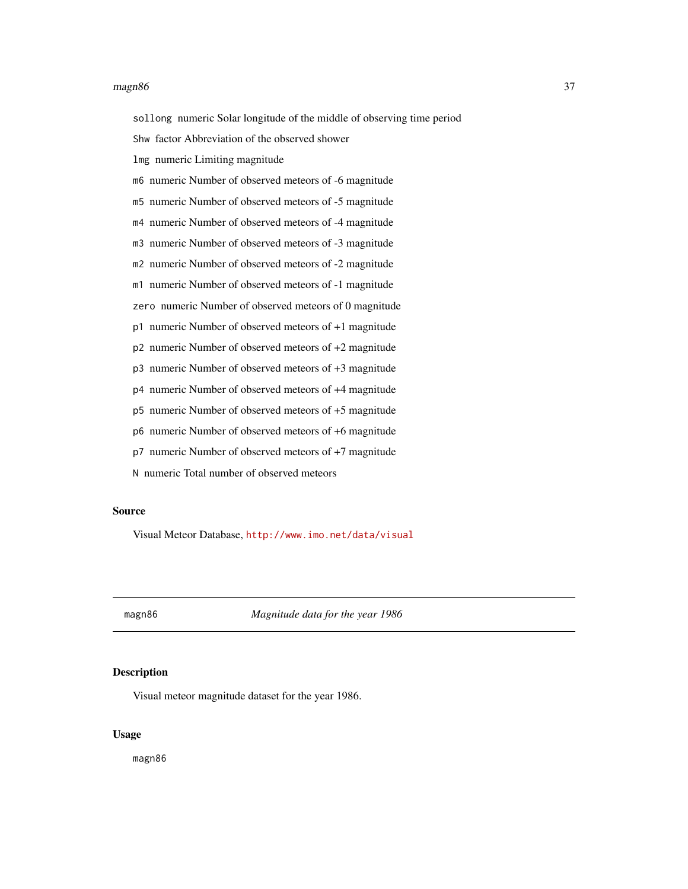`sollong` numeric Solar longitude of the middle of observing time period

`Shw` factor Abbreviation of the observed shower

`lmg` numeric Limiting magnitude

`m6` numeric Number of observed meteors of -6 magnitude

`m5` numeric Number of observed meteors of -5 magnitude

`m4` numeric Number of observed meteors of -4 magnitude

`m3` numeric Number of observed meteors of -3 magnitude

`m2` numeric Number of observed meteors of -2 magnitude

`m1` numeric Number of observed meteors of -1 magnitude

`zero` numeric Number of observed meteors of 0 magnitude

`p1` numeric Number of observed meteors of +1 magnitude

`p2` numeric Number of observed meteors of +2 magnitude

`p3` numeric Number of observed meteors of +3 magnitude

`p4` numeric Number of observed meteors of +4 magnitude

`p5` numeric Number of observed meteors of +5 magnitude

`p6` numeric Number of observed meteors of +6 magnitude

`p7` numeric Number of observed meteors of +7 magnitude

`N` numeric Total number of observed meteors

## Source

Visual Meteor Database, http://www.imo.net/data/visual

---

`magn86` *Magnitude data for the year 1986*

---

## Description

Visual meteor magnitude dataset for the year 1986.

## Usage

```
magn86
```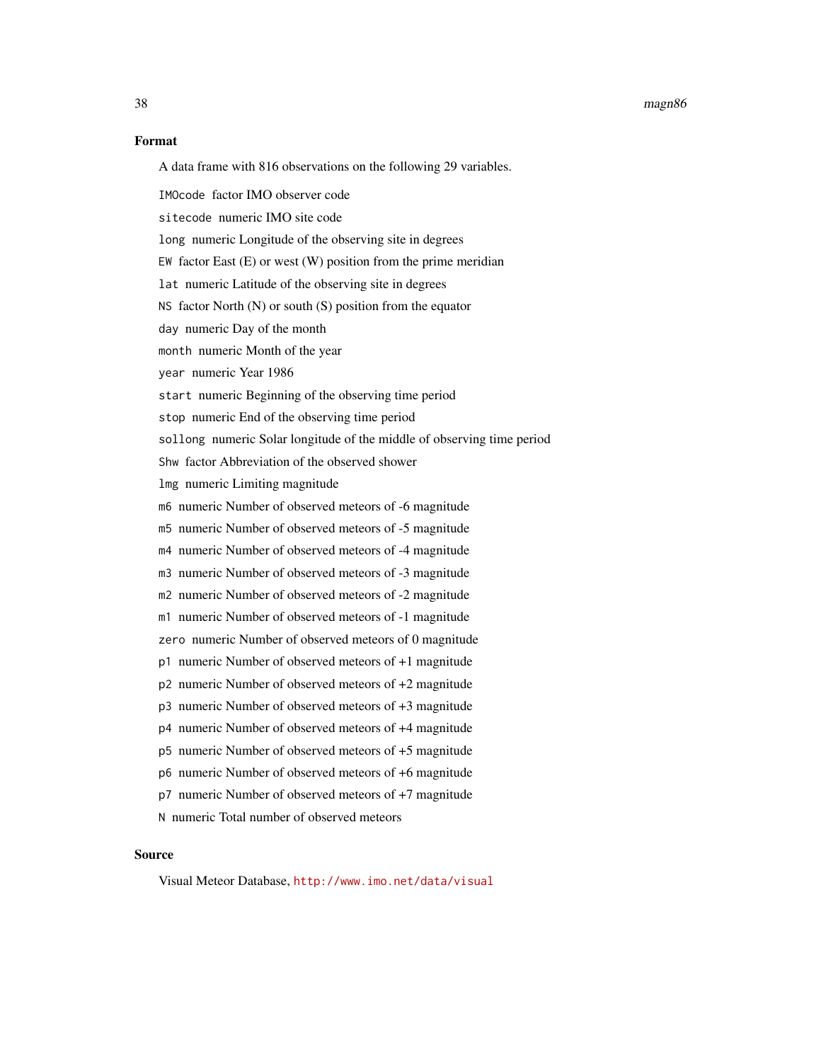### Format

A data frame with 816 observations on the following 29 variables.

- `IMOcode` factor IMO observer code
- `sitecode` numeric IMO site code
- `long` numeric Longitude of the observing site in degrees
- `EW` factor East (E) or west (W) position from the prime meridian
- `lat` numeric Latitude of the observing site in degrees
- `NS` factor North (N) or south (S) position from the equator
- `day` numeric Day of the month
- `month` numeric Month of the year
- `year` numeric Year 1986
- `start` numeric Beginning of the observing time period
- `stop` numeric End of the observing time period
- `sollong` numeric Solar longitude of the middle of observing time period
- `Shw` factor Abbreviation of the observed shower
- `lmg` numeric Limiting magnitude
- `m6` numeric Number of observed meteors of -6 magnitude
- `m5` numeric Number of observed meteors of -5 magnitude
- `m4` numeric Number of observed meteors of -4 magnitude
- `m3` numeric Number of observed meteors of -3 magnitude
- `m2` numeric Number of observed meteors of -2 magnitude
- `m1` numeric Number of observed meteors of -1 magnitude
- `zero` numeric Number of observed meteors of 0 magnitude
- `p1` numeric Number of observed meteors of +1 magnitude
- `p2` numeric Number of observed meteors of +2 magnitude
- `p3` numeric Number of observed meteors of +3 magnitude
- `p4` numeric Number of observed meteors of +4 magnitude
- `p5` numeric Number of observed meteors of +5 magnitude
- `p6` numeric Number of observed meteors of +6 magnitude
- `p7` numeric Number of observed meteors of +7 magnitude
- `N` numeric Total number of observed meteors

### Source

Visual Meteor Database, http://www.imo.net/data/visual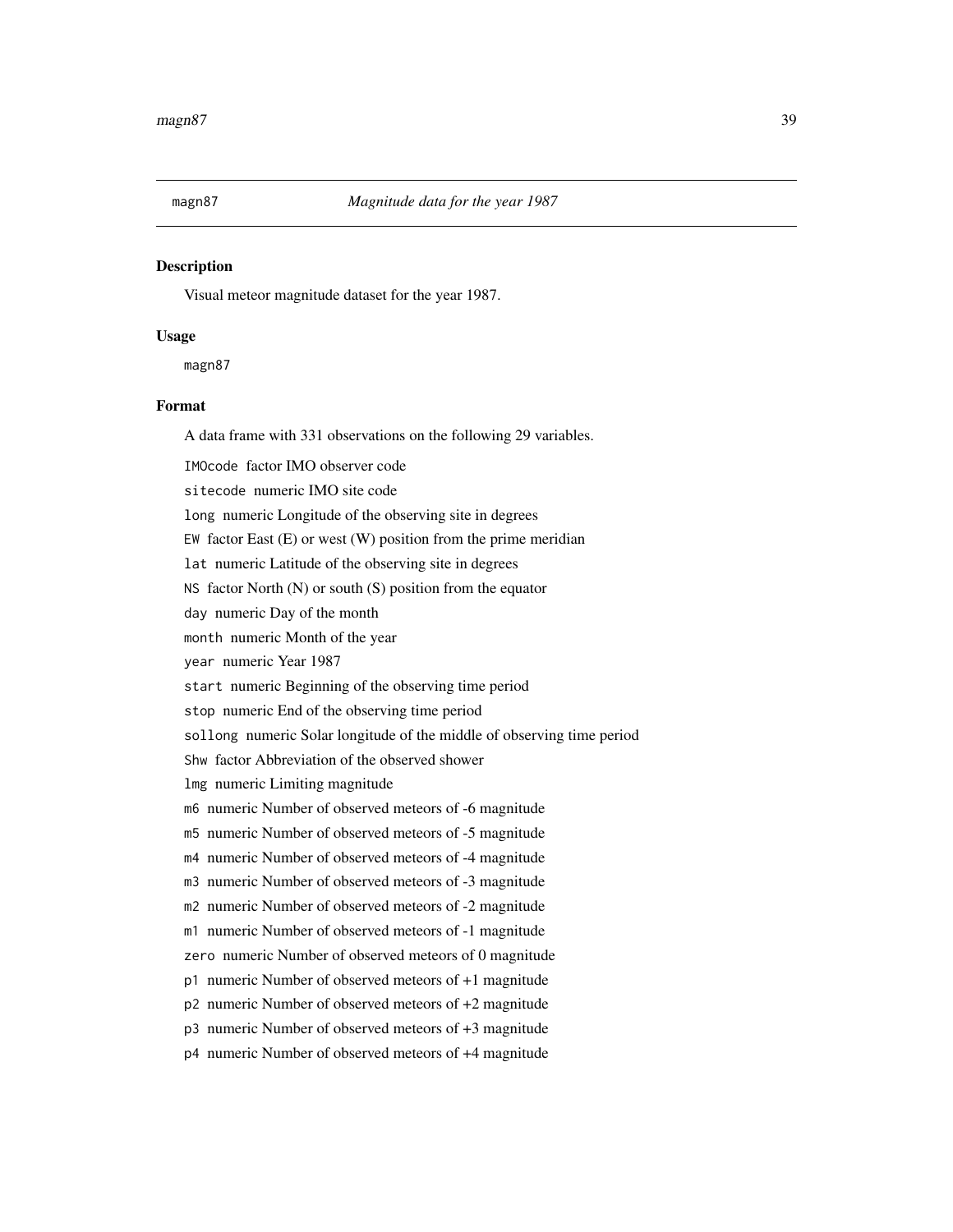## magn87 *Magnitude data for the year 1987*

### Description

Visual meteor magnitude dataset for the year 1987.

### Usage

```
magn87
```

### Format

A data frame with 331 observations on the following 29 variables.

`IMOcode` factor IMO observer code

`sitecode` numeric IMO site code

`long` numeric Longitude of the observing site in degrees

`EW` factor East (E) or west (W) position from the prime meridian

`lat` numeric Latitude of the observing site in degrees

`NS` factor North (N) or south (S) position from the equator

`day` numeric Day of the month

`month` numeric Month of the year

`year` numeric Year 1987

`start` numeric Beginning of the observing time period

`stop` numeric End of the observing time period

`sollong` numeric Solar longitude of the middle of observing time period

`Shw` factor Abbreviation of the observed shower

`lmg` numeric Limiting magnitude

`m6` numeric Number of observed meteors of -6 magnitude

`m5` numeric Number of observed meteors of -5 magnitude

`m4` numeric Number of observed meteors of -4 magnitude

`m3` numeric Number of observed meteors of -3 magnitude

`m2` numeric Number of observed meteors of -2 magnitude

`m1` numeric Number of observed meteors of -1 magnitude

`zero` numeric Number of observed meteors of 0 magnitude

`p1` numeric Number of observed meteors of +1 magnitude

`p2` numeric Number of observed meteors of +2 magnitude

`p3` numeric Number of observed meteors of +3 magnitude

`p4` numeric Number of observed meteors of +4 magnitude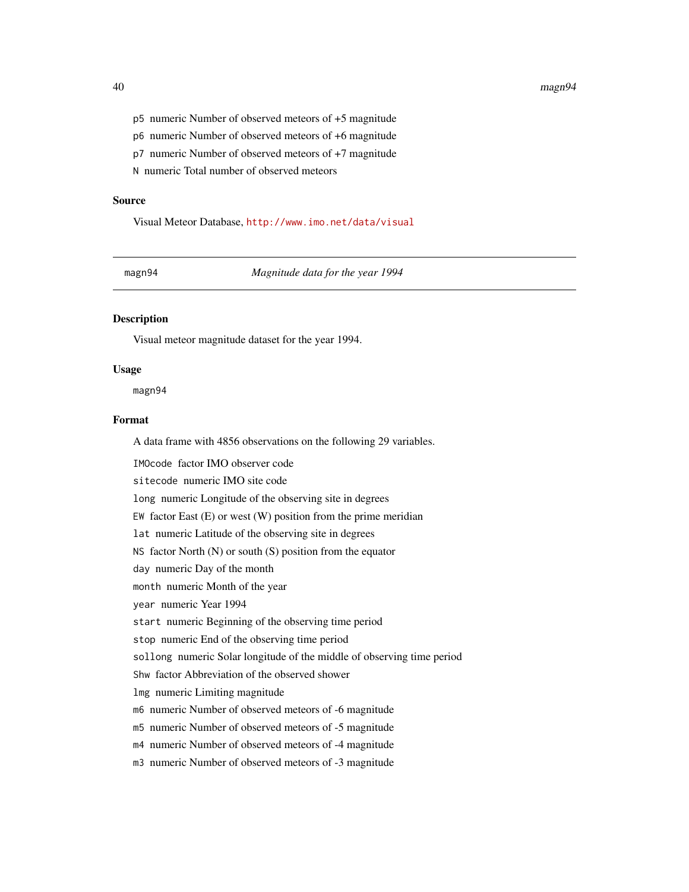- `p5` numeric Number of observed meteors of +5 magnitude
- `p6` numeric Number of observed meteors of +6 magnitude
- `p7` numeric Number of observed meteors of +7 magnitude
- `N` numeric Total number of observed meteors

### Source

Visual Meteor Database, http://www.imo.net/data/visual

---

## magn94 — *Magnitude data for the year 1994*

---

### Description

Visual meteor magnitude dataset for the year 1994.

### Usage

```
magn94
```

### Format

A data frame with 4856 observations on the following 29 variables.

- `IMOcode` factor IMO observer code
- `sitecode` numeric IMO site code
- `long` numeric Longitude of the observing site in degrees
- `EW` factor East (E) or west (W) position from the prime meridian
- `lat` numeric Latitude of the observing site in degrees
- `NS` factor North (N) or south (S) position from the equator
- `day` numeric Day of the month
- `month` numeric Month of the year
- `year` numeric Year 1994
- `start` numeric Beginning of the observing time period
- `stop` numeric End of the observing time period
- `sollong` numeric Solar longitude of the middle of observing time period
- `Shw` factor Abbreviation of the observed shower
- `lmg` numeric Limiting magnitude
- `m6` numeric Number of observed meteors of -6 magnitude
- `m5` numeric Number of observed meteors of -5 magnitude
- `m4` numeric Number of observed meteors of -4 magnitude
- `m3` numeric Number of observed meteors of -3 magnitude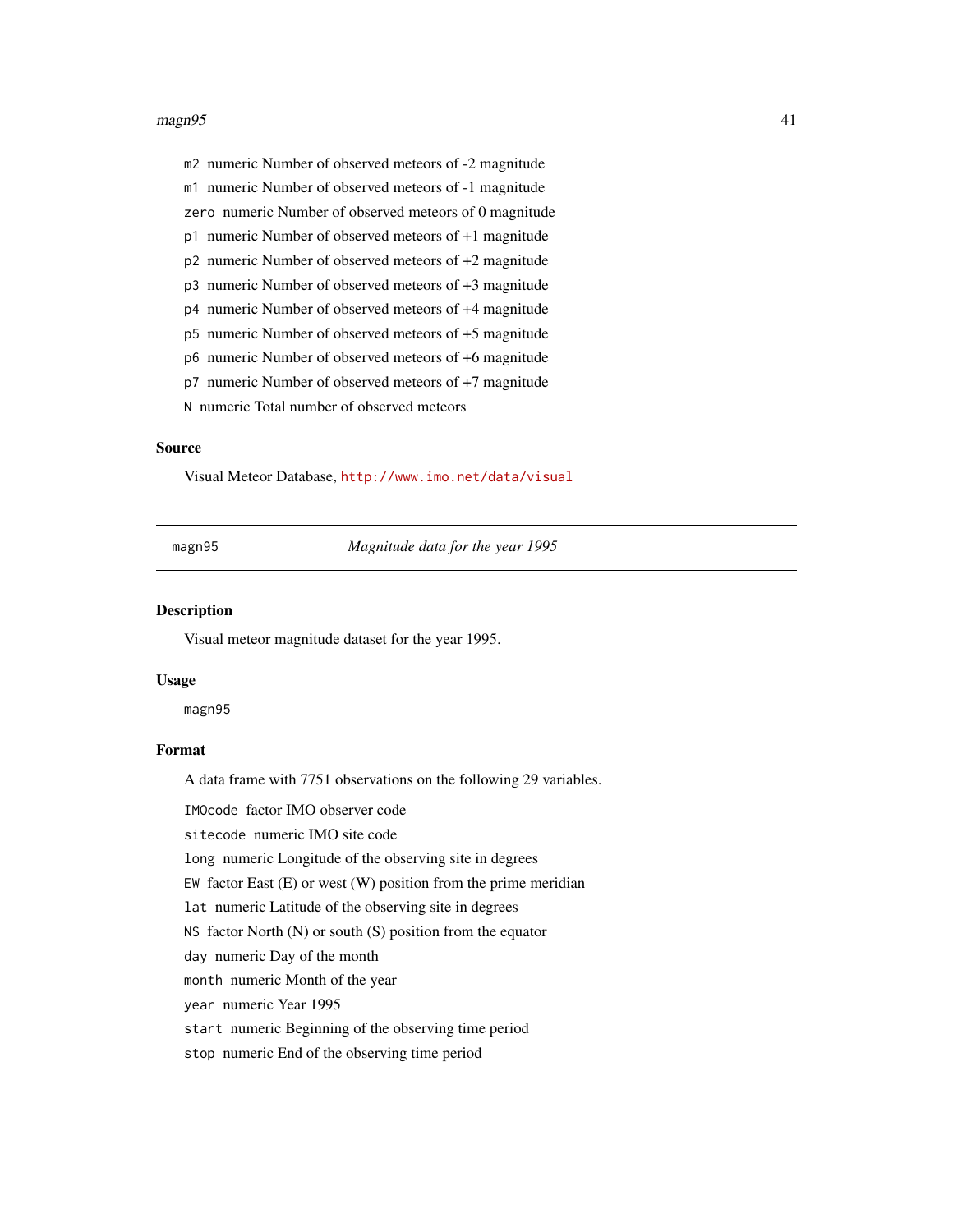- `m2` numeric Number of observed meteors of -2 magnitude
- `m1` numeric Number of observed meteors of -1 magnitude
- `zero` numeric Number of observed meteors of 0 magnitude
- `p1` numeric Number of observed meteors of +1 magnitude
- `p2` numeric Number of observed meteors of +2 magnitude
- `p3` numeric Number of observed meteors of +3 magnitude
- `p4` numeric Number of observed meteors of +4 magnitude
- `p5` numeric Number of observed meteors of +5 magnitude
- `p6` numeric Number of observed meteors of +6 magnitude
- `p7` numeric Number of observed meteors of +7 magnitude
- `N` numeric Total number of observed meteors

### Source

Visual Meteor Database, http://www.imo.net/data/visual

---

## magn95 — *Magnitude data for the year 1995*

### Description

Visual meteor magnitude dataset for the year 1995.

### Usage

```
magn95
```

### Format

A data frame with 7751 observations on the following 29 variables.

- `IMOcode` factor IMO observer code
- `sitecode` numeric IMO site code
- `long` numeric Longitude of the observing site in degrees
- `EW` factor East (E) or west (W) position from the prime meridian
- `lat` numeric Latitude of the observing site in degrees
- `NS` factor North (N) or south (S) position from the equator
- `day` numeric Day of the month
- `month` numeric Month of the year
- `year` numeric Year 1995
- `start` numeric Beginning of the observing time period
- `stop` numeric End of the observing time period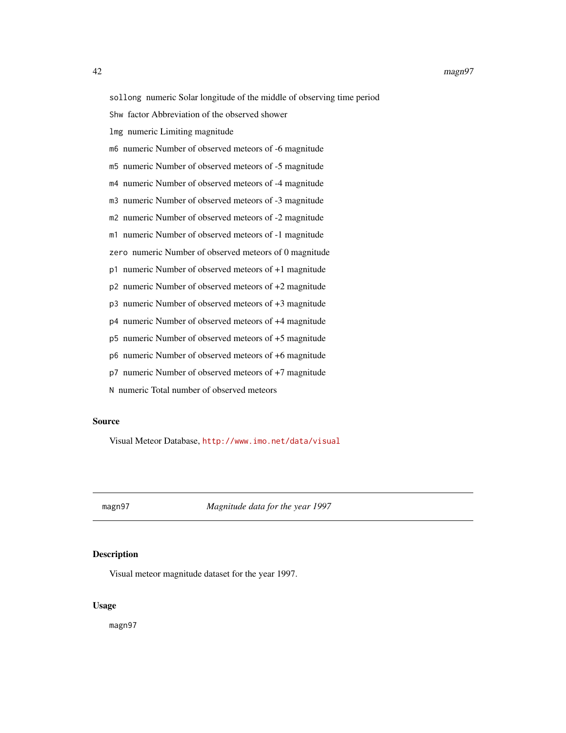`sollong` numeric Solar longitude of the middle of observing time period

`Shw` factor Abbreviation of the observed shower

`lmg` numeric Limiting magnitude

`m6` numeric Number of observed meteors of -6 magnitude

`m5` numeric Number of observed meteors of -5 magnitude

`m4` numeric Number of observed meteors of -4 magnitude

`m3` numeric Number of observed meteors of -3 magnitude

`m2` numeric Number of observed meteors of -2 magnitude

`m1` numeric Number of observed meteors of -1 magnitude

`zero` numeric Number of observed meteors of 0 magnitude

`p1` numeric Number of observed meteors of +1 magnitude

`p2` numeric Number of observed meteors of +2 magnitude

`p3` numeric Number of observed meteors of +3 magnitude

`p4` numeric Number of observed meteors of +4 magnitude

`p5` numeric Number of observed meteors of +5 magnitude

`p6` numeric Number of observed meteors of +6 magnitude

`p7` numeric Number of observed meteors of +7 magnitude

`N` numeric Total number of observed meteors

### Source

Visual Meteor Database, http://www.imo.net/data/visual

---

## magn97 — *Magnitude data for the year 1997*

### Description

Visual meteor magnitude dataset for the year 1997.

### Usage

```
magn97
```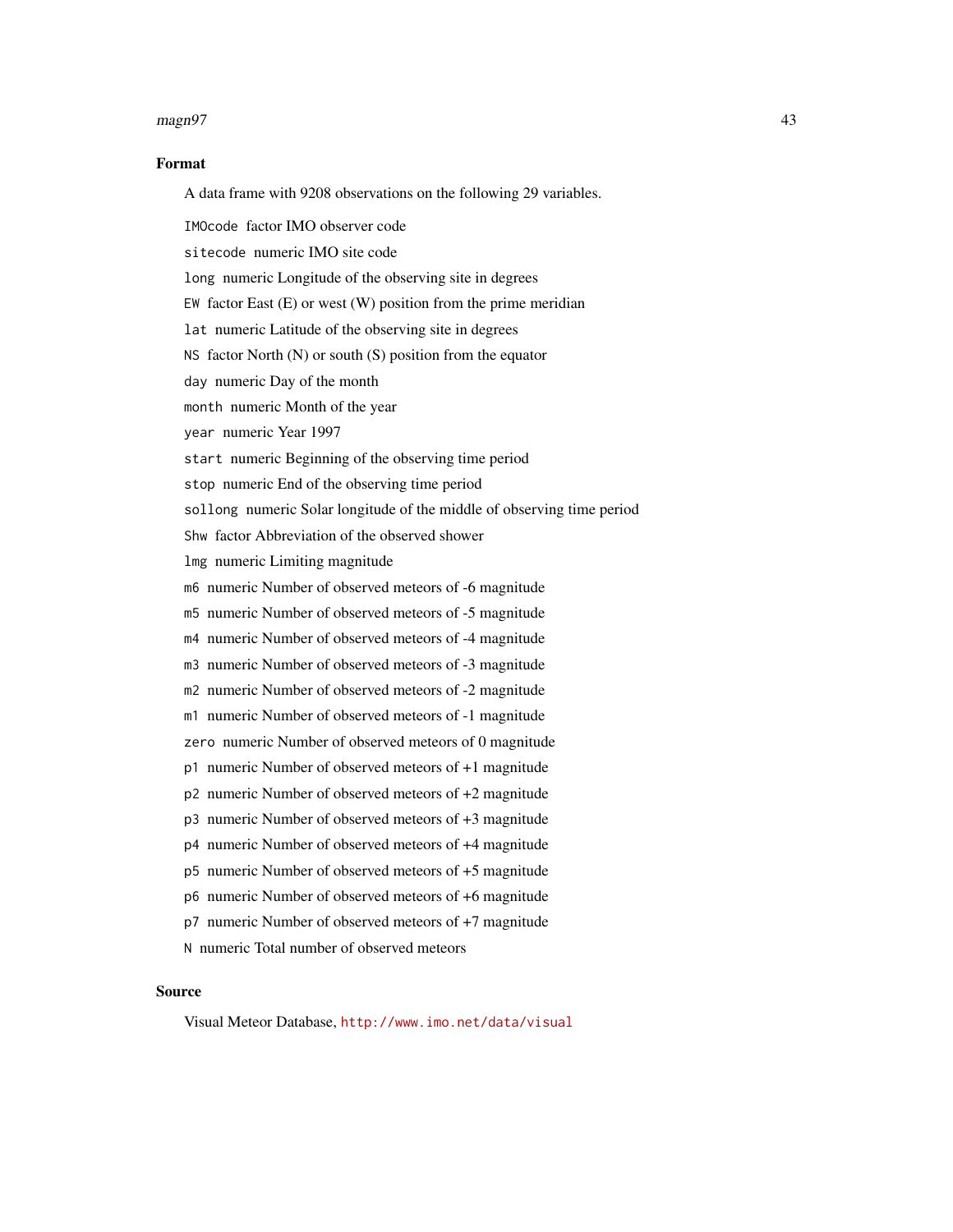### Format

A data frame with 9208 observations on the following 29 variables.

`IMOcode` factor IMO observer code

`sitecode` numeric IMO site code

`long` numeric Longitude of the observing site in degrees

`EW` factor East (E) or west (W) position from the prime meridian

`lat` numeric Latitude of the observing site in degrees

`NS` factor North (N) or south (S) position from the equator

`day` numeric Day of the month

`month` numeric Month of the year

`year` numeric Year 1997

`start` numeric Beginning of the observing time period

`stop` numeric End of the observing time period

`sollong` numeric Solar longitude of the middle of observing time period

`Shw` factor Abbreviation of the observed shower

`lmg` numeric Limiting magnitude

`m6` numeric Number of observed meteors of -6 magnitude

`m5` numeric Number of observed meteors of -5 magnitude

`m4` numeric Number of observed meteors of -4 magnitude

`m3` numeric Number of observed meteors of -3 magnitude

`m2` numeric Number of observed meteors of -2 magnitude

`m1` numeric Number of observed meteors of -1 magnitude

`zero` numeric Number of observed meteors of 0 magnitude

`p1` numeric Number of observed meteors of +1 magnitude

`p2` numeric Number of observed meteors of +2 magnitude

`p3` numeric Number of observed meteors of +3 magnitude

`p4` numeric Number of observed meteors of +4 magnitude

`p5` numeric Number of observed meteors of +5 magnitude

`p6` numeric Number of observed meteors of +6 magnitude

`p7` numeric Number of observed meteors of +7 magnitude

`N` numeric Total number of observed meteors

### Source

Visual Meteor Database, http://www.imo.net/data/visual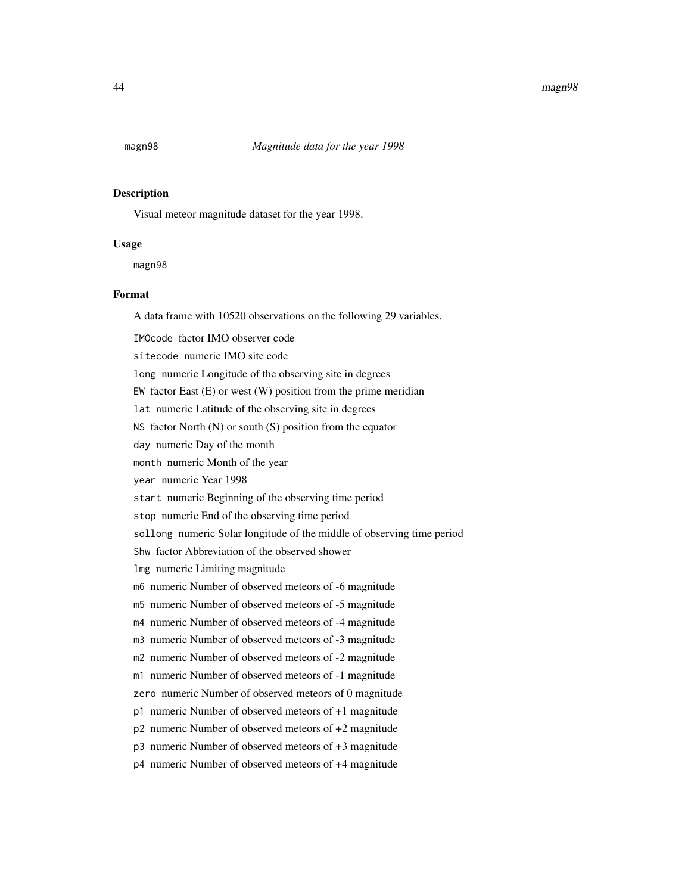## magn98 *Magnitude data for the year 1998*

### Description

Visual meteor magnitude dataset for the year 1998.

### Usage

```
magn98
```

### Format

A data frame with 10520 observations on the following 29 variables.

`IMOcode` factor IMO observer code

`sitecode` numeric IMO site code

`long` numeric Longitude of the observing site in degrees

`EW` factor East (E) or west (W) position from the prime meridian

`lat` numeric Latitude of the observing site in degrees

`NS` factor North (N) or south (S) position from the equator

`day` numeric Day of the month

`month` numeric Month of the year

`year` numeric Year 1998

`start` numeric Beginning of the observing time period

`stop` numeric End of the observing time period

`sollong` numeric Solar longitude of the middle of observing time period

`Shw` factor Abbreviation of the observed shower

`lmg` numeric Limiting magnitude

`m6` numeric Number of observed meteors of -6 magnitude

`m5` numeric Number of observed meteors of -5 magnitude

`m4` numeric Number of observed meteors of -4 magnitude

`m3` numeric Number of observed meteors of -3 magnitude

`m2` numeric Number of observed meteors of -2 magnitude

`m1` numeric Number of observed meteors of -1 magnitude

`zero` numeric Number of observed meteors of 0 magnitude

`p1` numeric Number of observed meteors of +1 magnitude

`p2` numeric Number of observed meteors of +2 magnitude

`p3` numeric Number of observed meteors of +3 magnitude

`p4` numeric Number of observed meteors of +4 magnitude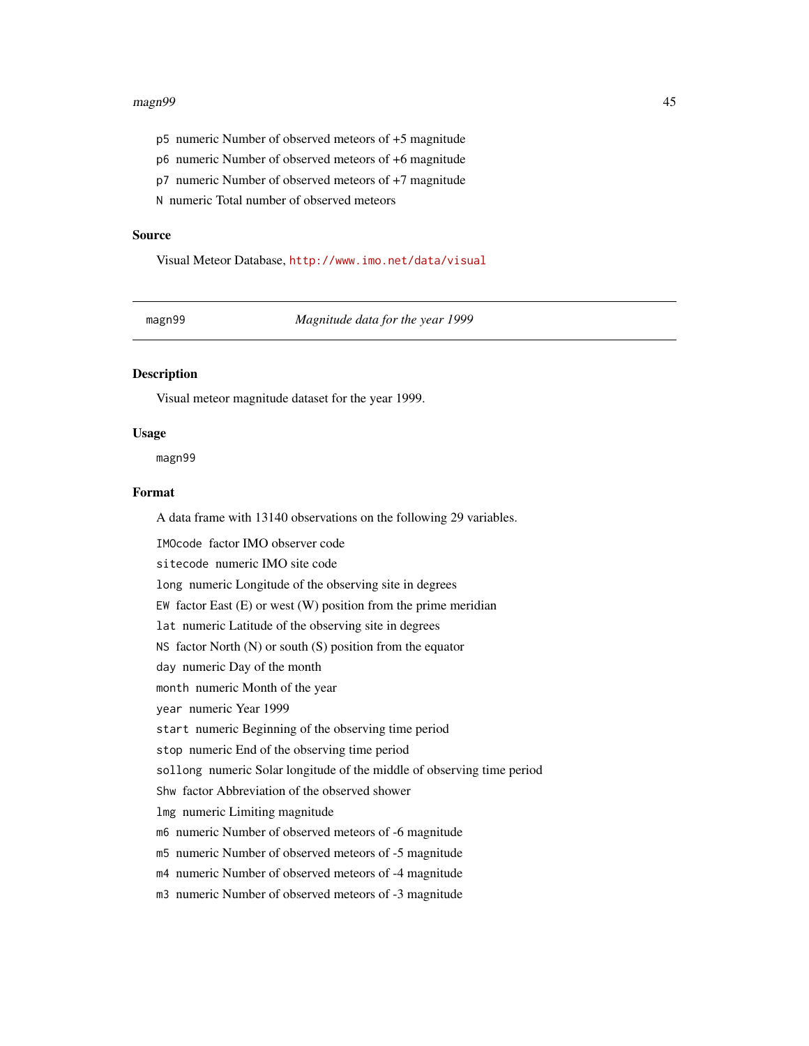p5 numeric Number of observed meteors of +5 magnitude

p6 numeric Number of observed meteors of +6 magnitude

p7 numeric Number of observed meteors of +7 magnitude

N numeric Total number of observed meteors

### Source

Visual Meteor Database, http://www.imo.net/data/visual

---

## magn99 — *Magnitude data for the year 1999*

---

### Description

Visual meteor magnitude dataset for the year 1999.

### Usage

```
magn99
```

### Format

A data frame with 13140 observations on the following 29 variables.

`IMOcode` factor IMO observer code

`sitecode` numeric IMO site code

`long` numeric Longitude of the observing site in degrees

`EW` factor East (E) or west (W) position from the prime meridian

`lat` numeric Latitude of the observing site in degrees

`NS` factor North (N) or south (S) position from the equator

`day` numeric Day of the month

`month` numeric Month of the year

`year` numeric Year 1999

`start` numeric Beginning of the observing time period

`stop` numeric End of the observing time period

`sollong` numeric Solar longitude of the middle of observing time period

`Shw` factor Abbreviation of the observed shower

`lmg` numeric Limiting magnitude

`m6` numeric Number of observed meteors of -6 magnitude

`m5` numeric Number of observed meteors of -5 magnitude

`m4` numeric Number of observed meteors of -4 magnitude

`m3` numeric Number of observed meteors of -3 magnitude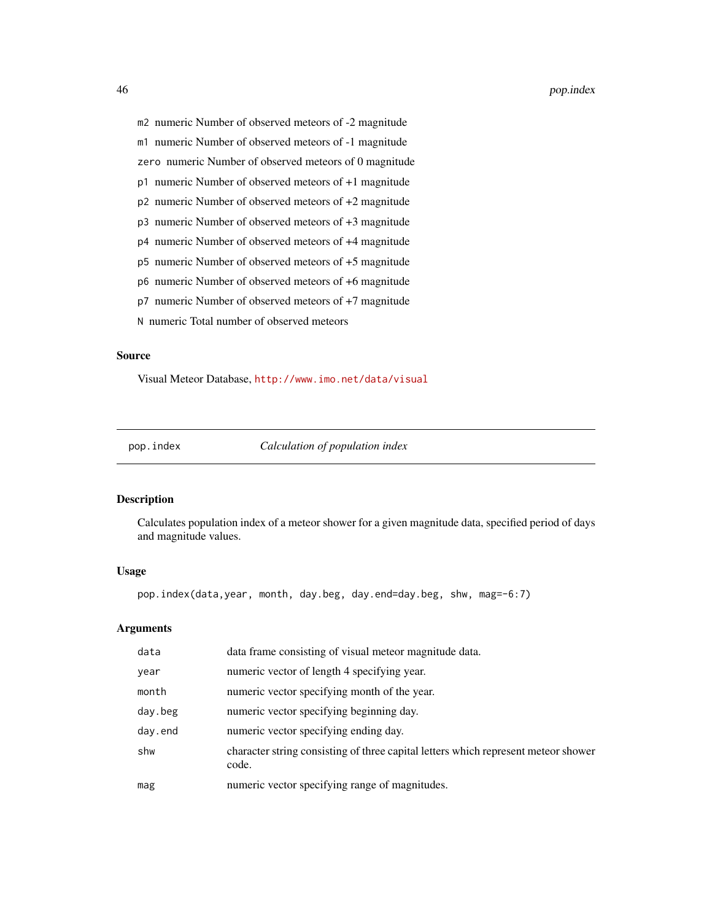m2 numeric Number of observed meteors of -2 magnitude

m1 numeric Number of observed meteors of -1 magnitude

zero numeric Number of observed meteors of 0 magnitude

p1 numeric Number of observed meteors of +1 magnitude

p2 numeric Number of observed meteors of +2 magnitude

p3 numeric Number of observed meteors of +3 magnitude

p4 numeric Number of observed meteors of +4 magnitude

p5 numeric Number of observed meteors of +5 magnitude

p6 numeric Number of observed meteors of +6 magnitude

p7 numeric Number of observed meteors of +7 magnitude

N numeric Total number of observed meteors

### Source

Visual Meteor Database, http://www.imo.net/data/visual

---

## pop.index *Calculation of population index*

---

### Description

Calculates population index of a meteor shower for a given magnitude data, specified period of days and magnitude values.

### Usage

```
pop.index(data,year, month, day.beg, day.end=day.beg, shw, mag=-6:7)
```

### Arguments

| | |
|---|---|
| data | data frame consisting of visual meteor magnitude data. |
| year | numeric vector of length 4 specifying year. |
| month | numeric vector specifying month of the year. |
| day.beg | numeric vector specifying beginning day. |
| day.end | numeric vector specifying ending day. |
| shw | character string consisting of three capital letters which represent meteor shower code. |
| mag | numeric vector specifying range of magnitudes. |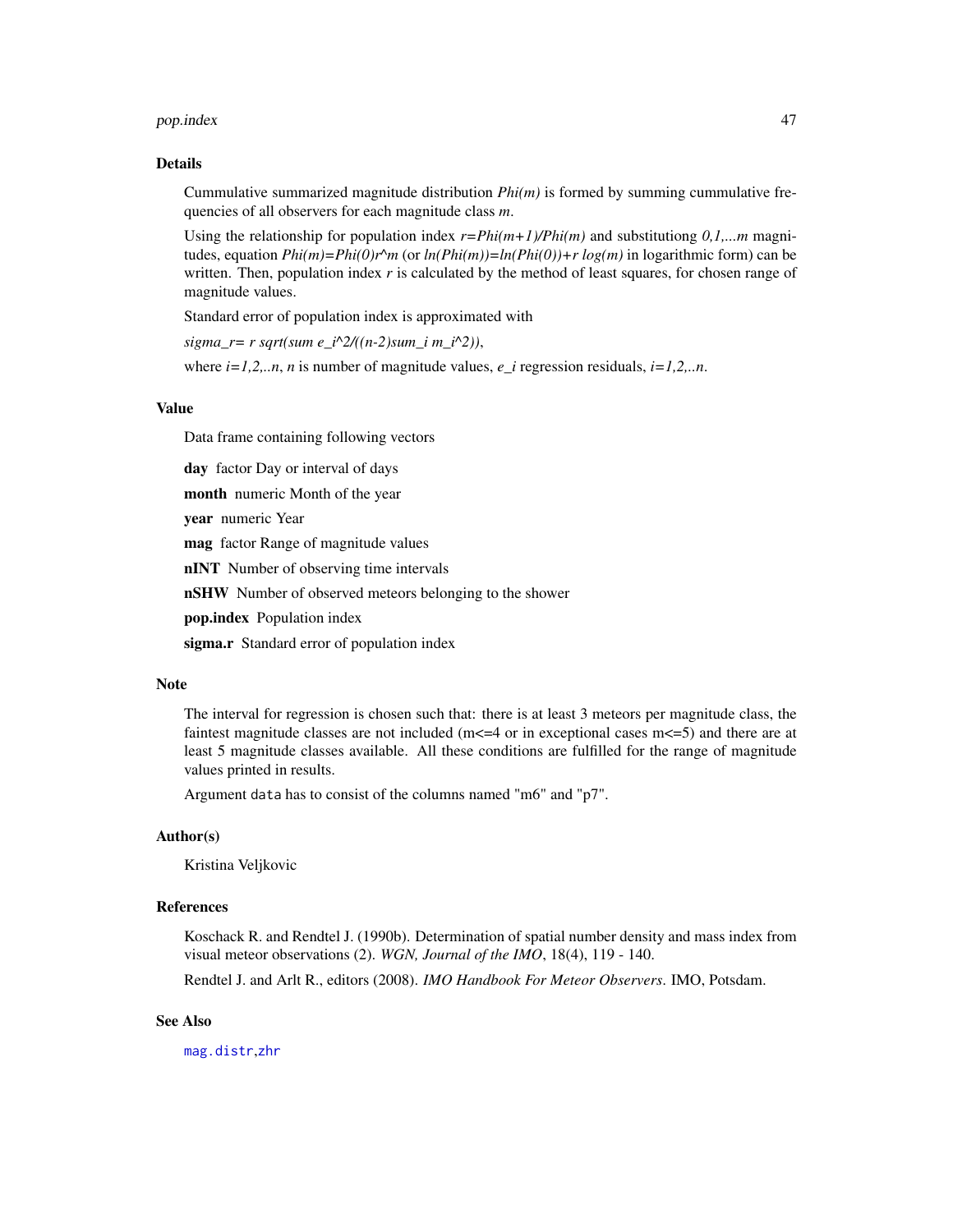### Details

Cummulative summarized magnitude distribution *Phi(m)* is formed by summing cummulative frequencies of all observers for each magnitude class *m*.

Using the relationship for population index *r=Phi(m+1)/Phi(m)* and substitutiong *0,1,...m* magnitudes, equation *Phi(m)=Phi(0)r^m* (or *ln(Phi(m))=ln(Phi(0))+r log(m)* in logarithmic form) can be written. Then, population index *r* is calculated by the method of least squares, for chosen range of magnitude values.

Standard error of population index is approximated with

*sigma_r= r sqrt(sum e_i^2/((n-2)sum_i m_i^2))*,

where *i=1,2,..n*, *n* is number of magnitude values, *e_i* regression residuals, *i=1,2,..n*.

### Value

Data frame containing following vectors

**day** factor Day or interval of days

**month** numeric Month of the year

**year** numeric Year

**mag** factor Range of magnitude values

**nINT** Number of observing time intervals

**nSHW** Number of observed meteors belonging to the shower

**pop.index** Population index

**sigma.r** Standard error of population index

### Note

The interval for regression is chosen such that: there is at least 3 meteors per magnitude class, the faintest magnitude classes are not included (m<=4 or in exceptional cases m<=5) and there are at least 5 magnitude classes available. All these conditions are fulfilled for the range of magnitude values printed in results.

Argument `data` has to consist of the columns named "m6" and "p7".

### Author(s)

Kristina Veljkovic

### References

Koschack R. and Rendtel J. (1990b). Determination of spatial number density and mass index from visual meteor observations (2). *WGN, Journal of the IMO*, 18(4), 119 - 140.

Rendtel J. and Arlt R., editors (2008). *IMO Handbook For Meteor Observers*. IMO, Potsdam.

### See Also

`mag.distr`,`zhr`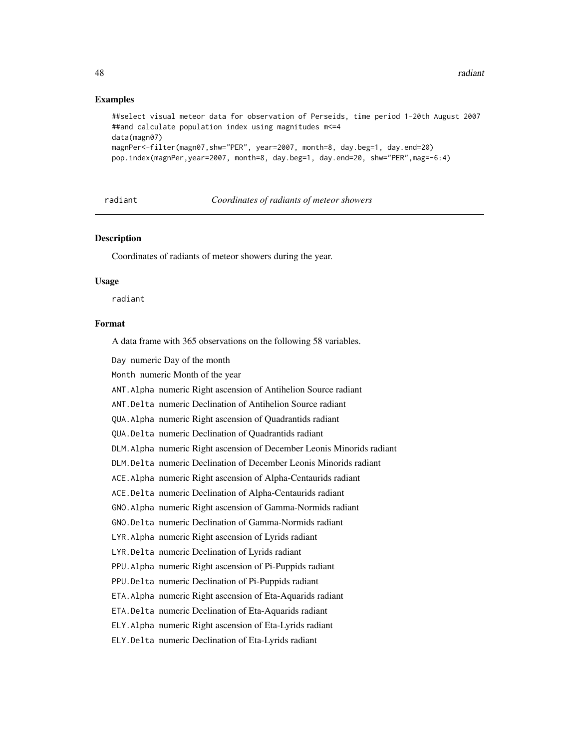## Examples

```
##select visual meteor data for observation of Perseids, time period 1-20th August 2007
##and calculate population index using magnitudes m<=4
data(magn07)
magnPer<-filter(magn07,shw="PER", year=2007, month=8, day.beg=1, day.end=20)
pop.index(magnPer,year=2007, month=8, day.beg=1, day.end=20, shw="PER",mag=-6:4)
```

---

radiant *Coordinates of radiants of meteor showers*

---

## Description

Coordinates of radiants of meteor showers during the year.

## Usage

```
radiant
```

## Format

A data frame with 365 observations on the following 58 variables.

`Day` numeric Day of the month

`Month` numeric Month of the year

`ANT.Alpha` numeric Right ascension of Antihelion Source radiant

`ANT.Delta` numeric Declination of Antihelion Source radiant

`QUA.Alpha` numeric Right ascension of Quadrantids radiant

`QUA.Delta` numeric Declination of Quadrantids radiant

`DLM.Alpha` numeric Right ascension of December Leonis Minorids radiant

`DLM.Delta` numeric Declination of December Leonis Minorids radiant

`ACE.Alpha` numeric Right ascension of Alpha-Centaurids radiant

`ACE.Delta` numeric Declination of Alpha-Centaurids radiant

`GNO.Alpha` numeric Right ascension of Gamma-Normids radiant

`GNO.Delta` numeric Declination of Gamma-Normids radiant

`LYR.Alpha` numeric Right ascension of Lyrids radiant

`LYR.Delta` numeric Declination of Lyrids radiant

`PPU.Alpha` numeric Right ascension of Pi-Puppids radiant

`PPU.Delta` numeric Declination of Pi-Puppids radiant

`ETA.Alpha` numeric Right ascension of Eta-Aquarids radiant

`ETA.Delta` numeric Declination of Eta-Aquarids radiant

`ELY.Alpha` numeric Right ascension of Eta-Lyrids radiant

`ELY.Delta` numeric Declination of Eta-Lyrids radiant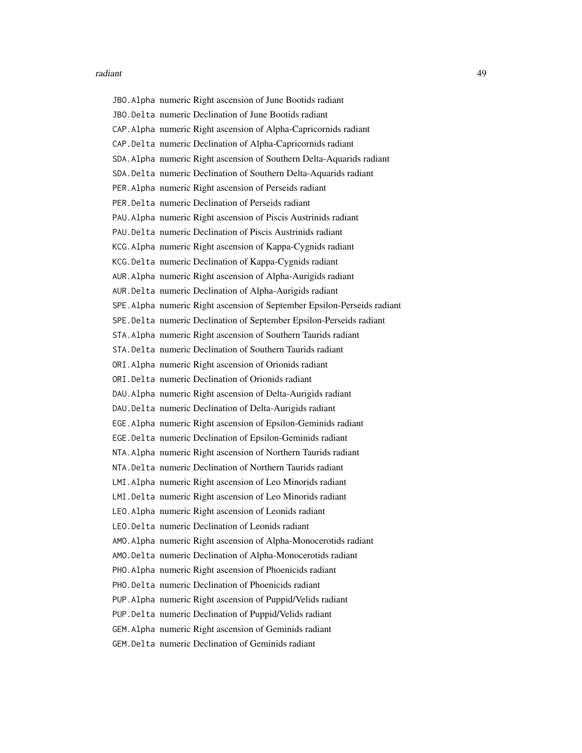JBO.Alpha numeric Right ascension of June Bootids radiant

JBO.Delta numeric Declination of June Bootids radiant

CAP.Alpha numeric Right ascension of Alpha-Capricornids radiant

CAP.Delta numeric Declination of Alpha-Capricornids radiant

SDA.Alpha numeric Right ascension of Southern Delta-Aquarids radiant

SDA.Delta numeric Declination of Southern Delta-Aquarids radiant

PER.Alpha numeric Right ascension of Perseids radiant

PER.Delta numeric Declination of Perseids radiant

PAU.Alpha numeric Right ascension of Piscis Austrinids radiant

PAU.Delta numeric Declination of Piscis Austrinids radiant

KCG.Alpha numeric Right ascension of Kappa-Cygnids radiant

KCG.Delta numeric Declination of Kappa-Cygnids radiant

AUR.Alpha numeric Right ascension of Alpha-Aurigids radiant

AUR.Delta numeric Declination of Alpha-Aurigids radiant

SPE.Alpha numeric Right ascension of September Epsilon-Perseids radiant

SPE.Delta numeric Declination of September Epsilon-Perseids radiant

STA.Alpha numeric Right ascension of Southern Taurids radiant

STA.Delta numeric Declination of Southern Taurids radiant

ORI.Alpha numeric Right ascension of Orionids radiant

ORI.Delta numeric Declination of Orionids radiant

DAU.Alpha numeric Right ascension of Delta-Aurigids radiant

DAU.Delta numeric Declination of Delta-Aurigids radiant

EGE.Alpha numeric Right ascension of Epsilon-Geminids radiant

EGE.Delta numeric Declination of Epsilon-Geminids radiant

NTA.Alpha numeric Right ascension of Northern Taurids radiant

NTA.Delta numeric Declination of Northern Taurids radiant

LMI.Alpha numeric Right ascension of Leo Minorids radiant

LMI.Delta numeric Right ascension of Leo Minorids radiant

LEO.Alpha numeric Right ascension of Leonids radiant

LEO.Delta numeric Declination of Leonids radiant

AMO.Alpha numeric Right ascension of Alpha-Monocerotids radiant

AMO.Delta numeric Declination of Alpha-Monocerotids radiant

PHO.Alpha numeric Right ascension of Phoenicids radiant

PHO.Delta numeric Declination of Phoenicids radiant

PUP.Alpha numeric Right ascension of Puppid/Velids radiant

PUP.Delta numeric Declination of Puppid/Velids radiant

GEM.Alpha numeric Right ascension of Geminids radiant

GEM.Delta numeric Declination of Geminids radiant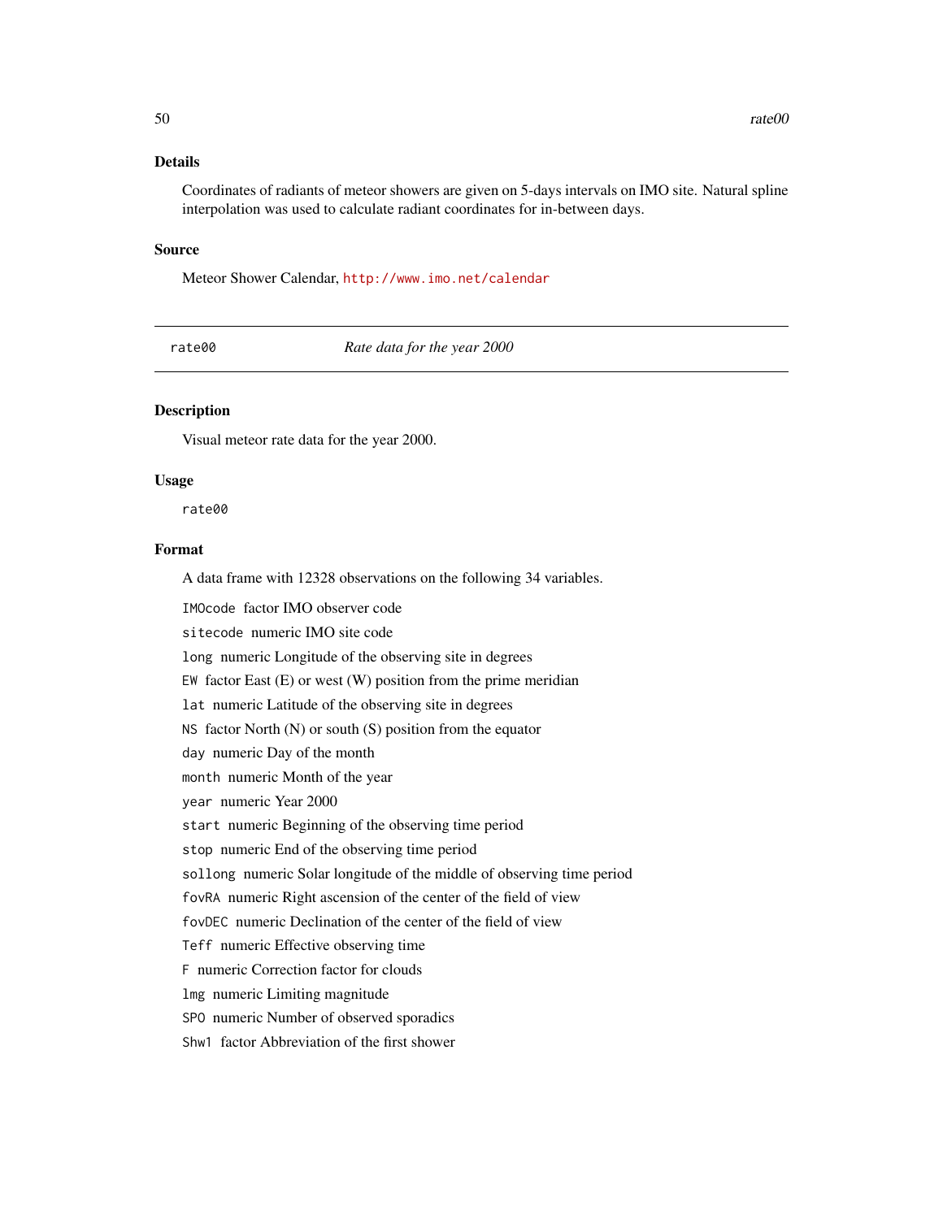## Details

Coordinates of radiants of meteor showers are given on 5-days intervals on IMO site. Natural spline interpolation was used to calculate radiant coordinates for in-between days.

## Source

Meteor Shower Calendar, http://www.imo.net/calendar

---

`rate00` *Rate data for the year 2000*

---

## Description

Visual meteor rate data for the year 2000.

## Usage

```
rate00
```

## Format

A data frame with 12328 observations on the following 34 variables.

- `IMOcode` factor IMO observer code
- `sitecode` numeric IMO site code
- `long` numeric Longitude of the observing site in degrees
- `EW` factor East (E) or west (W) position from the prime meridian
- `lat` numeric Latitude of the observing site in degrees
- `NS` factor North (N) or south (S) position from the equator
- `day` numeric Day of the month
- `month` numeric Month of the year
- `year` numeric Year 2000
- `start` numeric Beginning of the observing time period
- `stop` numeric End of the observing time period
- `sollong` numeric Solar longitude of the middle of observing time period
- `fovRA` numeric Right ascension of the center of the field of view
- `fovDEC` numeric Declination of the center of the field of view
- `Teff` numeric Effective observing time
- `F` numeric Correction factor for clouds
- `lmg` numeric Limiting magnitude
- `SPO` numeric Number of observed sporadics
- `Shw1` factor Abbreviation of the first shower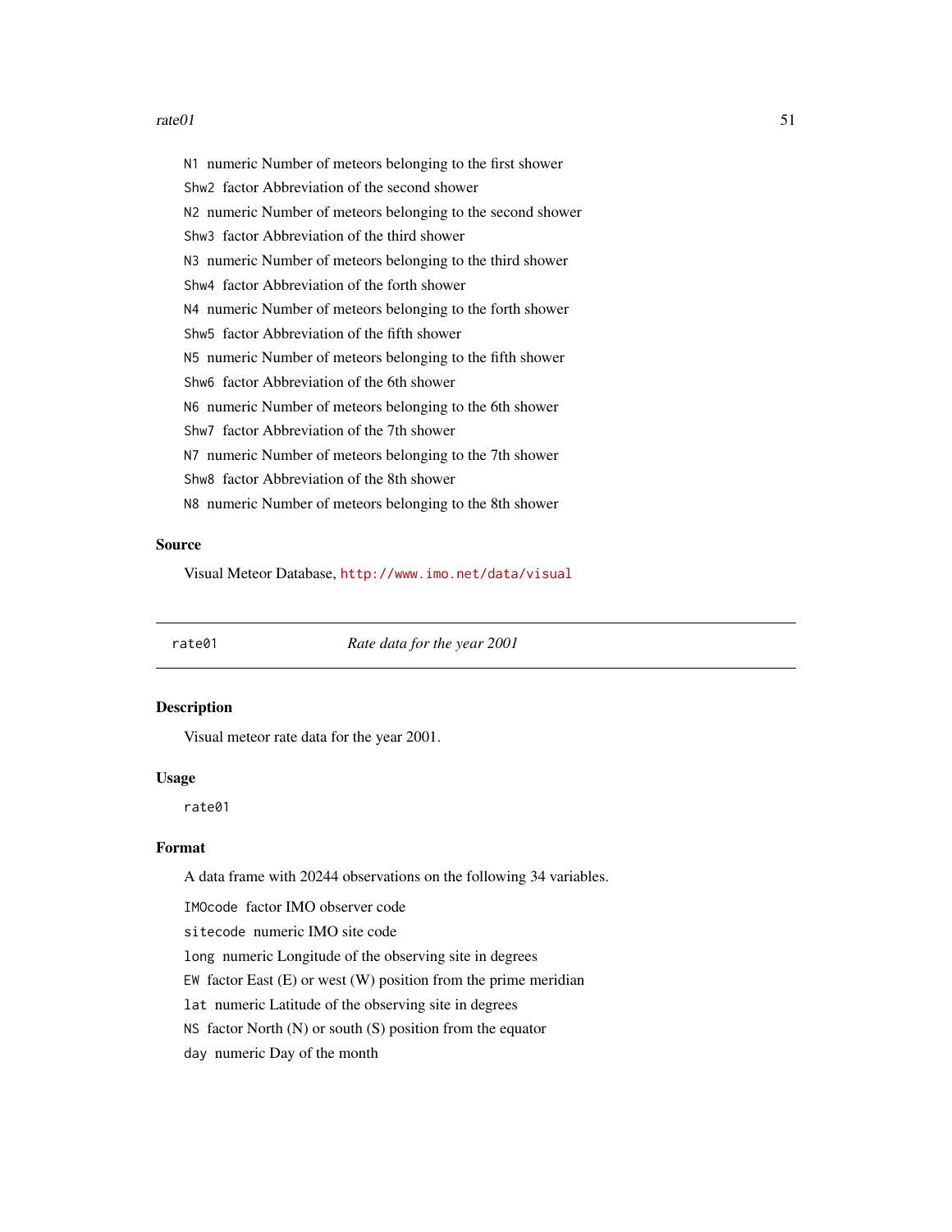N1 numeric Number of meteors belonging to the first shower

Shw2 factor Abbreviation of the second shower

N2 numeric Number of meteors belonging to the second shower

Shw3 factor Abbreviation of the third shower

N3 numeric Number of meteors belonging to the third shower

Shw4 factor Abbreviation of the forth shower

N4 numeric Number of meteors belonging to the forth shower

Shw5 factor Abbreviation of the fifth shower

N5 numeric Number of meteors belonging to the fifth shower

Shw6 factor Abbreviation of the 6th shower

N6 numeric Number of meteors belonging to the 6th shower

Shw7 factor Abbreviation of the 7th shower

N7 numeric Number of meteors belonging to the 7th shower

Shw8 factor Abbreviation of the 8th shower

N8 numeric Number of meteors belonging to the 8th shower

### Source

Visual Meteor Database, http://www.imo.net/data/visual

---

## rate01 *Rate data for the year 2001*

### Description

Visual meteor rate data for the year 2001.

### Usage

```
rate01
```

### Format

A data frame with 20244 observations on the following 34 variables.

IMOcode factor IMO observer code

sitecode numeric IMO site code

long numeric Longitude of the observing site in degrees

EW factor East (E) or west (W) position from the prime meridian

lat numeric Latitude of the observing site in degrees

NS factor North (N) or south (S) position from the equator

day numeric Day of the month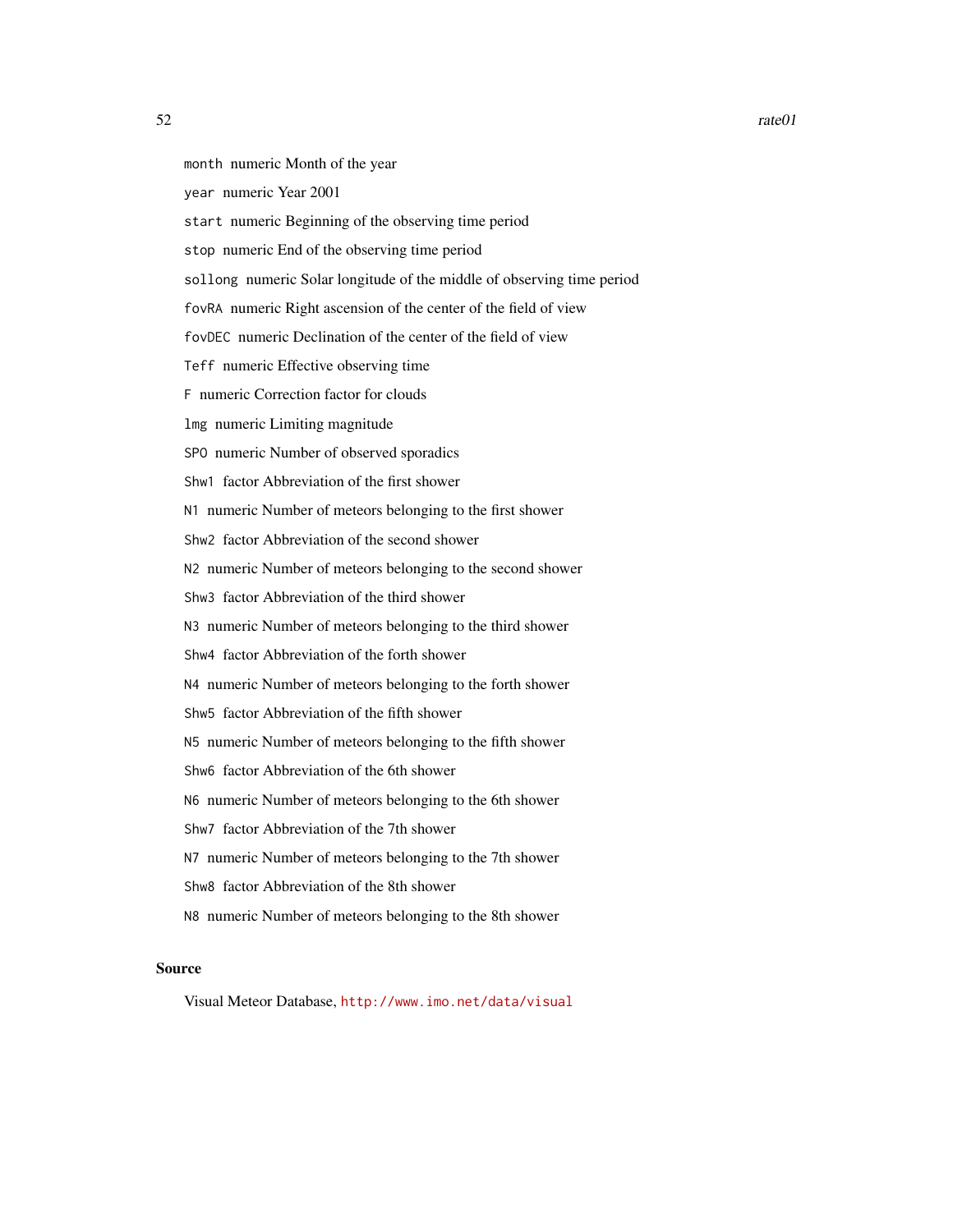`month` numeric Month of the year

`year` numeric Year 2001

`start` numeric Beginning of the observing time period

`stop` numeric End of the observing time period

`sollong` numeric Solar longitude of the middle of observing time period

`fovRA` numeric Right ascension of the center of the field of view

`fovDEC` numeric Declination of the center of the field of view

`Teff` numeric Effective observing time

`F` numeric Correction factor for clouds

`lmg` numeric Limiting magnitude

`SPO` numeric Number of observed sporadics

`Shw1` factor Abbreviation of the first shower

`N1` numeric Number of meteors belonging to the first shower

`Shw2` factor Abbreviation of the second shower

`N2` numeric Number of meteors belonging to the second shower

`Shw3` factor Abbreviation of the third shower

`N3` numeric Number of meteors belonging to the third shower

`Shw4` factor Abbreviation of the forth shower

`N4` numeric Number of meteors belonging to the forth shower

`Shw5` factor Abbreviation of the fifth shower

`N5` numeric Number of meteors belonging to the fifth shower

`Shw6` factor Abbreviation of the 6th shower

`N6` numeric Number of meteors belonging to the 6th shower

`Shw7` factor Abbreviation of the 7th shower

`N7` numeric Number of meteors belonging to the 7th shower

`Shw8` factor Abbreviation of the 8th shower

`N8` numeric Number of meteors belonging to the 8th shower

### Source

Visual Meteor Database, http://www.imo.net/data/visual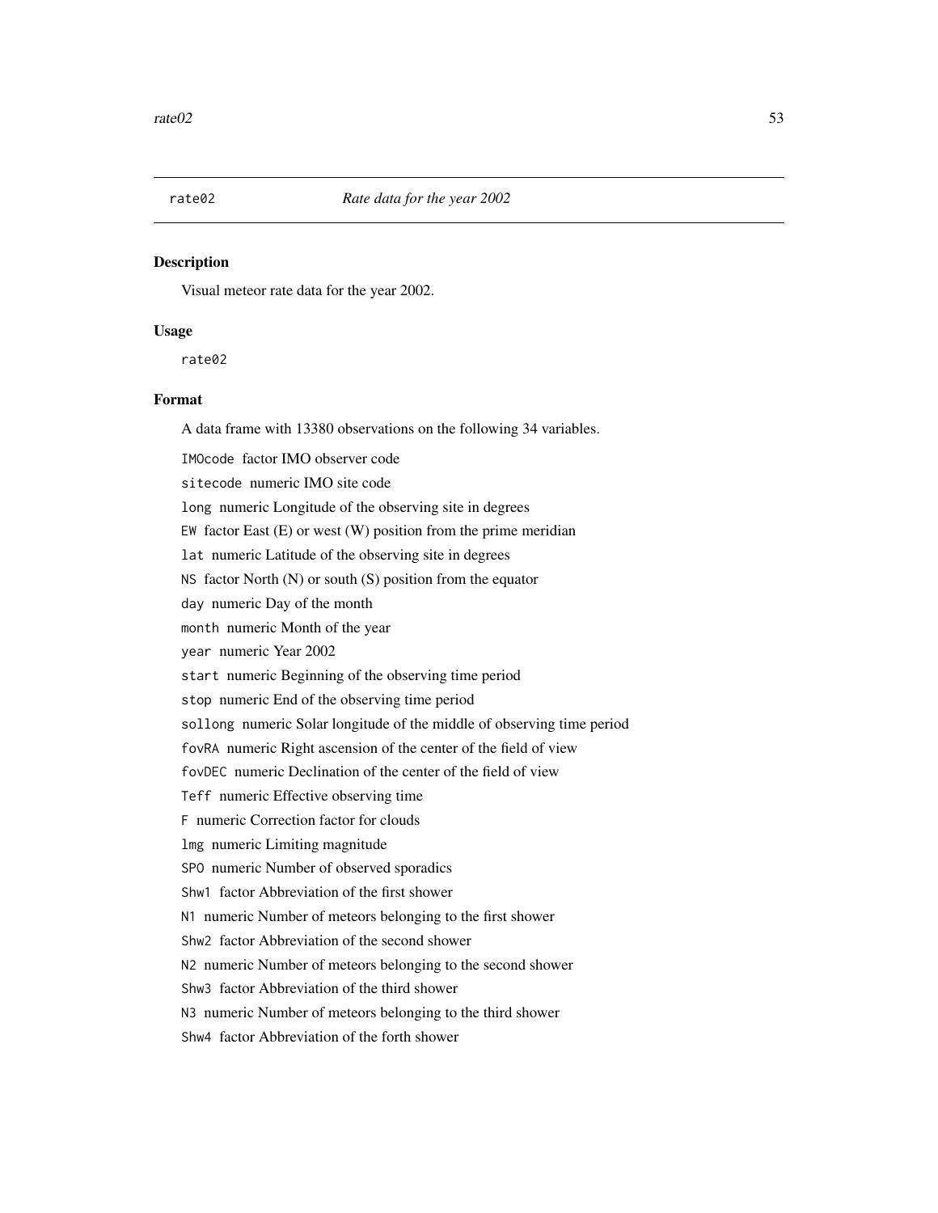## rate02 *Rate data for the year 2002*

### Description

Visual meteor rate data for the year 2002.

### Usage

```
rate02
```

### Format

A data frame with 13380 observations on the following 34 variables.

`IMOcode` factor IMO observer code

`sitecode` numeric IMO site code

`long` numeric Longitude of the observing site in degrees

`EW` factor East (E) or west (W) position from the prime meridian

`lat` numeric Latitude of the observing site in degrees

`NS` factor North (N) or south (S) position from the equator

`day` numeric Day of the month

`month` numeric Month of the year

`year` numeric Year 2002

`start` numeric Beginning of the observing time period

`stop` numeric End of the observing time period

`sollong` numeric Solar longitude of the middle of observing time period

`fovRA` numeric Right ascension of the center of the field of view

`fovDEC` numeric Declination of the center of the field of view

`Teff` numeric Effective observing time

`F` numeric Correction factor for clouds

`lmg` numeric Limiting magnitude

`SPO` numeric Number of observed sporadics

`Shw1` factor Abbreviation of the first shower

`N1` numeric Number of meteors belonging to the first shower

`Shw2` factor Abbreviation of the second shower

`N2` numeric Number of meteors belonging to the second shower

`Shw3` factor Abbreviation of the third shower

`N3` numeric Number of meteors belonging to the third shower

`Shw4` factor Abbreviation of the forth shower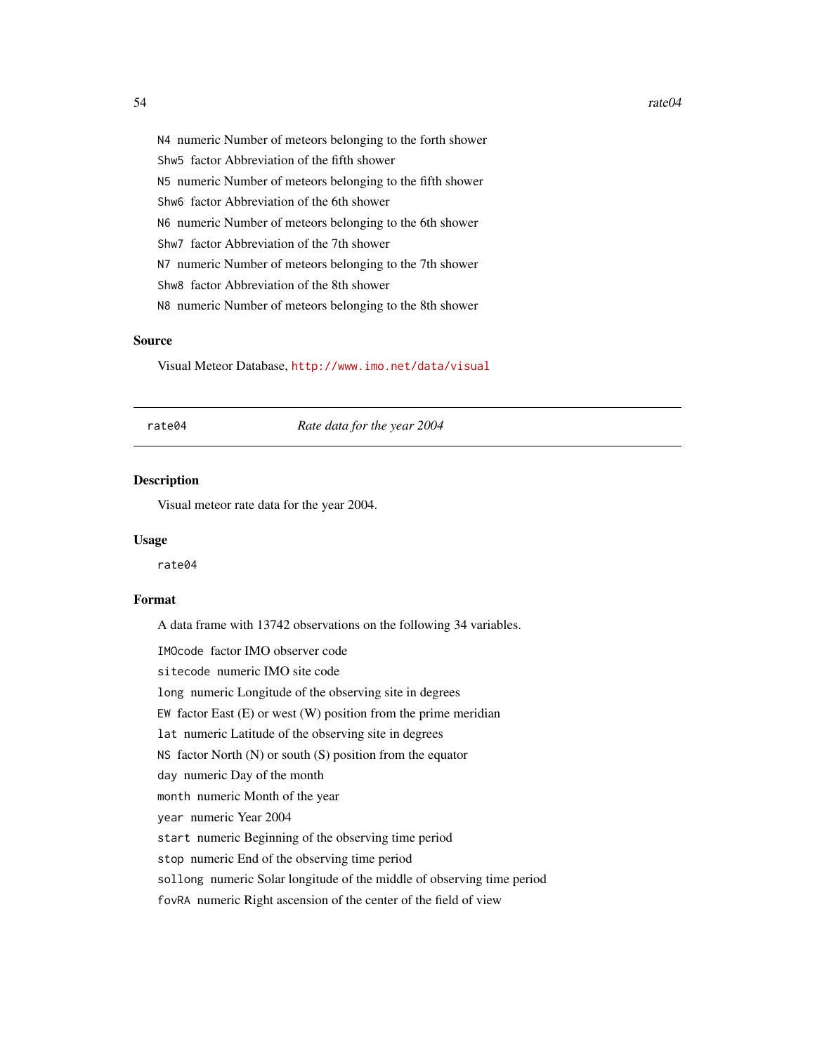N4 numeric Number of meteors belonging to the forth shower

Shw5 factor Abbreviation of the fifth shower

N5 numeric Number of meteors belonging to the fifth shower

Shw6 factor Abbreviation of the 6th shower

N6 numeric Number of meteors belonging to the 6th shower

Shw7 factor Abbreviation of the 7th shower

N7 numeric Number of meteors belonging to the 7th shower

Shw8 factor Abbreviation of the 8th shower

N8 numeric Number of meteors belonging to the 8th shower

### Source

Visual Meteor Database, http://www.imo.net/data/visual

---

## rate04 *Rate data for the year 2004*

### Description

Visual meteor rate data for the year 2004.

### Usage

```
rate04
```

### Format

A data frame with 13742 observations on the following 34 variables.

IMOcode factor IMO observer code

sitecode numeric IMO site code

long numeric Longitude of the observing site in degrees

EW factor East (E) or west (W) position from the prime meridian

lat numeric Latitude of the observing site in degrees

NS factor North (N) or south (S) position from the equator

day numeric Day of the month

month numeric Month of the year

year numeric Year 2004

start numeric Beginning of the observing time period

stop numeric End of the observing time period

sollong numeric Solar longitude of the middle of observing time period

fovRA numeric Right ascension of the center of the field of view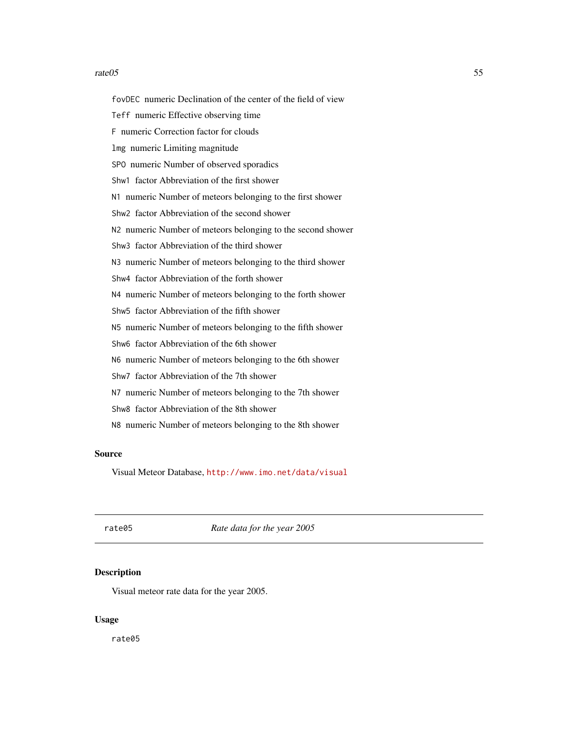`fovDEC` numeric Declination of the center of the field of view

`Teff` numeric Effective observing time

`F` numeric Correction factor for clouds

`lmg` numeric Limiting magnitude

`SPO` numeric Number of observed sporadics

`Shw1` factor Abbreviation of the first shower

`N1` numeric Number of meteors belonging to the first shower

`Shw2` factor Abbreviation of the second shower

`N2` numeric Number of meteors belonging to the second shower

`Shw3` factor Abbreviation of the third shower

`N3` numeric Number of meteors belonging to the third shower

`Shw4` factor Abbreviation of the forth shower

`N4` numeric Number of meteors belonging to the forth shower

`Shw5` factor Abbreviation of the fifth shower

`N5` numeric Number of meteors belonging to the fifth shower

`Shw6` factor Abbreviation of the 6th shower

`N6` numeric Number of meteors belonging to the 6th shower

`Shw7` factor Abbreviation of the 7th shower

`N7` numeric Number of meteors belonging to the 7th shower

`Shw8` factor Abbreviation of the 8th shower

`N8` numeric Number of meteors belonging to the 8th shower

### Source

Visual Meteor Database, http://www.imo.net/data/visual

---

## rate05 *Rate data for the year 2005*

---

### Description

Visual meteor rate data for the year 2005.

### Usage

```
rate05
```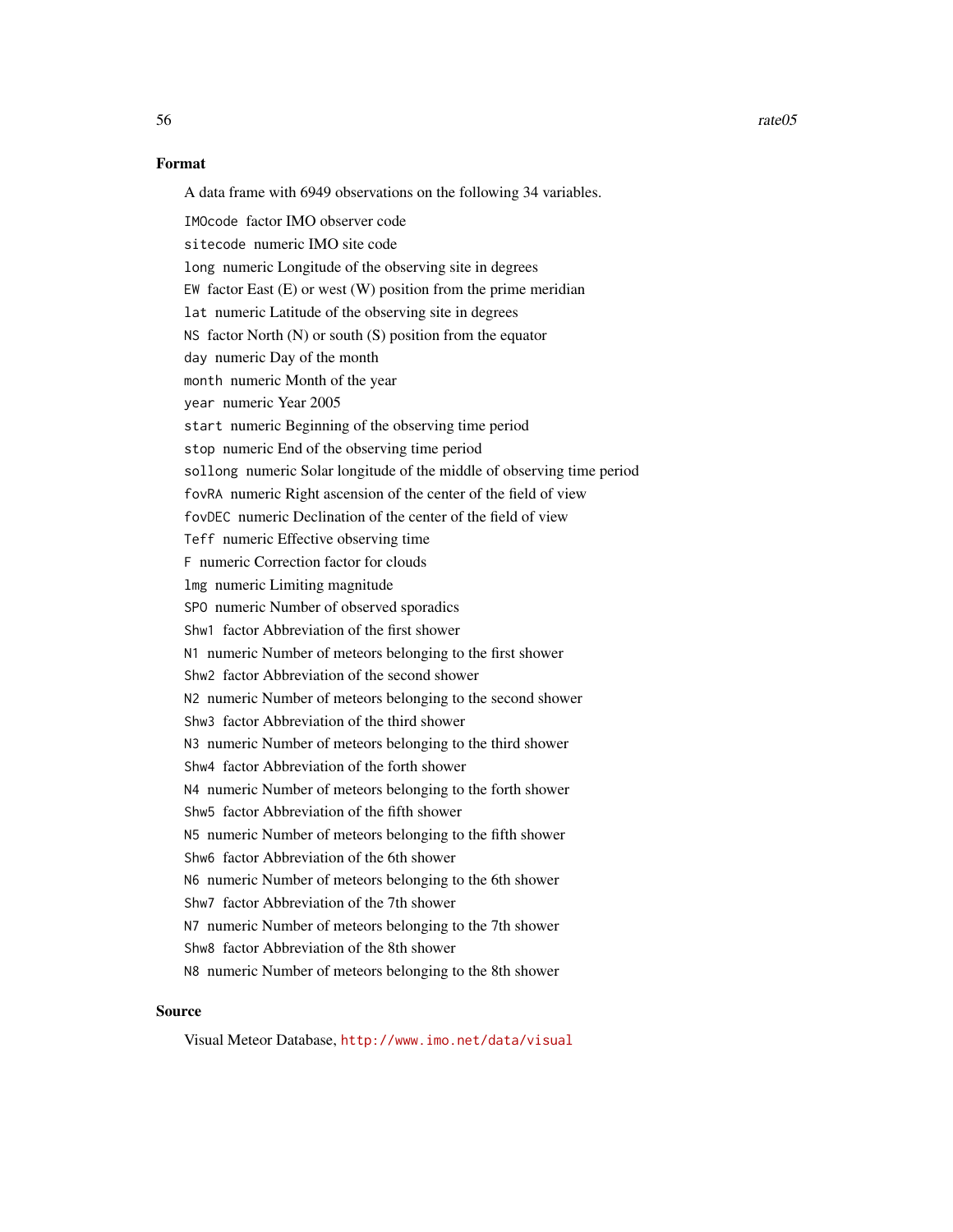## Format

A data frame with 6949 observations on the following 34 variables.

`IMOcode` factor IMO observer code

`sitecode` numeric IMO site code

`long` numeric Longitude of the observing site in degrees

`EW` factor East (E) or west (W) position from the prime meridian

`lat` numeric Latitude of the observing site in degrees

`NS` factor North (N) or south (S) position from the equator

`day` numeric Day of the month

`month` numeric Month of the year

`year` numeric Year 2005

`start` numeric Beginning of the observing time period

`stop` numeric End of the observing time period

`sollong` numeric Solar longitude of the middle of observing time period

`fovRA` numeric Right ascension of the center of the field of view

`fovDEC` numeric Declination of the center of the field of view

`Teff` numeric Effective observing time

`F` numeric Correction factor for clouds

`lmg` numeric Limiting magnitude

`SPO` numeric Number of observed sporadics

`Shw1` factor Abbreviation of the first shower

`N1` numeric Number of meteors belonging to the first shower

`Shw2` factor Abbreviation of the second shower

`N2` numeric Number of meteors belonging to the second shower

`Shw3` factor Abbreviation of the third shower

`N3` numeric Number of meteors belonging to the third shower

`Shw4` factor Abbreviation of the forth shower

`N4` numeric Number of meteors belonging to the forth shower

`Shw5` factor Abbreviation of the fifth shower

`N5` numeric Number of meteors belonging to the fifth shower

`Shw6` factor Abbreviation of the 6th shower

`N6` numeric Number of meteors belonging to the 6th shower

`Shw7` factor Abbreviation of the 7th shower

`N7` numeric Number of meteors belonging to the 7th shower

`Shw8` factor Abbreviation of the 8th shower

`N8` numeric Number of meteors belonging to the 8th shower

## Source

Visual Meteor Database, http://www.imo.net/data/visual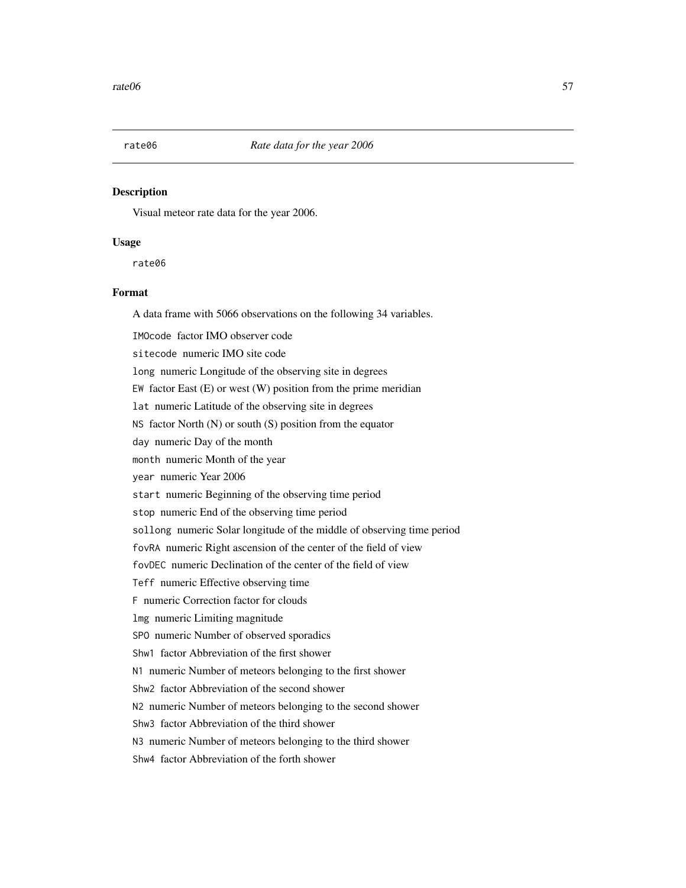rate06 *Rate data for the year 2006*

### Description

Visual meteor rate data for the year 2006.

### Usage

```
rate06
```

### Format

A data frame with 5066 observations on the following 34 variables.

`IMOcode` factor IMO observer code

`sitecode` numeric IMO site code

`long` numeric Longitude of the observing site in degrees

`EW` factor East (E) or west (W) position from the prime meridian

`lat` numeric Latitude of the observing site in degrees

`NS` factor North (N) or south (S) position from the equator

`day` numeric Day of the month

`month` numeric Month of the year

`year` numeric Year 2006

`start` numeric Beginning of the observing time period

`stop` numeric End of the observing time period

`sollong` numeric Solar longitude of the middle of observing time period

`fovRA` numeric Right ascension of the center of the field of view

`fovDEC` numeric Declination of the center of the field of view

`Teff` numeric Effective observing time

`F` numeric Correction factor for clouds

`lmg` numeric Limiting magnitude

`SPO` numeric Number of observed sporadics

`Shw1` factor Abbreviation of the first shower

`N1` numeric Number of meteors belonging to the first shower

`Shw2` factor Abbreviation of the second shower

`N2` numeric Number of meteors belonging to the second shower

`Shw3` factor Abbreviation of the third shower

`N3` numeric Number of meteors belonging to the third shower

`Shw4` factor Abbreviation of the forth shower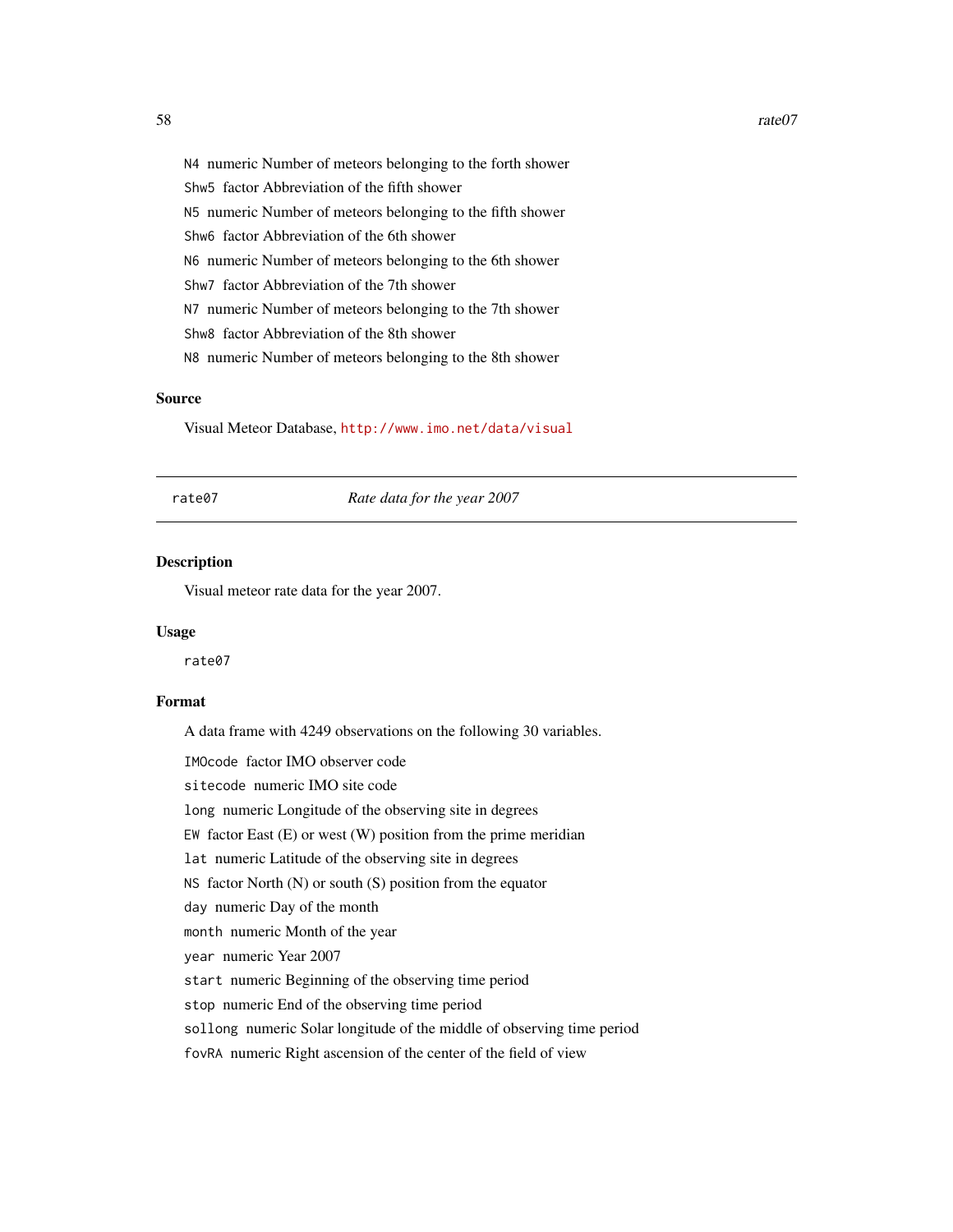N4 numeric Number of meteors belonging to the forth shower

Shw5 factor Abbreviation of the fifth shower

N5 numeric Number of meteors belonging to the fifth shower

Shw6 factor Abbreviation of the 6th shower

N6 numeric Number of meteors belonging to the 6th shower

Shw7 factor Abbreviation of the 7th shower

N7 numeric Number of meteors belonging to the 7th shower

Shw8 factor Abbreviation of the 8th shower

N8 numeric Number of meteors belonging to the 8th shower

### Source

Visual Meteor Database, http://www.imo.net/data/visual

---

## rate07 — *Rate data for the year 2007*

### Description

Visual meteor rate data for the year 2007.

### Usage

```
rate07
```

### Format

A data frame with 4249 observations on the following 30 variables.

IMOcode factor IMO observer code

sitecode numeric IMO site code

long numeric Longitude of the observing site in degrees

EW factor East (E) or west (W) position from the prime meridian

lat numeric Latitude of the observing site in degrees

NS factor North (N) or south (S) position from the equator

day numeric Day of the month

month numeric Month of the year

year numeric Year 2007

start numeric Beginning of the observing time period

stop numeric End of the observing time period

sollong numeric Solar longitude of the middle of observing time period

fovRA numeric Right ascension of the center of the field of view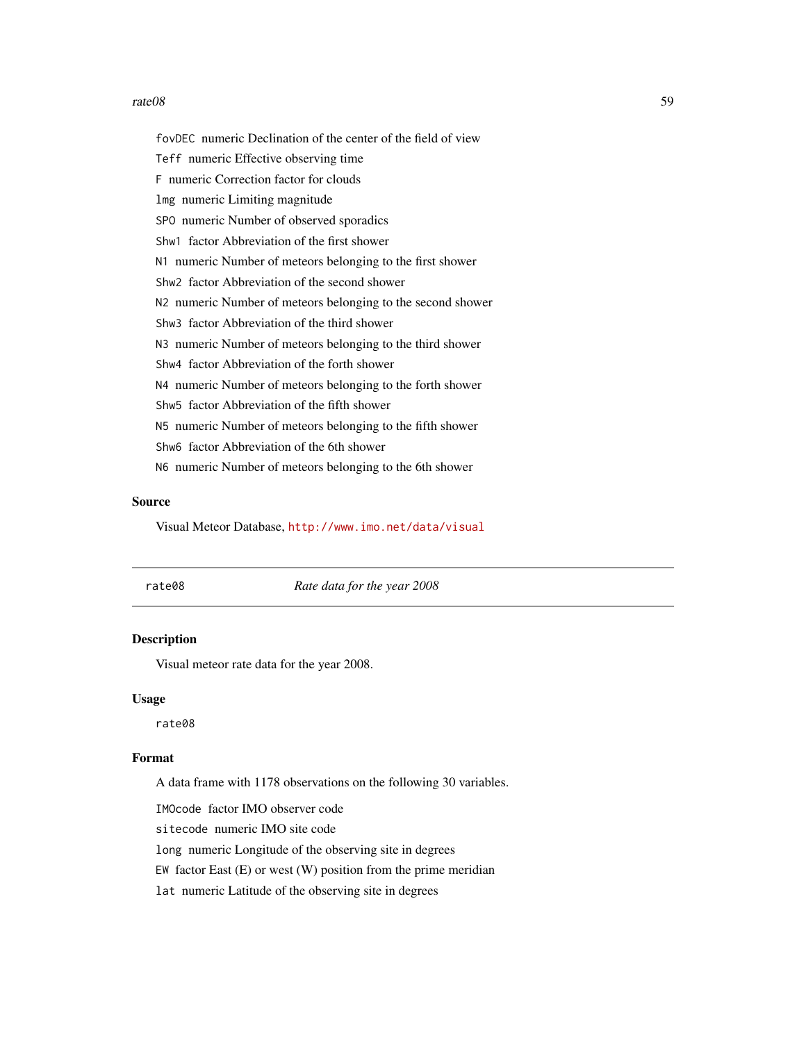fovDEC numeric Declination of the center of the field of view

Teff numeric Effective observing time

F numeric Correction factor for clouds

lmg numeric Limiting magnitude

SPO numeric Number of observed sporadics

Shw1 factor Abbreviation of the first shower

N1 numeric Number of meteors belonging to the first shower

Shw2 factor Abbreviation of the second shower

N2 numeric Number of meteors belonging to the second shower

Shw3 factor Abbreviation of the third shower

N3 numeric Number of meteors belonging to the third shower

Shw4 factor Abbreviation of the forth shower

N4 numeric Number of meteors belonging to the forth shower

Shw5 factor Abbreviation of the fifth shower

N5 numeric Number of meteors belonging to the fifth shower

Shw6 factor Abbreviation of the 6th shower

N6 numeric Number of meteors belonging to the 6th shower

### Source

Visual Meteor Database, http://www.imo.net/data/visual

---

## rate08 *Rate data for the year 2008*

### Description

Visual meteor rate data for the year 2008.

### Usage

```
rate08
```

### Format

A data frame with 1178 observations on the following 30 variables.

IMOcode factor IMO observer code

sitecode numeric IMO site code

long numeric Longitude of the observing site in degrees

EW factor East (E) or west (W) position from the prime meridian

lat numeric Latitude of the observing site in degrees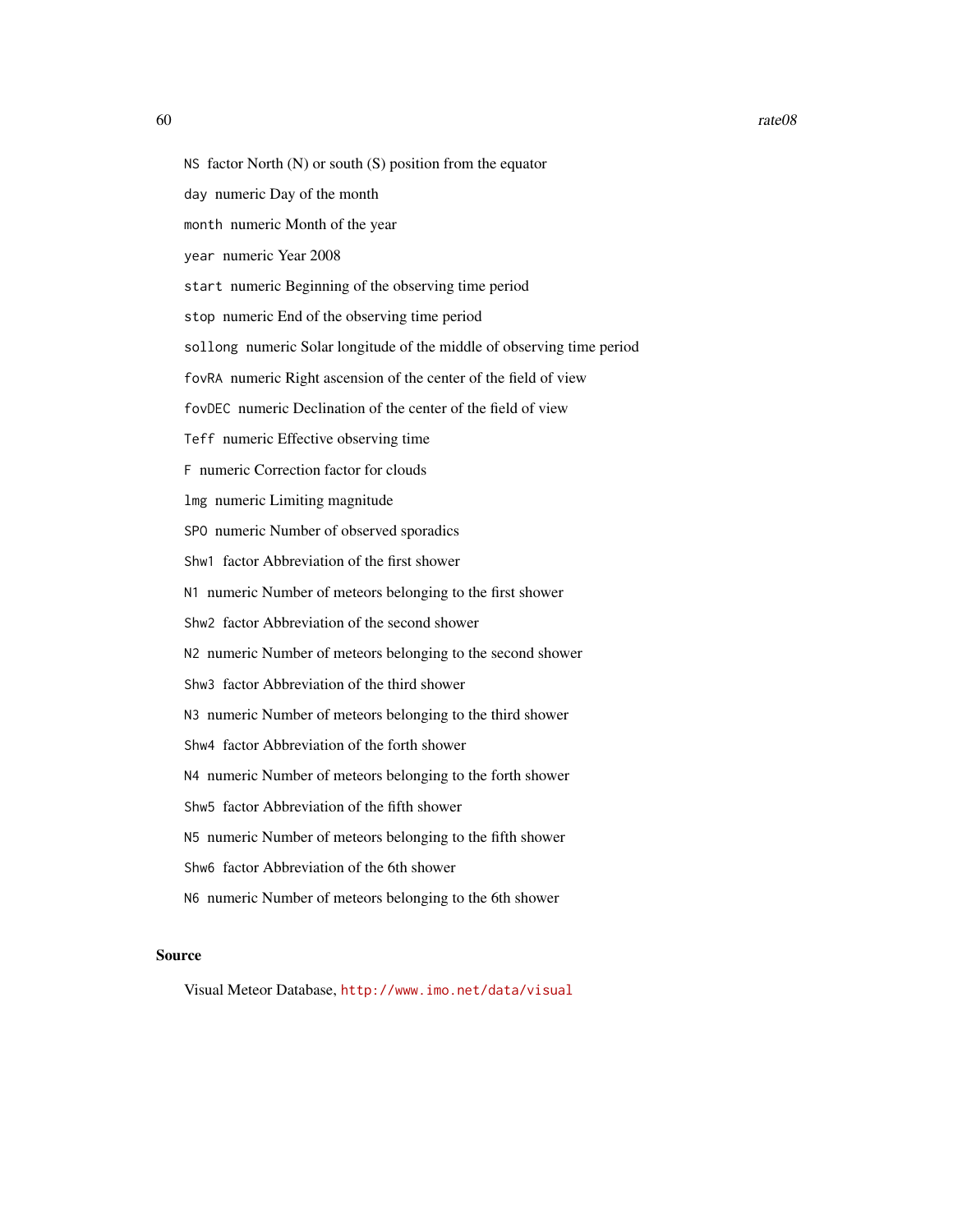`NS` factor North (N) or south (S) position from the equator

`day` numeric Day of the month

`month` numeric Month of the year

`year` numeric Year 2008

`start` numeric Beginning of the observing time period

`stop` numeric End of the observing time period

`sollong` numeric Solar longitude of the middle of observing time period

`fovRA` numeric Right ascension of the center of the field of view

`fovDEC` numeric Declination of the center of the field of view

`Teff` numeric Effective observing time

`F` numeric Correction factor for clouds

`lmg` numeric Limiting magnitude

`SPO` numeric Number of observed sporadics

`Shw1` factor Abbreviation of the first shower

`N1` numeric Number of meteors belonging to the first shower

`Shw2` factor Abbreviation of the second shower

`N2` numeric Number of meteors belonging to the second shower

`Shw3` factor Abbreviation of the third shower

`N3` numeric Number of meteors belonging to the third shower

`Shw4` factor Abbreviation of the forth shower

`N4` numeric Number of meteors belonging to the forth shower

`Shw5` factor Abbreviation of the fifth shower

`N5` numeric Number of meteors belonging to the fifth shower

`Shw6` factor Abbreviation of the 6th shower

`N6` numeric Number of meteors belonging to the 6th shower

## Source

Visual Meteor Database, http://www.imo.net/data/visual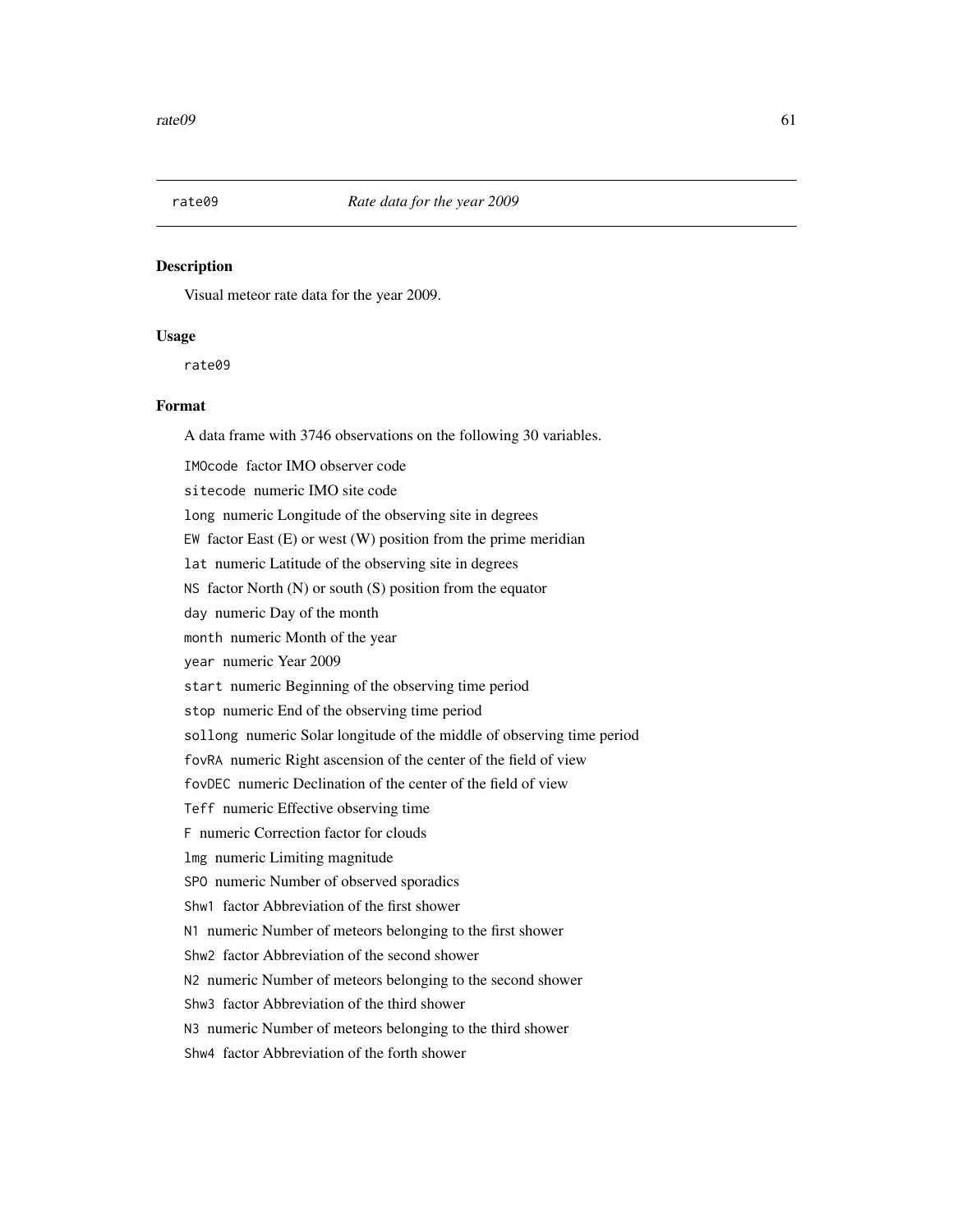## rate09 *Rate data for the year 2009*

### Description

Visual meteor rate data for the year 2009.

### Usage

```
rate09
```

### Format

A data frame with 3746 observations on the following 30 variables.

`IMOcode` factor IMO observer code

`sitecode` numeric IMO site code

`long` numeric Longitude of the observing site in degrees

`EW` factor East (E) or west (W) position from the prime meridian

`lat` numeric Latitude of the observing site in degrees

`NS` factor North (N) or south (S) position from the equator

`day` numeric Day of the month

`month` numeric Month of the year

`year` numeric Year 2009

`start` numeric Beginning of the observing time period

`stop` numeric End of the observing time period

`sollong` numeric Solar longitude of the middle of observing time period

`fovRA` numeric Right ascension of the center of the field of view

`fovDEC` numeric Declination of the center of the field of view

`Teff` numeric Effective observing time

`F` numeric Correction factor for clouds

`lmg` numeric Limiting magnitude

`SPO` numeric Number of observed sporadics

`Shw1` factor Abbreviation of the first shower

`N1` numeric Number of meteors belonging to the first shower

`Shw2` factor Abbreviation of the second shower

`N2` numeric Number of meteors belonging to the second shower

`Shw3` factor Abbreviation of the third shower

`N3` numeric Number of meteors belonging to the third shower

`Shw4` factor Abbreviation of the forth shower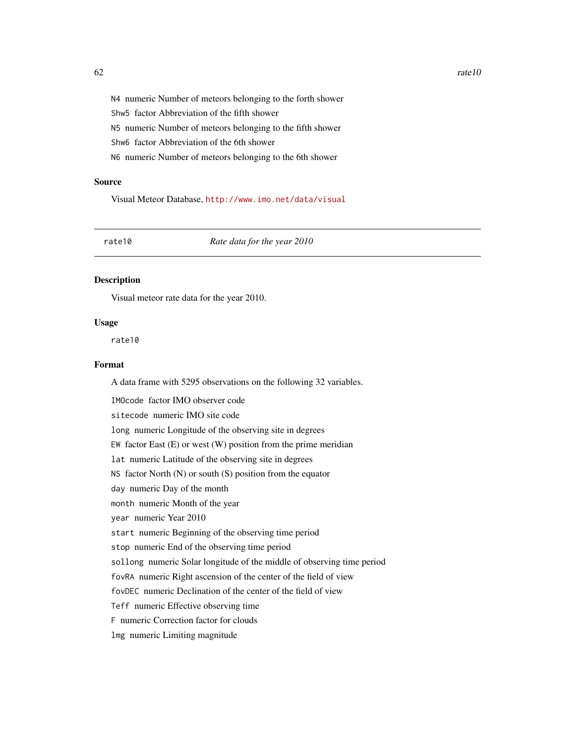N4 numeric Number of meteors belonging to the forth shower

Shw5 factor Abbreviation of the fifth shower

N5 numeric Number of meteors belonging to the fifth shower

Shw6 factor Abbreviation of the 6th shower

N6 numeric Number of meteors belonging to the 6th shower

### Source

Visual Meteor Database, http://www.imo.net/data/visual

---

rate10 *Rate data for the year 2010*

---

### Description

Visual meteor rate data for the year 2010.

### Usage

```
rate10
```

### Format

A data frame with 5295 observations on the following 32 variables.

IMOcode factor IMO observer code

sitecode numeric IMO site code

long numeric Longitude of the observing site in degrees

EW factor East (E) or west (W) position from the prime meridian

lat numeric Latitude of the observing site in degrees

NS factor North (N) or south (S) position from the equator

day numeric Day of the month

month numeric Month of the year

year numeric Year 2010

start numeric Beginning of the observing time period

stop numeric End of the observing time period

sollong numeric Solar longitude of the middle of observing time period

fovRA numeric Right ascension of the center of the field of view

fovDEC numeric Declination of the center of the field of view

Teff numeric Effective observing time

F numeric Correction factor for clouds

lmg numeric Limiting magnitude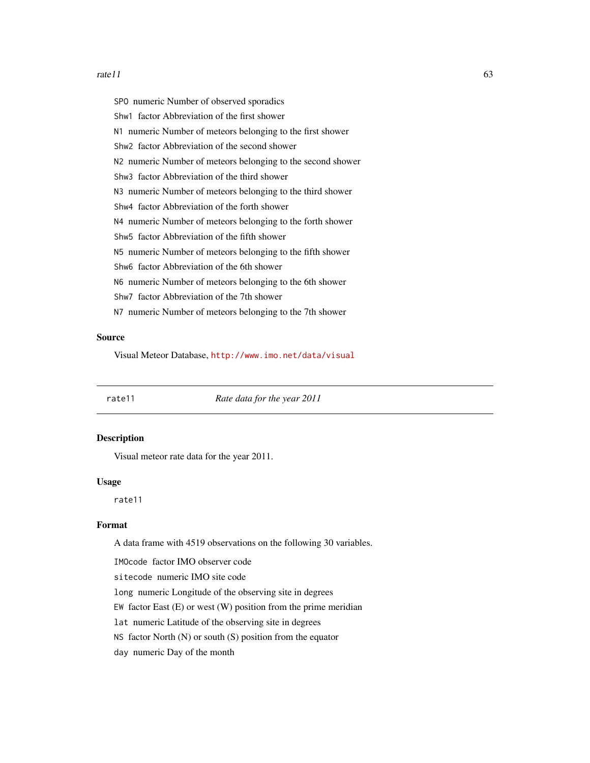SPO numeric Number of observed sporadics

Shw1 factor Abbreviation of the first shower

N1 numeric Number of meteors belonging to the first shower

Shw2 factor Abbreviation of the second shower

N2 numeric Number of meteors belonging to the second shower

Shw3 factor Abbreviation of the third shower

N3 numeric Number of meteors belonging to the third shower

Shw4 factor Abbreviation of the forth shower

N4 numeric Number of meteors belonging to the forth shower

Shw5 factor Abbreviation of the fifth shower

N5 numeric Number of meteors belonging to the fifth shower

Shw6 factor Abbreviation of the 6th shower

N6 numeric Number of meteors belonging to the 6th shower

Shw7 factor Abbreviation of the 7th shower

N7 numeric Number of meteors belonging to the 7th shower

### Source

Visual Meteor Database, http://www.imo.net/data/visual

---

## rate11 — *Rate data for the year 2011*

### Description

Visual meteor rate data for the year 2011.

### Usage

```
rate11
```

### Format

A data frame with 4519 observations on the following 30 variables.

IMOcode factor IMO observer code

sitecode numeric IMO site code

long numeric Longitude of the observing site in degrees

EW factor East (E) or west (W) position from the prime meridian

lat numeric Latitude of the observing site in degrees

NS factor North (N) or south (S) position from the equator

day numeric Day of the month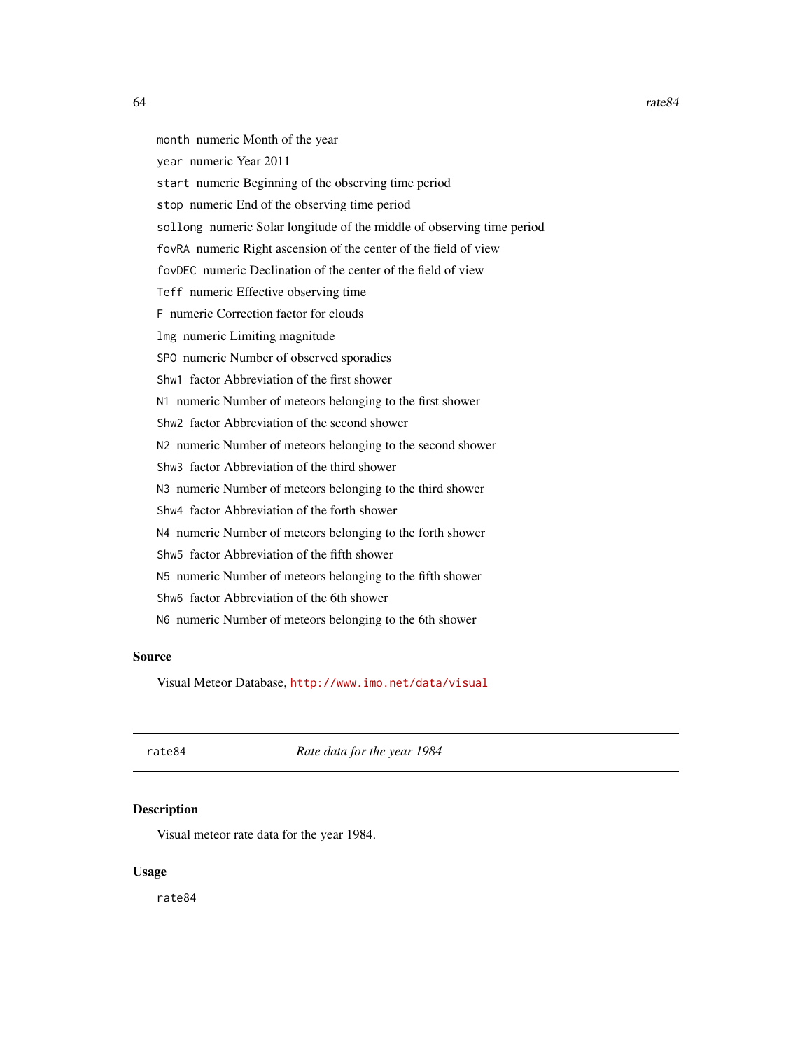month numeric Month of the year

year numeric Year 2011

start numeric Beginning of the observing time period

stop numeric End of the observing time period

sollong numeric Solar longitude of the middle of observing time period

fovRA numeric Right ascension of the center of the field of view

fovDEC numeric Declination of the center of the field of view

Teff numeric Effective observing time

F numeric Correction factor for clouds

lmg numeric Limiting magnitude

SPO numeric Number of observed sporadics

Shw1 factor Abbreviation of the first shower

N1 numeric Number of meteors belonging to the first shower

Shw2 factor Abbreviation of the second shower

N2 numeric Number of meteors belonging to the second shower

Shw3 factor Abbreviation of the third shower

N3 numeric Number of meteors belonging to the third shower

Shw4 factor Abbreviation of the forth shower

N4 numeric Number of meteors belonging to the forth shower

Shw5 factor Abbreviation of the fifth shower

N5 numeric Number of meteors belonging to the fifth shower

Shw6 factor Abbreviation of the 6th shower

N6 numeric Number of meteors belonging to the 6th shower

### Source

Visual Meteor Database, http://www.imo.net/data/visual

---

rate84 *Rate data for the year 1984*

---

### Description

Visual meteor rate data for the year 1984.

### Usage

```
rate84
```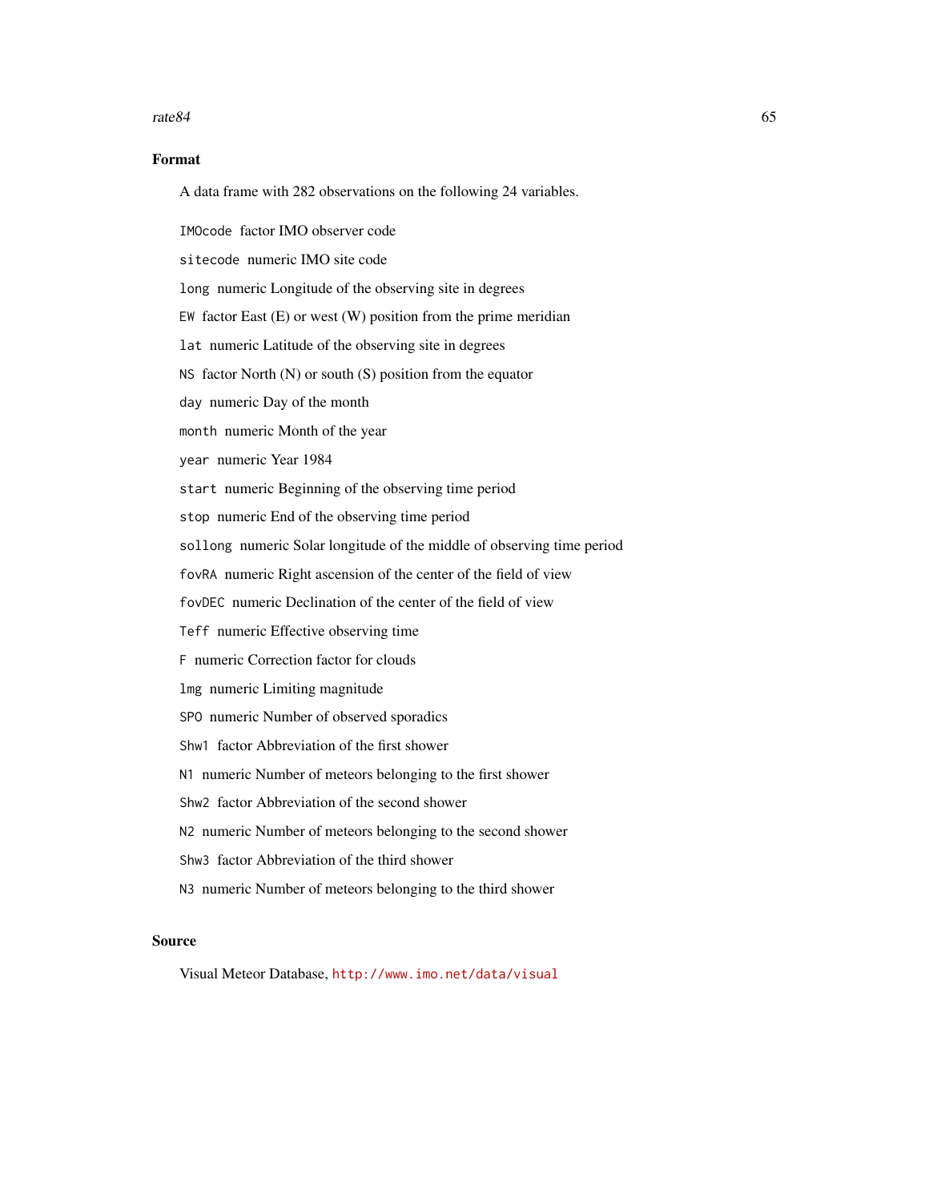## Format

A data frame with 282 observations on the following 24 variables.

- `IMOcode` factor IMO observer code
- `sitecode` numeric IMO site code
- `long` numeric Longitude of the observing site in degrees
- `EW` factor East (E) or west (W) position from the prime meridian
- `lat` numeric Latitude of the observing site in degrees
- `NS` factor North (N) or south (S) position from the equator
- `day` numeric Day of the month
- `month` numeric Month of the year
- `year` numeric Year 1984
- `start` numeric Beginning of the observing time period
- `stop` numeric End of the observing time period
- `sollong` numeric Solar longitude of the middle of observing time period
- `fovRA` numeric Right ascension of the center of the field of view
- `fovDEC` numeric Declination of the center of the field of view
- `Teff` numeric Effective observing time
- `F` numeric Correction factor for clouds
- `lmg` numeric Limiting magnitude
- `SPO` numeric Number of observed sporadics
- `Shw1` factor Abbreviation of the first shower
- `N1` numeric Number of meteors belonging to the first shower
- `Shw2` factor Abbreviation of the second shower
- `N2` numeric Number of meteors belonging to the second shower
- `Shw3` factor Abbreviation of the third shower
- `N3` numeric Number of meteors belonging to the third shower

## Source

Visual Meteor Database, http://www.imo.net/data/visual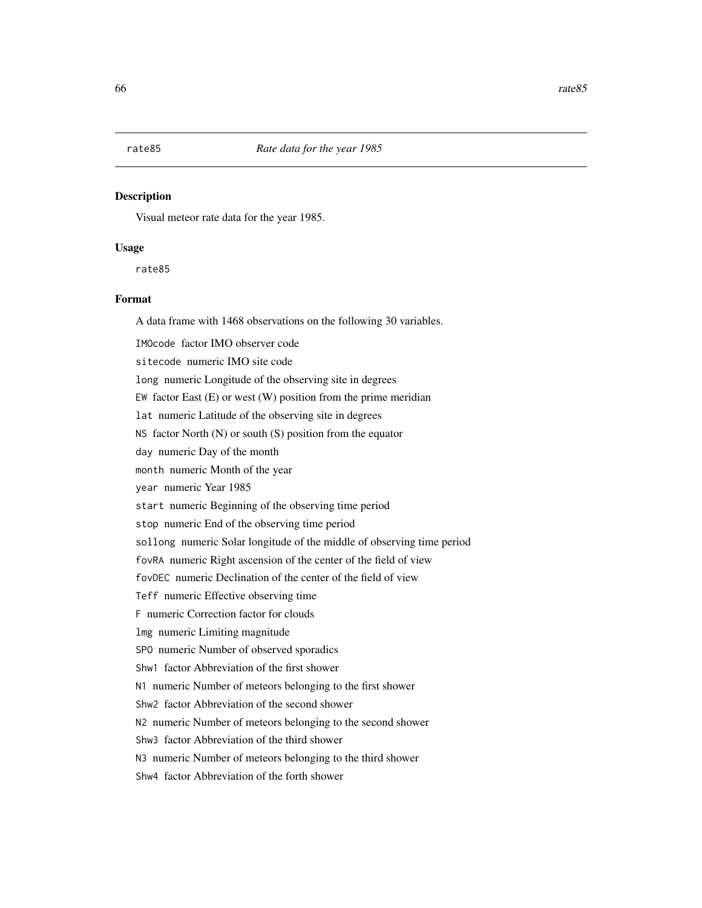## rate85 — *Rate data for the year 1985*

### Description

Visual meteor rate data for the year 1985.

### Usage

```
rate85
```

### Format

A data frame with 1468 observations on the following 30 variables.

- `IMOcode` factor IMO observer code
- `sitecode` numeric IMO site code
- `long` numeric Longitude of the observing site in degrees
- `EW` factor East (E) or west (W) position from the prime meridian
- `lat` numeric Latitude of the observing site in degrees
- `NS` factor North (N) or south (S) position from the equator
- `day` numeric Day of the month
- `month` numeric Month of the year
- `year` numeric Year 1985
- `start` numeric Beginning of the observing time period
- `stop` numeric End of the observing time period
- `sollong` numeric Solar longitude of the middle of observing time period
- `fovRA` numeric Right ascension of the center of the field of view
- `fovDEC` numeric Declination of the center of the field of view
- `Teff` numeric Effective observing time
- `F` numeric Correction factor for clouds
- `lmg` numeric Limiting magnitude
- `SPO` numeric Number of observed sporadics
- `Shw1` factor Abbreviation of the first shower
- `N1` numeric Number of meteors belonging to the first shower
- `Shw2` factor Abbreviation of the second shower
- `N2` numeric Number of meteors belonging to the second shower
- `Shw3` factor Abbreviation of the third shower
- `N3` numeric Number of meteors belonging to the third shower
- `Shw4` factor Abbreviation of the forth shower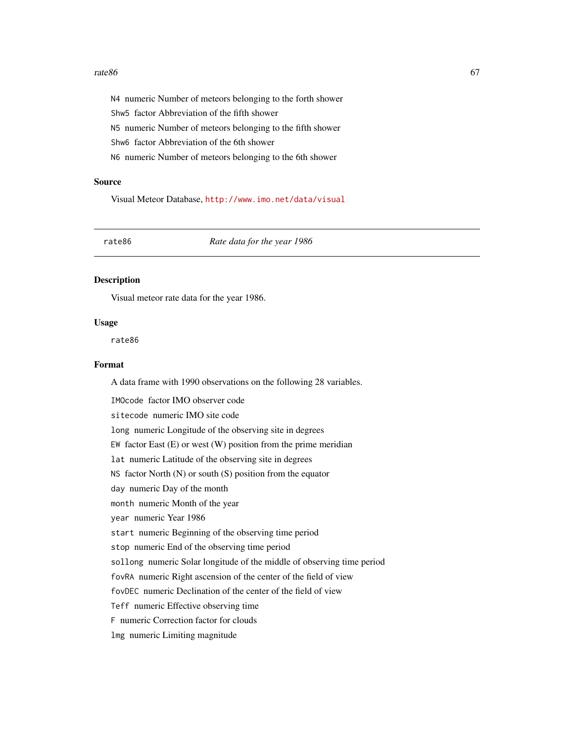N4 numeric Number of meteors belonging to the forth shower

Shw5 factor Abbreviation of the fifth shower

N5 numeric Number of meteors belonging to the fifth shower

Shw6 factor Abbreviation of the 6th shower

N6 numeric Number of meteors belonging to the 6th shower

### Source

Visual Meteor Database, http://www.imo.net/data/visual

---

## rate86 — *Rate data for the year 1986*

---

### Description

Visual meteor rate data for the year 1986.

### Usage

```
rate86
```

### Format

A data frame with 1990 observations on the following 28 variables.

IMOcode factor IMO observer code

sitecode numeric IMO site code

long numeric Longitude of the observing site in degrees

EW factor East (E) or west (W) position from the prime meridian

lat numeric Latitude of the observing site in degrees

NS factor North (N) or south (S) position from the equator

day numeric Day of the month

month numeric Month of the year

year numeric Year 1986

start numeric Beginning of the observing time period

stop numeric End of the observing time period

sollong numeric Solar longitude of the middle of observing time period

fovRA numeric Right ascension of the center of the field of view

fovDEC numeric Declination of the center of the field of view

Teff numeric Effective observing time

F numeric Correction factor for clouds

lmg numeric Limiting magnitude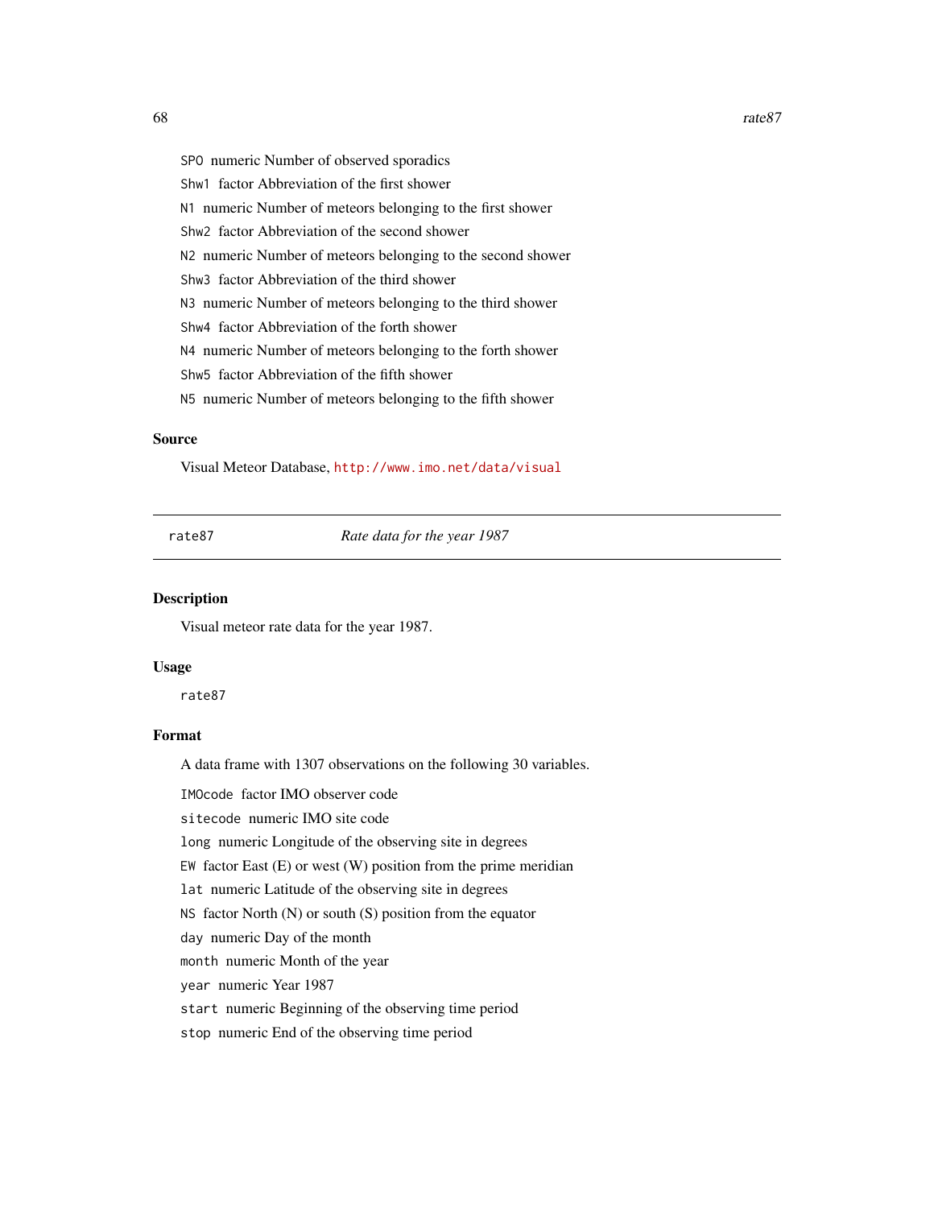`SPO` numeric Number of observed sporadics

`Shw1` factor Abbreviation of the first shower

`N1` numeric Number of meteors belonging to the first shower

`Shw2` factor Abbreviation of the second shower

`N2` numeric Number of meteors belonging to the second shower

`Shw3` factor Abbreviation of the third shower

`N3` numeric Number of meteors belonging to the third shower

`Shw4` factor Abbreviation of the forth shower

`N4` numeric Number of meteors belonging to the forth shower

`Shw5` factor Abbreviation of the fifth shower

`N5` numeric Number of meteors belonging to the fifth shower

### Source

Visual Meteor Database, http://www.imo.net/data/visual

---

## rate87 *Rate data for the year 1987*

---

### Description

Visual meteor rate data for the year 1987.

### Usage

```
rate87
```

### Format

A data frame with 1307 observations on the following 30 variables.

`IMOcode` factor IMO observer code

`sitecode` numeric IMO site code

`long` numeric Longitude of the observing site in degrees

`EW` factor East (E) or west (W) position from the prime meridian

`lat` numeric Latitude of the observing site in degrees

`NS` factor North (N) or south (S) position from the equator

`day` numeric Day of the month

`month` numeric Month of the year

`year` numeric Year 1987

`start` numeric Beginning of the observing time period

`stop` numeric End of the observing time period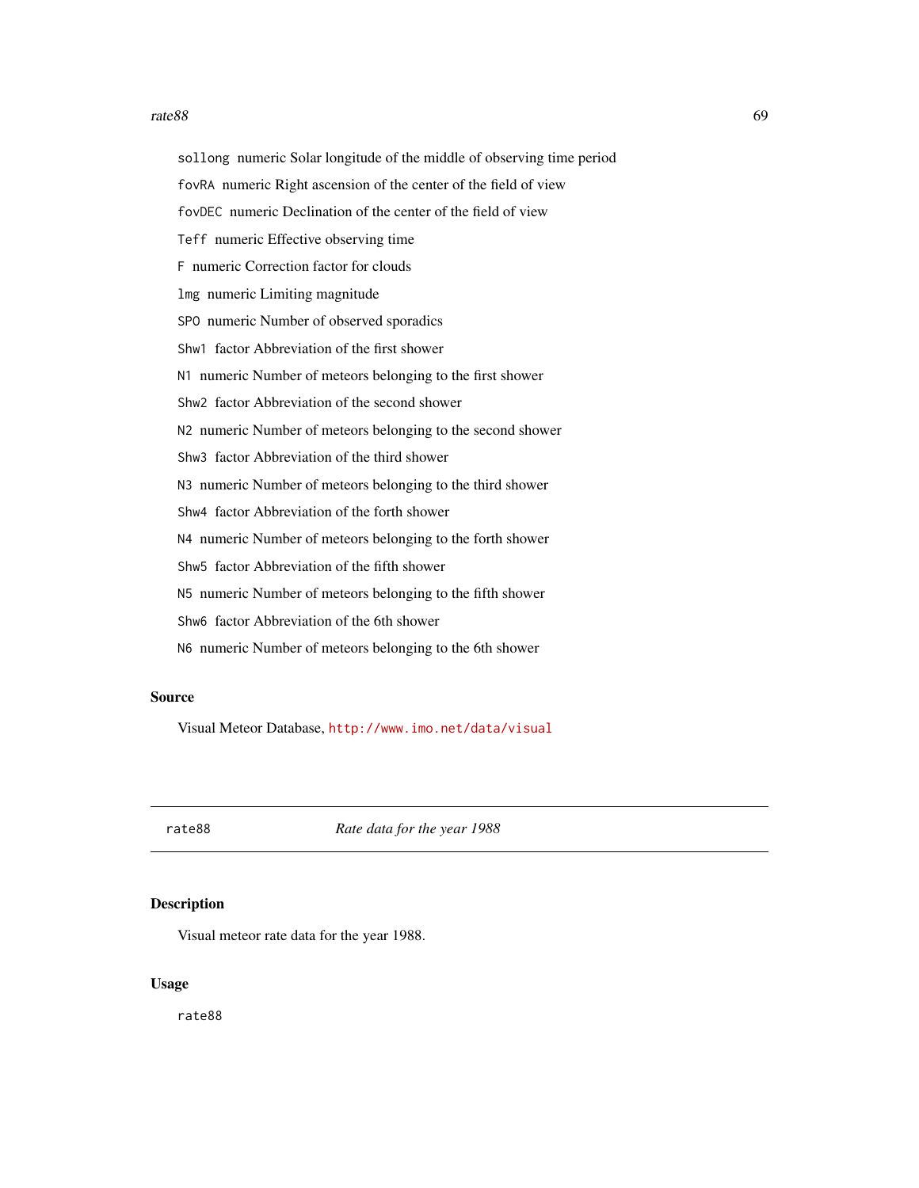`sollong` numeric Solar longitude of the middle of observing time period

`fovRA` numeric Right ascension of the center of the field of view

`fovDEC` numeric Declination of the center of the field of view

`Teff` numeric Effective observing time

`F` numeric Correction factor for clouds

`lmg` numeric Limiting magnitude

`SPO` numeric Number of observed sporadics

`Shw1` factor Abbreviation of the first shower

`N1` numeric Number of meteors belonging to the first shower

`Shw2` factor Abbreviation of the second shower

`N2` numeric Number of meteors belonging to the second shower

`Shw3` factor Abbreviation of the third shower

`N3` numeric Number of meteors belonging to the third shower

`Shw4` factor Abbreviation of the forth shower

`N4` numeric Number of meteors belonging to the forth shower

`Shw5` factor Abbreviation of the fifth shower

`N5` numeric Number of meteors belonging to the fifth shower

`Shw6` factor Abbreviation of the 6th shower

`N6` numeric Number of meteors belonging to the 6th shower

### Source

Visual Meteor Database, http://www.imo.net/data/visual

---

## rate88 — *Rate data for the year 1988*

---

### Description

Visual meteor rate data for the year 1988.

### Usage

```
rate88
```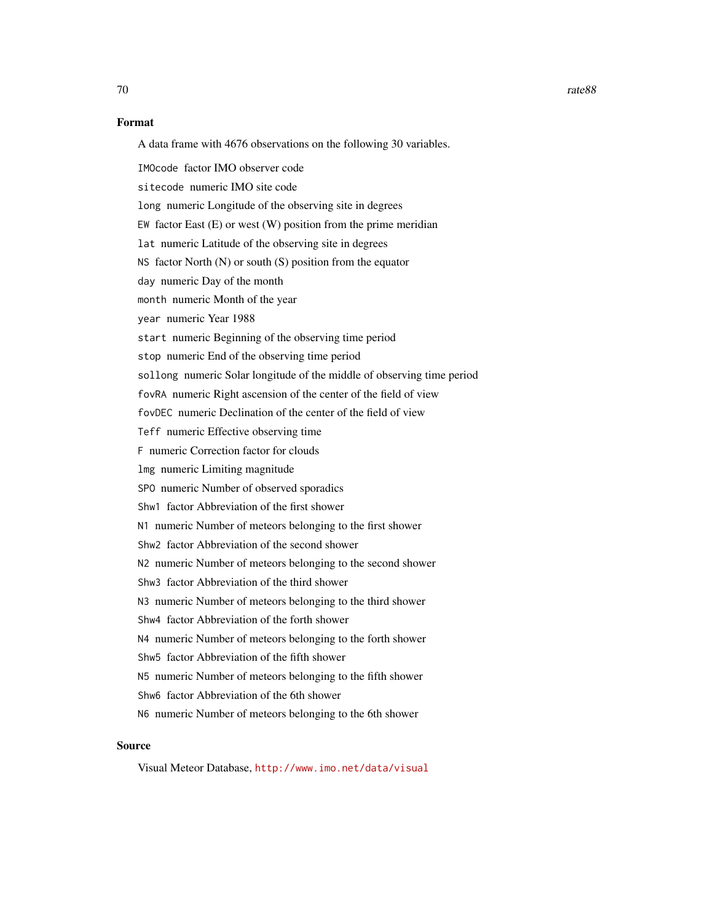### Format

A data frame with 4676 observations on the following 30 variables.

`IMOcode` factor IMO observer code

`sitecode` numeric IMO site code

`long` numeric Longitude of the observing site in degrees

`EW` factor East (E) or west (W) position from the prime meridian

`lat` numeric Latitude of the observing site in degrees

`NS` factor North (N) or south (S) position from the equator

`day` numeric Day of the month

`month` numeric Month of the year

`year` numeric Year 1988

`start` numeric Beginning of the observing time period

`stop` numeric End of the observing time period

`sollong` numeric Solar longitude of the middle of observing time period

`fovRA` numeric Right ascension of the center of the field of view

`fovDEC` numeric Declination of the center of the field of view

`Teff` numeric Effective observing time

`F` numeric Correction factor for clouds

`lmg` numeric Limiting magnitude

`SPO` numeric Number of observed sporadics

`Shw1` factor Abbreviation of the first shower

`N1` numeric Number of meteors belonging to the first shower

`Shw2` factor Abbreviation of the second shower

`N2` numeric Number of meteors belonging to the second shower

`Shw3` factor Abbreviation of the third shower

`N3` numeric Number of meteors belonging to the third shower

`Shw4` factor Abbreviation of the forth shower

`N4` numeric Number of meteors belonging to the forth shower

`Shw5` factor Abbreviation of the fifth shower

`N5` numeric Number of meteors belonging to the fifth shower

`Shw6` factor Abbreviation of the 6th shower

`N6` numeric Number of meteors belonging to the 6th shower

### Source

Visual Meteor Database, http://www.imo.net/data/visual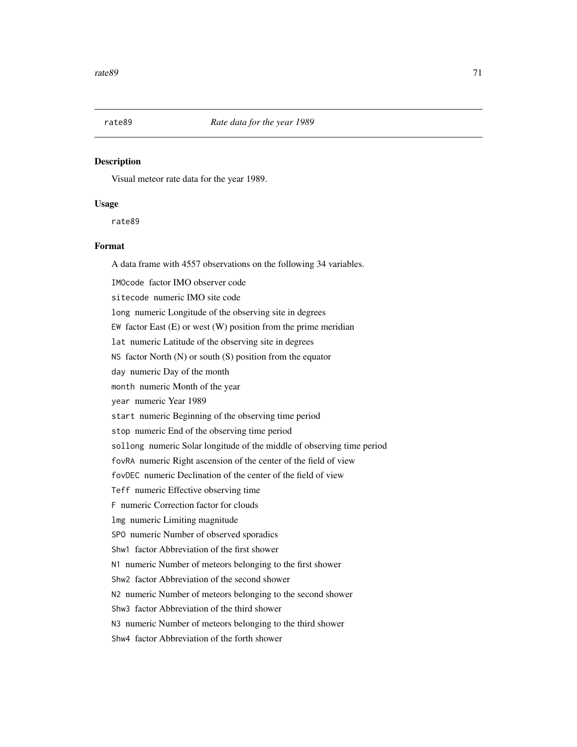rate89 *Rate data for the year 1989*

### Description

Visual meteor rate data for the year 1989.

### Usage

```
rate89
```

### Format

A data frame with 4557 observations on the following 34 variables.

`IMOcode` factor IMO observer code

`sitecode` numeric IMO site code

`long` numeric Longitude of the observing site in degrees

`EW` factor East (E) or west (W) position from the prime meridian

`lat` numeric Latitude of the observing site in degrees

`NS` factor North (N) or south (S) position from the equator

`day` numeric Day of the month

`month` numeric Month of the year

`year` numeric Year 1989

`start` numeric Beginning of the observing time period

`stop` numeric End of the observing time period

`sollong` numeric Solar longitude of the middle of observing time period

`fovRA` numeric Right ascension of the center of the field of view

`fovDEC` numeric Declination of the center of the field of view

`Teff` numeric Effective observing time

`F` numeric Correction factor for clouds

`lmg` numeric Limiting magnitude

`SPO` numeric Number of observed sporadics

`Shw1` factor Abbreviation of the first shower

`N1` numeric Number of meteors belonging to the first shower

`Shw2` factor Abbreviation of the second shower

`N2` numeric Number of meteors belonging to the second shower

`Shw3` factor Abbreviation of the third shower

`N3` numeric Number of meteors belonging to the third shower

`Shw4` factor Abbreviation of the forth shower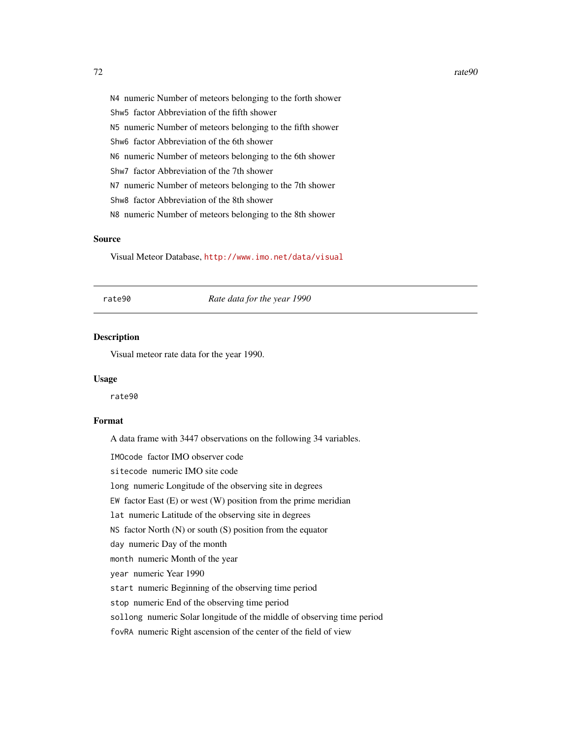N4 numeric Number of meteors belonging to the forth shower

Shw5 factor Abbreviation of the fifth shower

N5 numeric Number of meteors belonging to the fifth shower

Shw6 factor Abbreviation of the 6th shower

N6 numeric Number of meteors belonging to the 6th shower

Shw7 factor Abbreviation of the 7th shower

N7 numeric Number of meteors belonging to the 7th shower

Shw8 factor Abbreviation of the 8th shower

N8 numeric Number of meteors belonging to the 8th shower

### Source

Visual Meteor Database, http://www.imo.net/data/visual

---

rate90 *Rate data for the year 1990*

---

### Description

Visual meteor rate data for the year 1990.

### Usage

```
rate90
```

### Format

A data frame with 3447 observations on the following 34 variables.

IMOcode factor IMO observer code

sitecode numeric IMO site code

long numeric Longitude of the observing site in degrees

EW factor East (E) or west (W) position from the prime meridian

lat numeric Latitude of the observing site in degrees

NS factor North (N) or south (S) position from the equator

day numeric Day of the month

month numeric Month of the year

year numeric Year 1990

start numeric Beginning of the observing time period

stop numeric End of the observing time period

sollong numeric Solar longitude of the middle of observing time period

fovRA numeric Right ascension of the center of the field of view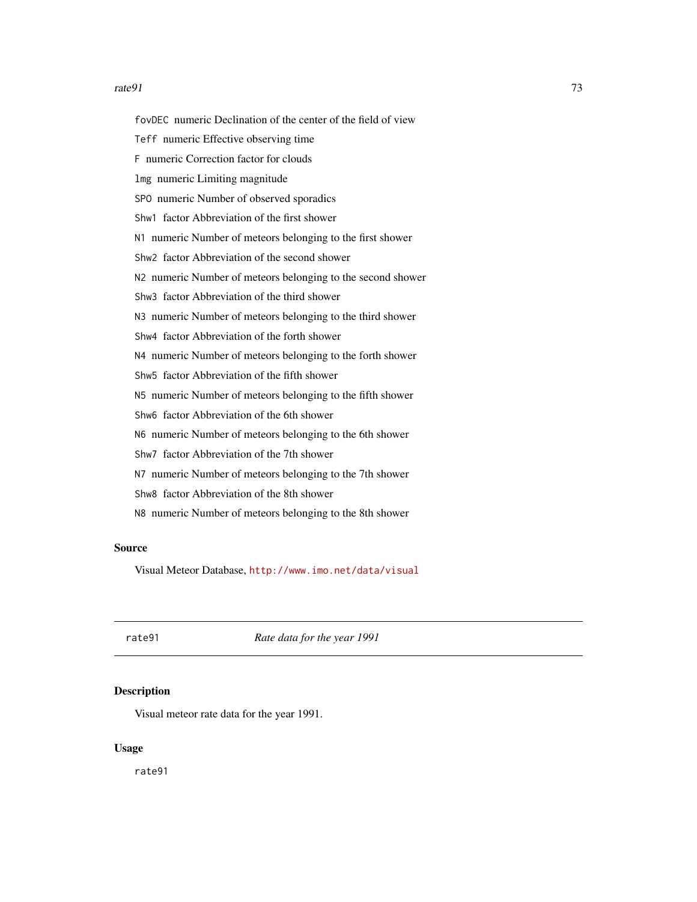`fovDEC` numeric Declination of the center of the field of view

`Teff` numeric Effective observing time

`F` numeric Correction factor for clouds

`lmg` numeric Limiting magnitude

`SPO` numeric Number of observed sporadics

`Shw1` factor Abbreviation of the first shower

`N1` numeric Number of meteors belonging to the first shower

`Shw2` factor Abbreviation of the second shower

`N2` numeric Number of meteors belonging to the second shower

`Shw3` factor Abbreviation of the third shower

`N3` numeric Number of meteors belonging to the third shower

`Shw4` factor Abbreviation of the forth shower

`N4` numeric Number of meteors belonging to the forth shower

`Shw5` factor Abbreviation of the fifth shower

`N5` numeric Number of meteors belonging to the fifth shower

`Shw6` factor Abbreviation of the 6th shower

`N6` numeric Number of meteors belonging to the 6th shower

`Shw7` factor Abbreviation of the 7th shower

`N7` numeric Number of meteors belonging to the 7th shower

`Shw8` factor Abbreviation of the 8th shower

`N8` numeric Number of meteors belonging to the 8th shower

### Source

Visual Meteor Database, http://www.imo.net/data/visual

---

## rate91 *Rate data for the year 1991*

### Description

Visual meteor rate data for the year 1991.

### Usage

```
rate91
```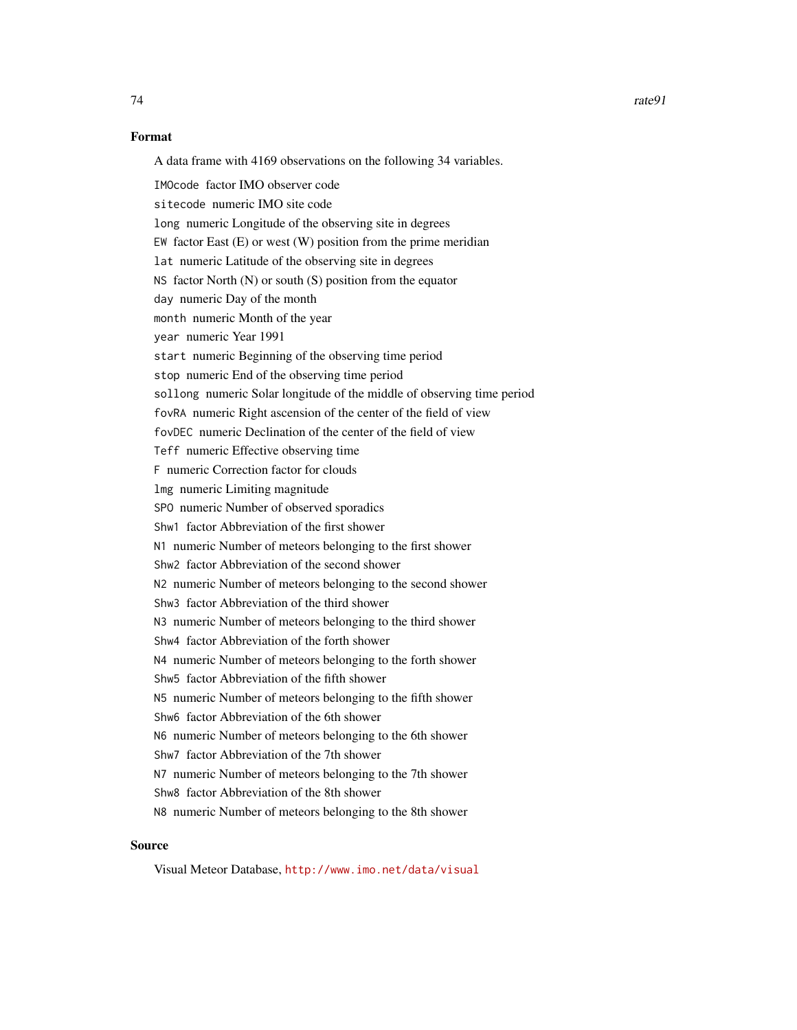## Format

A data frame with 4169 observations on the following 34 variables.

- `IMOcode` factor IMO observer code
- `sitecode` numeric IMO site code
- `long` numeric Longitude of the observing site in degrees
- `EW` factor East (E) or west (W) position from the prime meridian
- `lat` numeric Latitude of the observing site in degrees
- `NS` factor North (N) or south (S) position from the equator
- `day` numeric Day of the month
- `month` numeric Month of the year
- `year` numeric Year 1991
- `start` numeric Beginning of the observing time period
- `stop` numeric End of the observing time period
- `sollong` numeric Solar longitude of the middle of observing time period
- `fovRA` numeric Right ascension of the center of the field of view
- `fovDEC` numeric Declination of the center of the field of view
- `Teff` numeric Effective observing time
- `F` numeric Correction factor for clouds
- `lmg` numeric Limiting magnitude
- `SPO` numeric Number of observed sporadics
- `Shw1` factor Abbreviation of the first shower
- `N1` numeric Number of meteors belonging to the first shower
- `Shw2` factor Abbreviation of the second shower
- `N2` numeric Number of meteors belonging to the second shower
- `Shw3` factor Abbreviation of the third shower
- `N3` numeric Number of meteors belonging to the third shower
- `Shw4` factor Abbreviation of the forth shower
- `N4` numeric Number of meteors belonging to the forth shower
- `Shw5` factor Abbreviation of the fifth shower
- `N5` numeric Number of meteors belonging to the fifth shower
- `Shw6` factor Abbreviation of the 6th shower
- `N6` numeric Number of meteors belonging to the 6th shower
- `Shw7` factor Abbreviation of the 7th shower
- `N7` numeric Number of meteors belonging to the 7th shower
- `Shw8` factor Abbreviation of the 8th shower
- `N8` numeric Number of meteors belonging to the 8th shower

## Source

Visual Meteor Database, http://www.imo.net/data/visual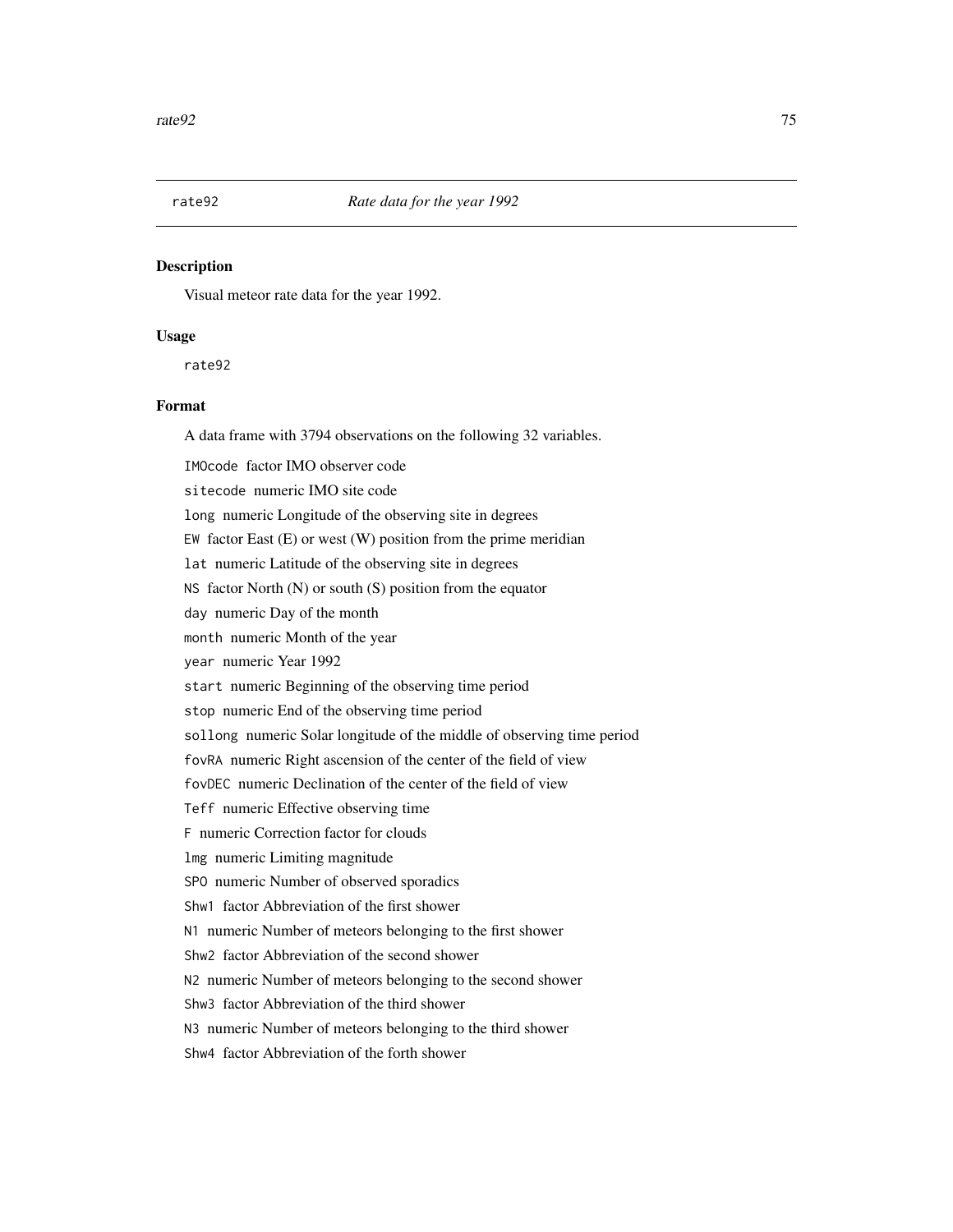`rate92` *Rate data for the year 1992*

## Description

Visual meteor rate data for the year 1992.

## Usage

```
rate92
```

## Format

A data frame with 3794 observations on the following 32 variables.

`IMOcode` factor IMO observer code

`sitecode` numeric IMO site code

`long` numeric Longitude of the observing site in degrees

`EW` factor East (E) or west (W) position from the prime meridian

`lat` numeric Latitude of the observing site in degrees

`NS` factor North (N) or south (S) position from the equator

`day` numeric Day of the month

`month` numeric Month of the year

`year` numeric Year 1992

`start` numeric Beginning of the observing time period

`stop` numeric End of the observing time period

`sollong` numeric Solar longitude of the middle of observing time period

`fovRA` numeric Right ascension of the center of the field of view

`fovDEC` numeric Declination of the center of the field of view

`Teff` numeric Effective observing time

`F` numeric Correction factor for clouds

`lmg` numeric Limiting magnitude

`SPO` numeric Number of observed sporadics

`Shw1` factor Abbreviation of the first shower

`N1` numeric Number of meteors belonging to the first shower

`Shw2` factor Abbreviation of the second shower

`N2` numeric Number of meteors belonging to the second shower

`Shw3` factor Abbreviation of the third shower

`N3` numeric Number of meteors belonging to the third shower

`Shw4` factor Abbreviation of the forth shower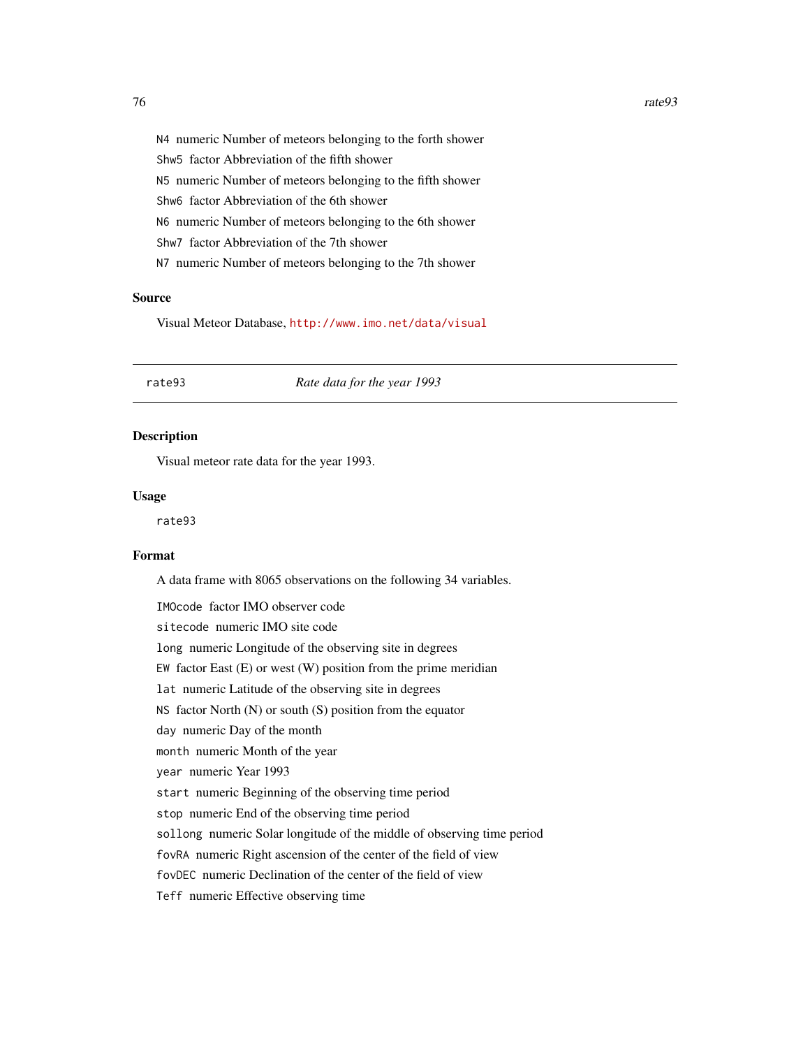N4 numeric Number of meteors belonging to the forth shower

Shw5 factor Abbreviation of the fifth shower

N5 numeric Number of meteors belonging to the fifth shower

Shw6 factor Abbreviation of the 6th shower

N6 numeric Number of meteors belonging to the 6th shower

Shw7 factor Abbreviation of the 7th shower

N7 numeric Number of meteors belonging to the 7th shower

### Source

Visual Meteor Database, http://www.imo.net/data/visual

---

## rate93 *Rate data for the year 1993*

---

### Description

Visual meteor rate data for the year 1993.

### Usage

```
rate93
```

### Format

A data frame with 8065 observations on the following 34 variables.

IMOcode factor IMO observer code

sitecode numeric IMO site code

long numeric Longitude of the observing site in degrees

EW factor East (E) or west (W) position from the prime meridian

lat numeric Latitude of the observing site in degrees

NS factor North (N) or south (S) position from the equator

day numeric Day of the month

month numeric Month of the year

year numeric Year 1993

start numeric Beginning of the observing time period

stop numeric End of the observing time period

sollong numeric Solar longitude of the middle of observing time period

fovRA numeric Right ascension of the center of the field of view

fovDEC numeric Declination of the center of the field of view

Teff numeric Effective observing time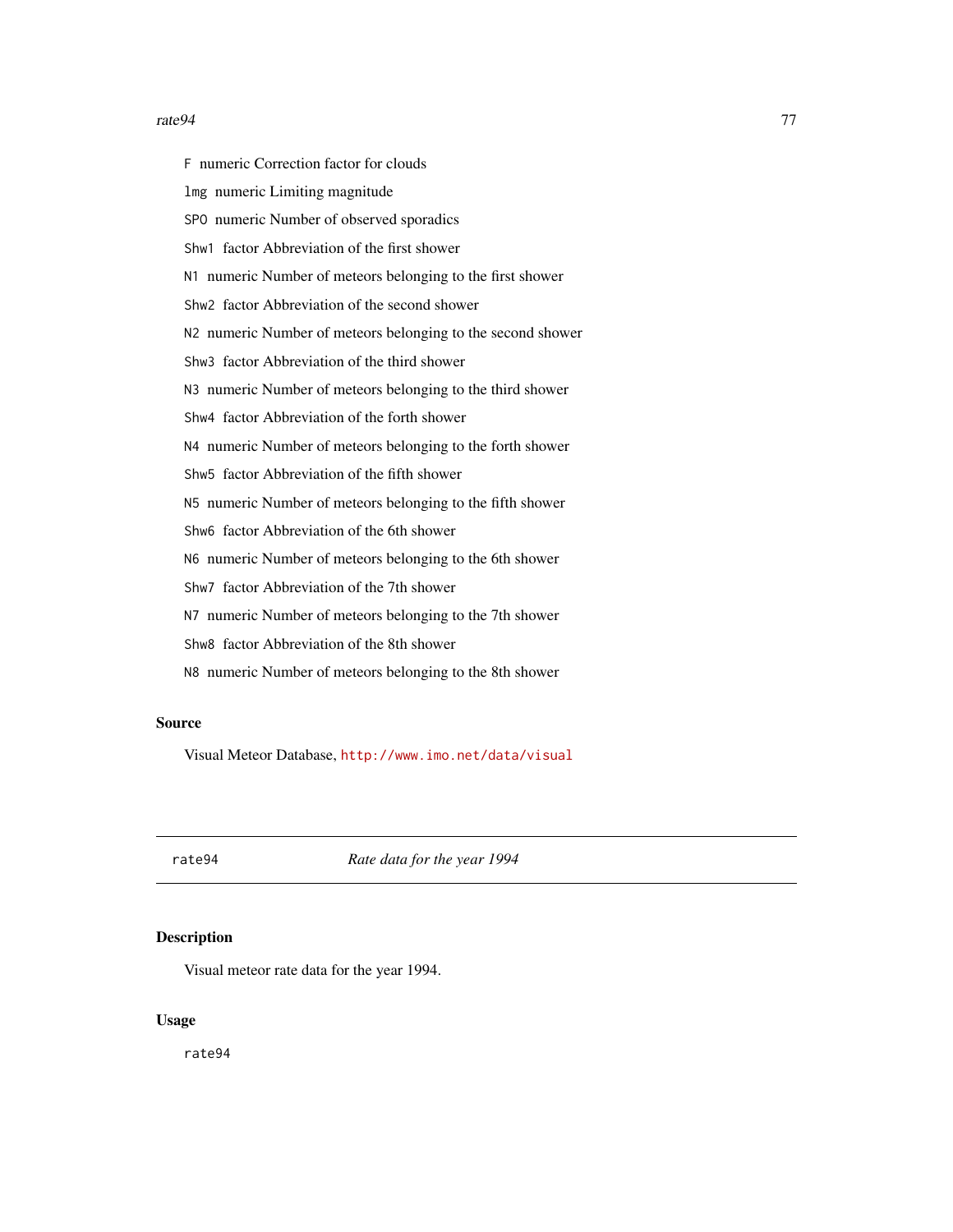`F` numeric Correction factor for clouds

`lmg` numeric Limiting magnitude

`SPO` numeric Number of observed sporadics

`Shw1` factor Abbreviation of the first shower

`N1` numeric Number of meteors belonging to the first shower

`Shw2` factor Abbreviation of the second shower

`N2` numeric Number of meteors belonging to the second shower

`Shw3` factor Abbreviation of the third shower

`N3` numeric Number of meteors belonging to the third shower

`Shw4` factor Abbreviation of the forth shower

`N4` numeric Number of meteors belonging to the forth shower

`Shw5` factor Abbreviation of the fifth shower

`N5` numeric Number of meteors belonging to the fifth shower

`Shw6` factor Abbreviation of the 6th shower

`N6` numeric Number of meteors belonging to the 6th shower

`Shw7` factor Abbreviation of the 7th shower

`N7` numeric Number of meteors belonging to the 7th shower

`Shw8` factor Abbreviation of the 8th shower

`N8` numeric Number of meteors belonging to the 8th shower

### Source

Visual Meteor Database, http://www.imo.net/data/visual

---

## rate94 *Rate data for the year 1994*

### Description

Visual meteor rate data for the year 1994.

### Usage

```
rate94
```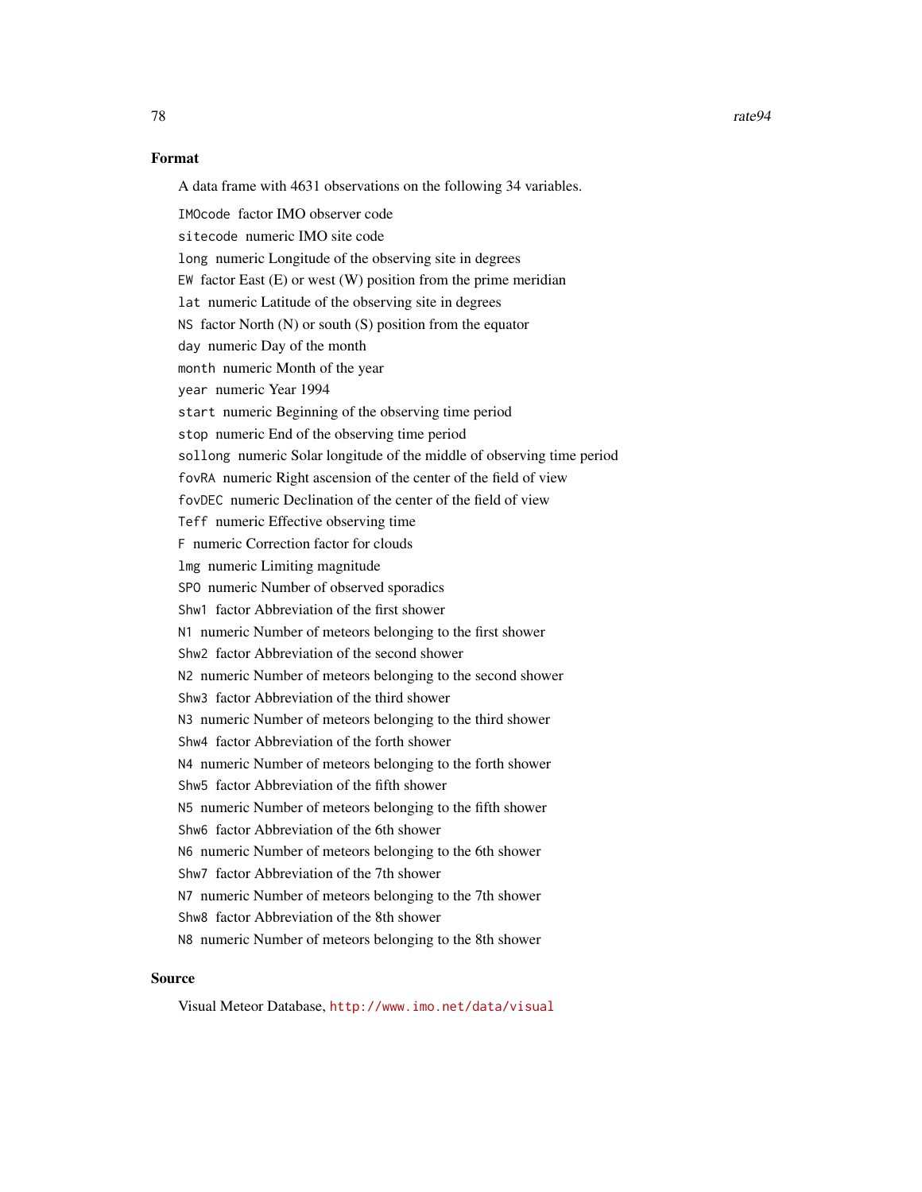## Format

A data frame with 4631 observations on the following 34 variables.

- `IMOcode` factor IMO observer code
- `sitecode` numeric IMO site code
- `long` numeric Longitude of the observing site in degrees
- `EW` factor East (E) or west (W) position from the prime meridian
- `lat` numeric Latitude of the observing site in degrees
- `NS` factor North (N) or south (S) position from the equator
- `day` numeric Day of the month
- `month` numeric Month of the year
- `year` numeric Year 1994
- `start` numeric Beginning of the observing time period
- `stop` numeric End of the observing time period
- `sollong` numeric Solar longitude of the middle of observing time period
- `fovRA` numeric Right ascension of the center of the field of view
- `fovDEC` numeric Declination of the center of the field of view
- `Teff` numeric Effective observing time
- `F` numeric Correction factor for clouds
- `lmg` numeric Limiting magnitude
- `SPO` numeric Number of observed sporadics
- `Shw1` factor Abbreviation of the first shower
- `N1` numeric Number of meteors belonging to the first shower
- `Shw2` factor Abbreviation of the second shower
- `N2` numeric Number of meteors belonging to the second shower
- `Shw3` factor Abbreviation of the third shower
- `N3` numeric Number of meteors belonging to the third shower
- `Shw4` factor Abbreviation of the forth shower
- `N4` numeric Number of meteors belonging to the forth shower
- `Shw5` factor Abbreviation of the fifth shower
- `N5` numeric Number of meteors belonging to the fifth shower
- `Shw6` factor Abbreviation of the 6th shower
- `N6` numeric Number of meteors belonging to the 6th shower
- `Shw7` factor Abbreviation of the 7th shower
- `N7` numeric Number of meteors belonging to the 7th shower
- `Shw8` factor Abbreviation of the 8th shower
- `N8` numeric Number of meteors belonging to the 8th shower

## Source

Visual Meteor Database, http://www.imo.net/data/visual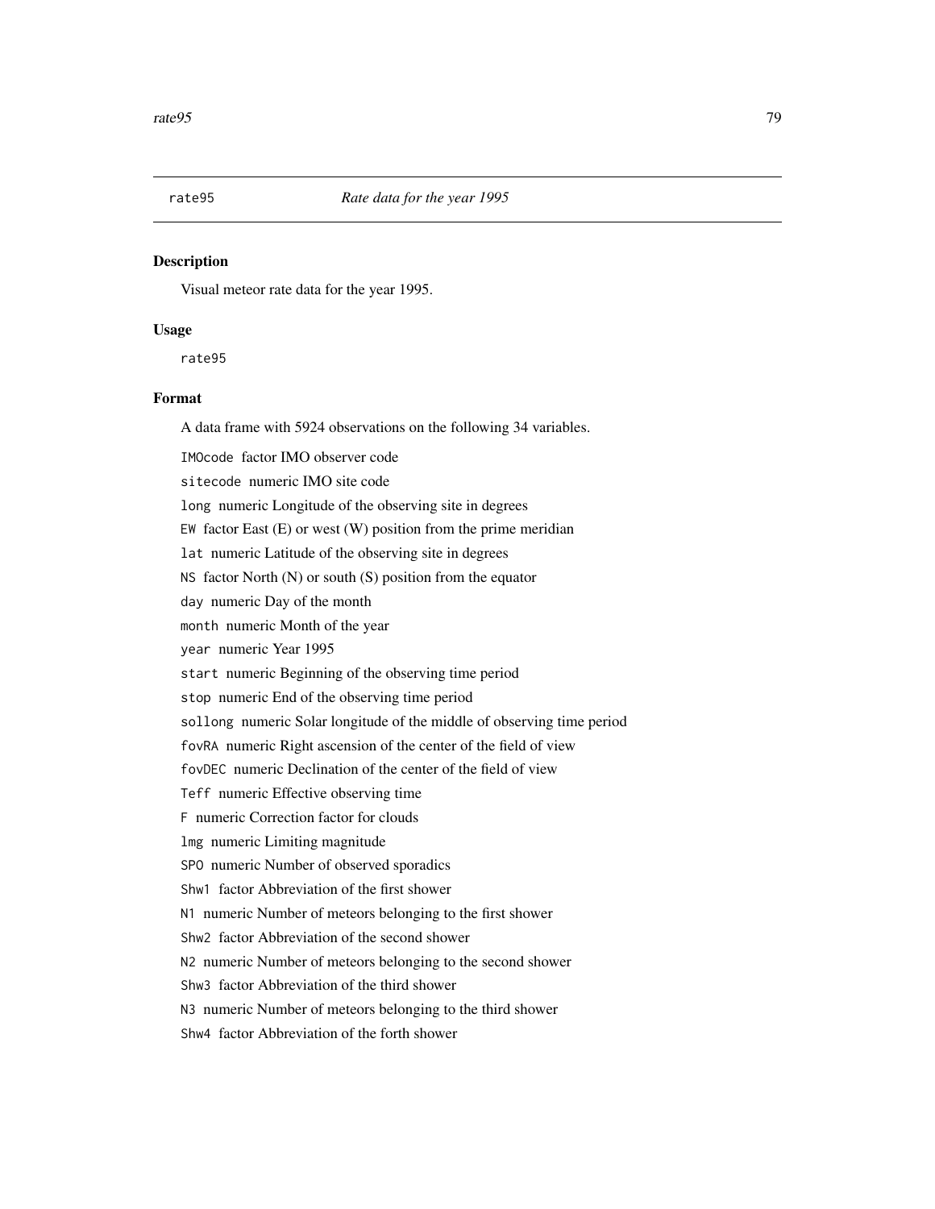rate95 *Rate data for the year 1995*

## Description

Visual meteor rate data for the year 1995.

## Usage

```
rate95
```

## Format

A data frame with 5924 observations on the following 34 variables.

`IMOcode` factor IMO observer code

`sitecode` numeric IMO site code

`long` numeric Longitude of the observing site in degrees

`EW` factor East (E) or west (W) position from the prime meridian

`lat` numeric Latitude of the observing site in degrees

`NS` factor North (N) or south (S) position from the equator

`day` numeric Day of the month

`month` numeric Month of the year

`year` numeric Year 1995

`start` numeric Beginning of the observing time period

`stop` numeric End of the observing time period

`sollong` numeric Solar longitude of the middle of observing time period

`fovRA` numeric Right ascension of the center of the field of view

`fovDEC` numeric Declination of the center of the field of view

`Teff` numeric Effective observing time

`F` numeric Correction factor for clouds

`lmg` numeric Limiting magnitude

`SPO` numeric Number of observed sporadics

`Shw1` factor Abbreviation of the first shower

`N1` numeric Number of meteors belonging to the first shower

`Shw2` factor Abbreviation of the second shower

`N2` numeric Number of meteors belonging to the second shower

`Shw3` factor Abbreviation of the third shower

`N3` numeric Number of meteors belonging to the third shower

`Shw4` factor Abbreviation of the forth shower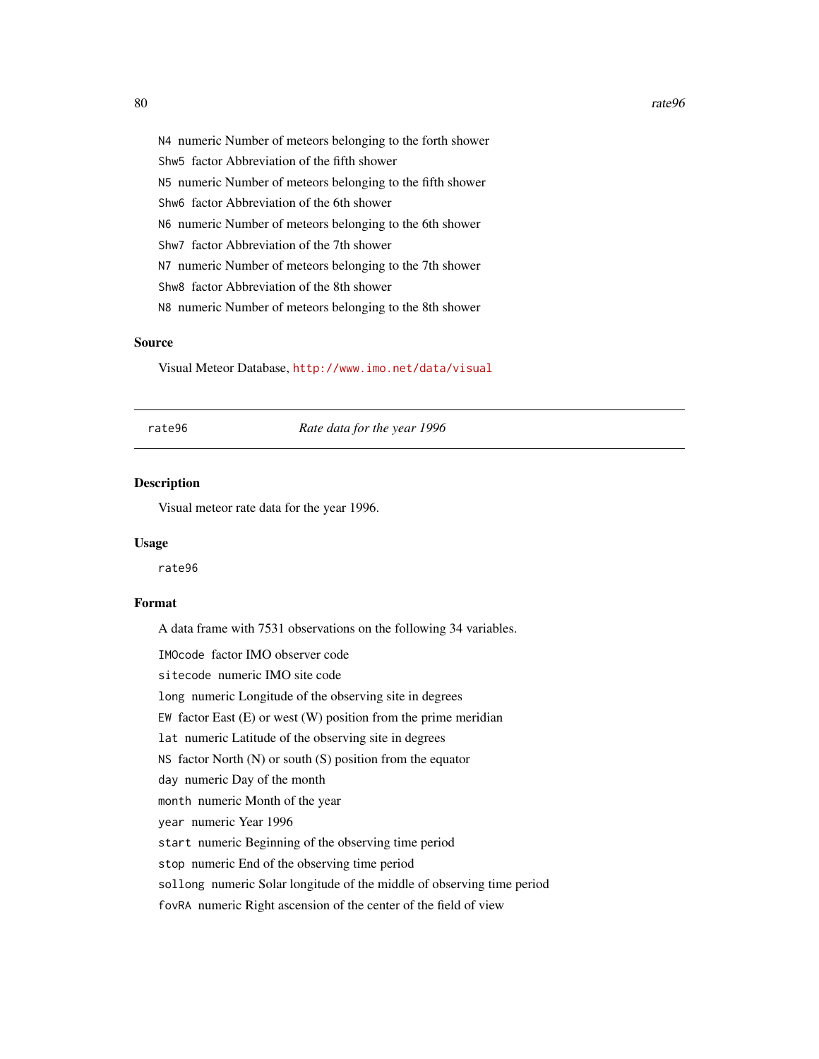N4 numeric Number of meteors belonging to the forth shower

Shw5 factor Abbreviation of the fifth shower

N5 numeric Number of meteors belonging to the fifth shower

Shw6 factor Abbreviation of the 6th shower

N6 numeric Number of meteors belonging to the 6th shower

Shw7 factor Abbreviation of the 7th shower

N7 numeric Number of meteors belonging to the 7th shower

Shw8 factor Abbreviation of the 8th shower

N8 numeric Number of meteors belonging to the 8th shower

### Source

Visual Meteor Database, http://www.imo.net/data/visual

---

## rate96 *Rate data for the year 1996*

### Description

Visual meteor rate data for the year 1996.

### Usage

```
rate96
```

### Format

A data frame with 7531 observations on the following 34 variables.

IMOcode factor IMO observer code

sitecode numeric IMO site code

long numeric Longitude of the observing site in degrees

EW factor East (E) or west (W) position from the prime meridian

lat numeric Latitude of the observing site in degrees

NS factor North (N) or south (S) position from the equator

day numeric Day of the month

month numeric Month of the year

year numeric Year 1996

start numeric Beginning of the observing time period

stop numeric End of the observing time period

sollong numeric Solar longitude of the middle of observing time period

fovRA numeric Right ascension of the center of the field of view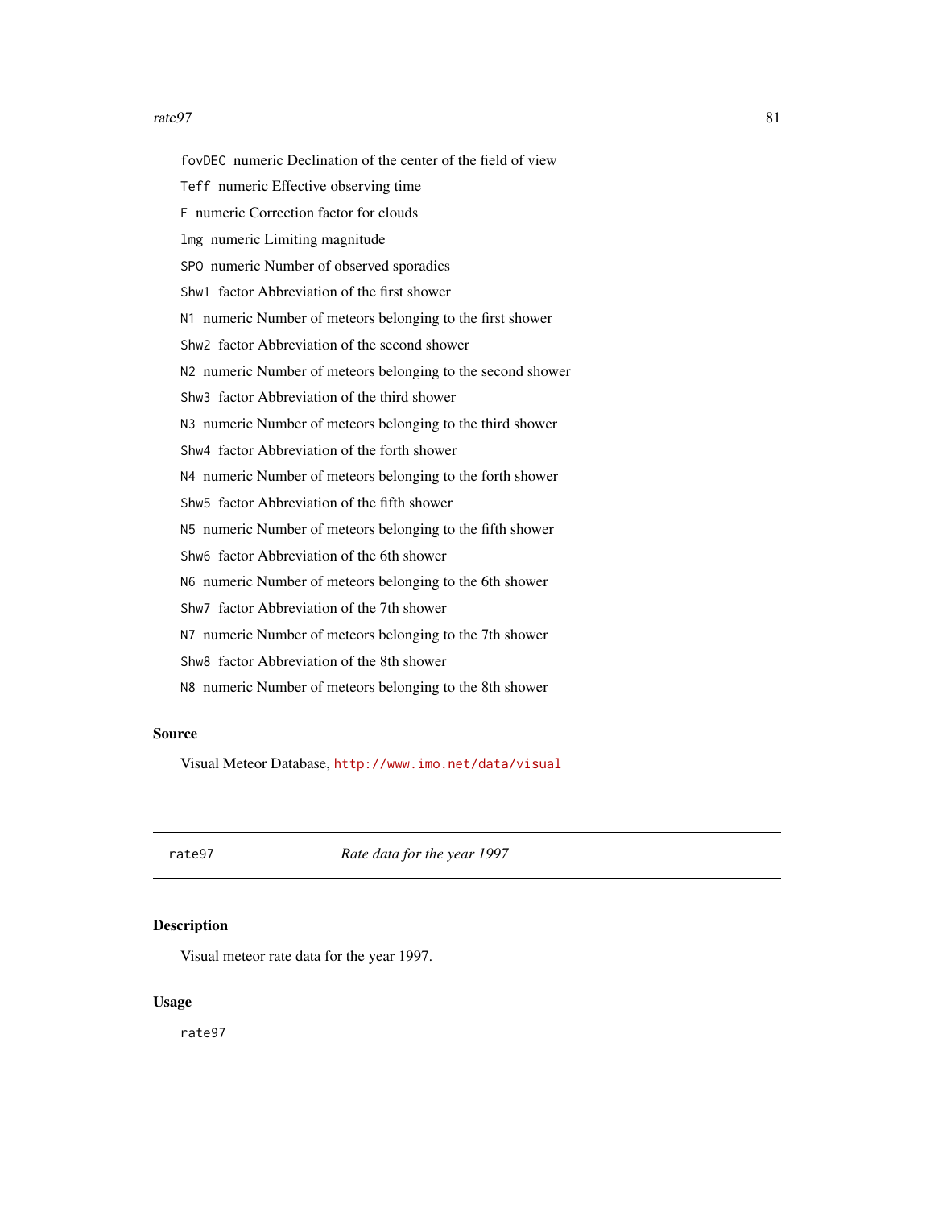`fovDEC` numeric Declination of the center of the field of view

`Teff` numeric Effective observing time

`F` numeric Correction factor for clouds

`lmg` numeric Limiting magnitude

`SPO` numeric Number of observed sporadics

`Shw1` factor Abbreviation of the first shower

`N1` numeric Number of meteors belonging to the first shower

`Shw2` factor Abbreviation of the second shower

`N2` numeric Number of meteors belonging to the second shower

`Shw3` factor Abbreviation of the third shower

`N3` numeric Number of meteors belonging to the third shower

`Shw4` factor Abbreviation of the forth shower

`N4` numeric Number of meteors belonging to the forth shower

`Shw5` factor Abbreviation of the fifth shower

`N5` numeric Number of meteors belonging to the fifth shower

`Shw6` factor Abbreviation of the 6th shower

`N6` numeric Number of meteors belonging to the 6th shower

`Shw7` factor Abbreviation of the 7th shower

`N7` numeric Number of meteors belonging to the 7th shower

`Shw8` factor Abbreviation of the 8th shower

`N8` numeric Number of meteors belonging to the 8th shower

### Source

Visual Meteor Database, http://www.imo.net/data/visual

---

`rate97` *Rate data for the year 1997*

---

### Description

Visual meteor rate data for the year 1997.

### Usage

```
rate97
```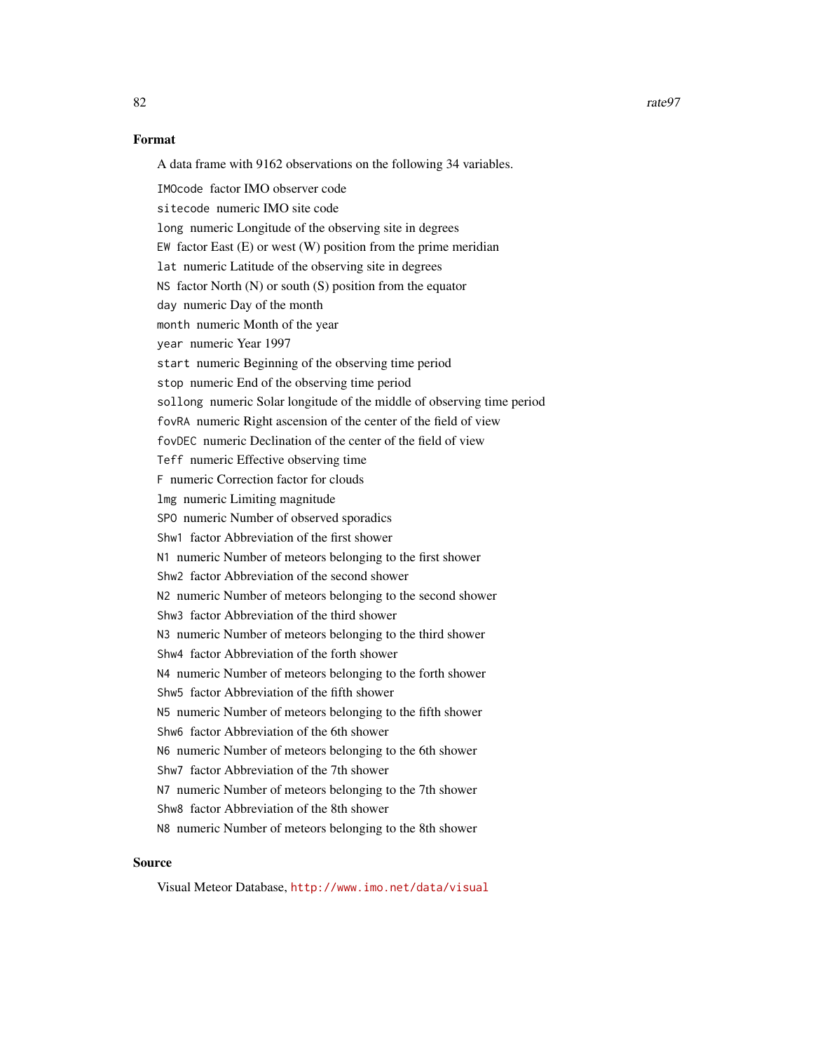### Format

A data frame with 9162 observations on the following 34 variables.

`IMOcode` factor IMO observer code

`sitecode` numeric IMO site code

`long` numeric Longitude of the observing site in degrees

`EW` factor East (E) or west (W) position from the prime meridian

`lat` numeric Latitude of the observing site in degrees

`NS` factor North (N) or south (S) position from the equator

`day` numeric Day of the month

`month` numeric Month of the year

`year` numeric Year 1997

`start` numeric Beginning of the observing time period

`stop` numeric End of the observing time period

`sollong` numeric Solar longitude of the middle of observing time period

`fovRA` numeric Right ascension of the center of the field of view

`fovDEC` numeric Declination of the center of the field of view

`Teff` numeric Effective observing time

`F` numeric Correction factor for clouds

`lmg` numeric Limiting magnitude

`SPO` numeric Number of observed sporadics

`Shw1` factor Abbreviation of the first shower

`N1` numeric Number of meteors belonging to the first shower

`Shw2` factor Abbreviation of the second shower

`N2` numeric Number of meteors belonging to the second shower

`Shw3` factor Abbreviation of the third shower

`N3` numeric Number of meteors belonging to the third shower

`Shw4` factor Abbreviation of the forth shower

`N4` numeric Number of meteors belonging to the forth shower

`Shw5` factor Abbreviation of the fifth shower

`N5` numeric Number of meteors belonging to the fifth shower

`Shw6` factor Abbreviation of the 6th shower

`N6` numeric Number of meteors belonging to the 6th shower

`Shw7` factor Abbreviation of the 7th shower

`N7` numeric Number of meteors belonging to the 7th shower

`Shw8` factor Abbreviation of the 8th shower

`N8` numeric Number of meteors belonging to the 8th shower

### Source

Visual Meteor Database, http://www.imo.net/data/visual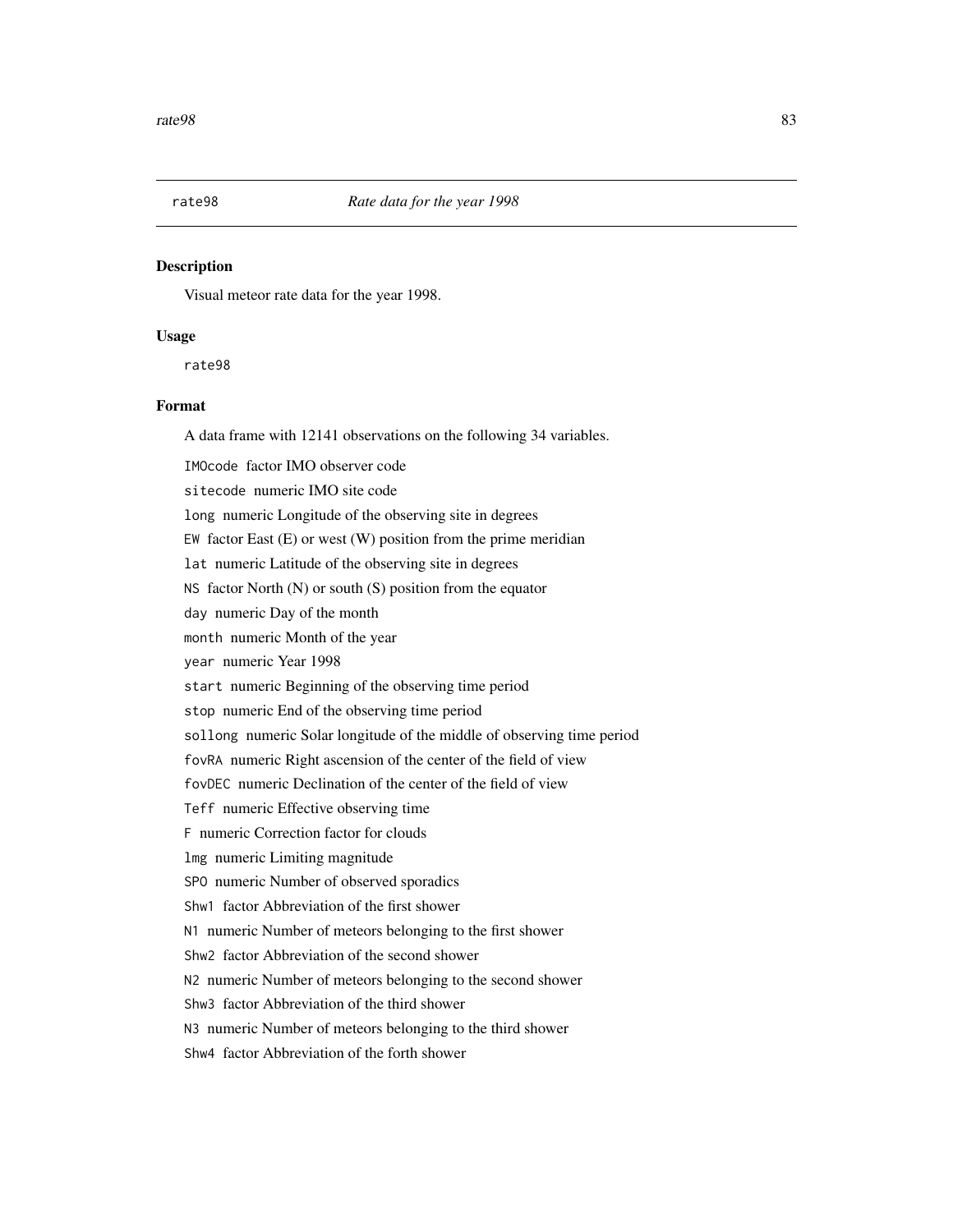rate98 *Rate data for the year 1998*

## Description

Visual meteor rate data for the year 1998.

## Usage

```
rate98
```

## Format

A data frame with 12141 observations on the following 34 variables.

`IMOcode` factor IMO observer code

`sitecode` numeric IMO site code

`long` numeric Longitude of the observing site in degrees

`EW` factor East (E) or west (W) position from the prime meridian

`lat` numeric Latitude of the observing site in degrees

`NS` factor North (N) or south (S) position from the equator

`day` numeric Day of the month

`month` numeric Month of the year

`year` numeric Year 1998

`start` numeric Beginning of the observing time period

`stop` numeric End of the observing time period

`sollong` numeric Solar longitude of the middle of observing time period

`fovRA` numeric Right ascension of the center of the field of view

`fovDEC` numeric Declination of the center of the field of view

`Teff` numeric Effective observing time

`F` numeric Correction factor for clouds

`lmg` numeric Limiting magnitude

`SPO` numeric Number of observed sporadics

`Shw1` factor Abbreviation of the first shower

`N1` numeric Number of meteors belonging to the first shower

`Shw2` factor Abbreviation of the second shower

`N2` numeric Number of meteors belonging to the second shower

`Shw3` factor Abbreviation of the third shower

`N3` numeric Number of meteors belonging to the third shower

`Shw4` factor Abbreviation of the forth shower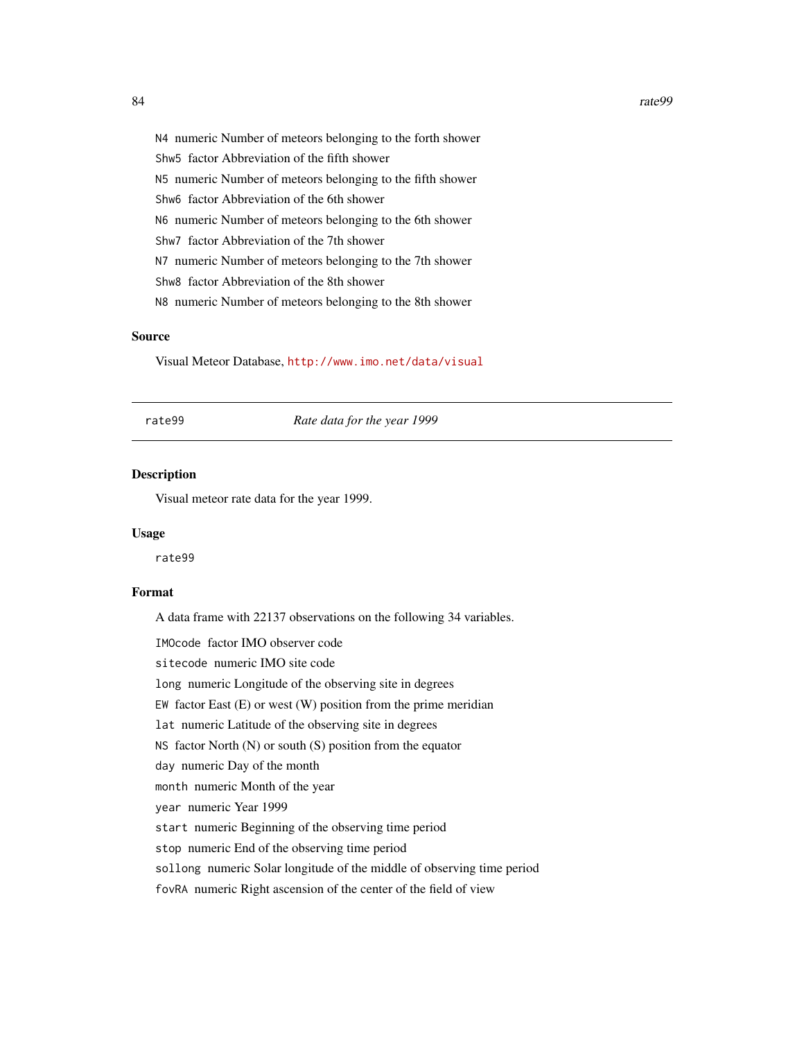N4 numeric Number of meteors belonging to the forth shower

Shw5 factor Abbreviation of the fifth shower

N5 numeric Number of meteors belonging to the fifth shower

Shw6 factor Abbreviation of the 6th shower

N6 numeric Number of meteors belonging to the 6th shower

Shw7 factor Abbreviation of the 7th shower

N7 numeric Number of meteors belonging to the 7th shower

Shw8 factor Abbreviation of the 8th shower

N8 numeric Number of meteors belonging to the 8th shower

### Source

Visual Meteor Database, http://www.imo.net/data/visual

---

## rate99 — *Rate data for the year 1999*

---

### Description

Visual meteor rate data for the year 1999.

### Usage

```
rate99
```

### Format

A data frame with 22137 observations on the following 34 variables.

IMOcode factor IMO observer code

sitecode numeric IMO site code

long numeric Longitude of the observing site in degrees

EW factor East (E) or west (W) position from the prime meridian

lat numeric Latitude of the observing site in degrees

NS factor North (N) or south (S) position from the equator

day numeric Day of the month

month numeric Month of the year

year numeric Year 1999

start numeric Beginning of the observing time period

stop numeric End of the observing time period

sollong numeric Solar longitude of the middle of observing time period

fovRA numeric Right ascension of the center of the field of view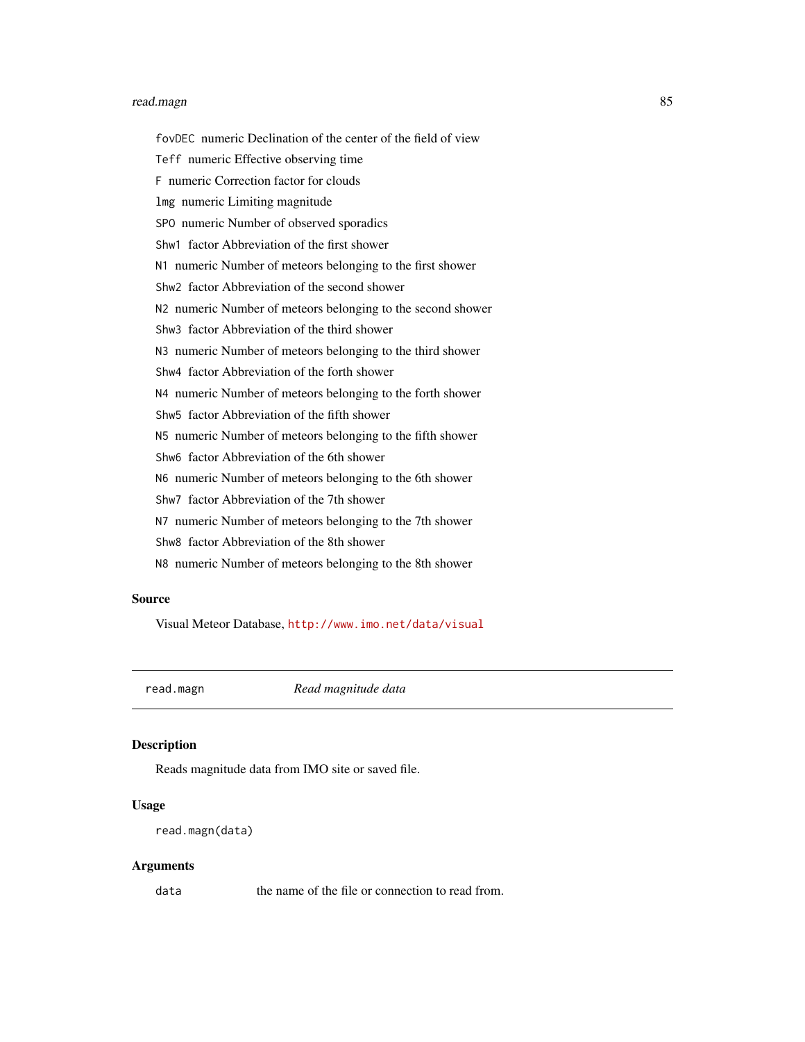fovDEC numeric Declination of the center of the field of view

Teff numeric Effective observing time

F numeric Correction factor for clouds

lmg numeric Limiting magnitude

SPO numeric Number of observed sporadics

Shw1 factor Abbreviation of the first shower

N1 numeric Number of meteors belonging to the first shower

Shw2 factor Abbreviation of the second shower

N2 numeric Number of meteors belonging to the second shower

Shw3 factor Abbreviation of the third shower

N3 numeric Number of meteors belonging to the third shower

Shw4 factor Abbreviation of the forth shower

N4 numeric Number of meteors belonging to the forth shower

Shw5 factor Abbreviation of the fifth shower

N5 numeric Number of meteors belonging to the fifth shower

Shw6 factor Abbreviation of the 6th shower

N6 numeric Number of meteors belonging to the 6th shower

Shw7 factor Abbreviation of the 7th shower

N7 numeric Number of meteors belonging to the 7th shower

Shw8 factor Abbreviation of the 8th shower

N8 numeric Number of meteors belonging to the 8th shower

### Source

Visual Meteor Database, http://www.imo.net/data/visual

---

## read.magn *Read magnitude data*

### Description

Reads magnitude data from IMO site or saved file.

### Usage

```
read.magn(data)
```

### Arguments

| | |
|---|---|
| data | the name of the file or connection to read from. |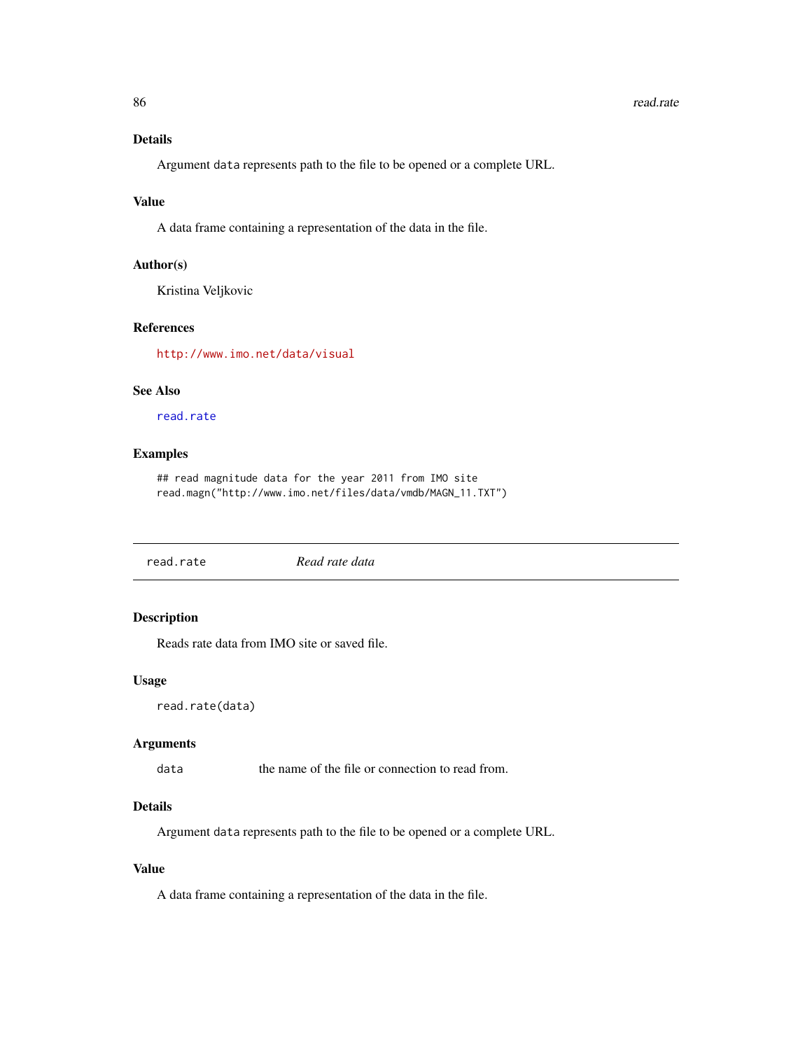### Details

Argument `data` represents path to the file to be opened or a complete URL.

### Value

A data frame containing a representation of the data in the file.

### Author(s)

Kristina Veljkovic

### References

http://www.imo.net/data/visual

### See Also

`read.rate`

### Examples

```
## read magnitude data for the year 2011 from IMO site
read.magn("http://www.imo.net/files/data/vmdb/MAGN_11.TXT")
```

---

## read.rate *Read rate data*

---

### Description

Reads rate data from IMO site or saved file.

### Usage

```
read.rate(data)
```

### Arguments

| | |
|---|---|
| `data` | the name of the file or connection to read from. |

### Details

Argument `data` represents path to the file to be opened or a complete URL.

### Value

A data frame containing a representation of the data in the file.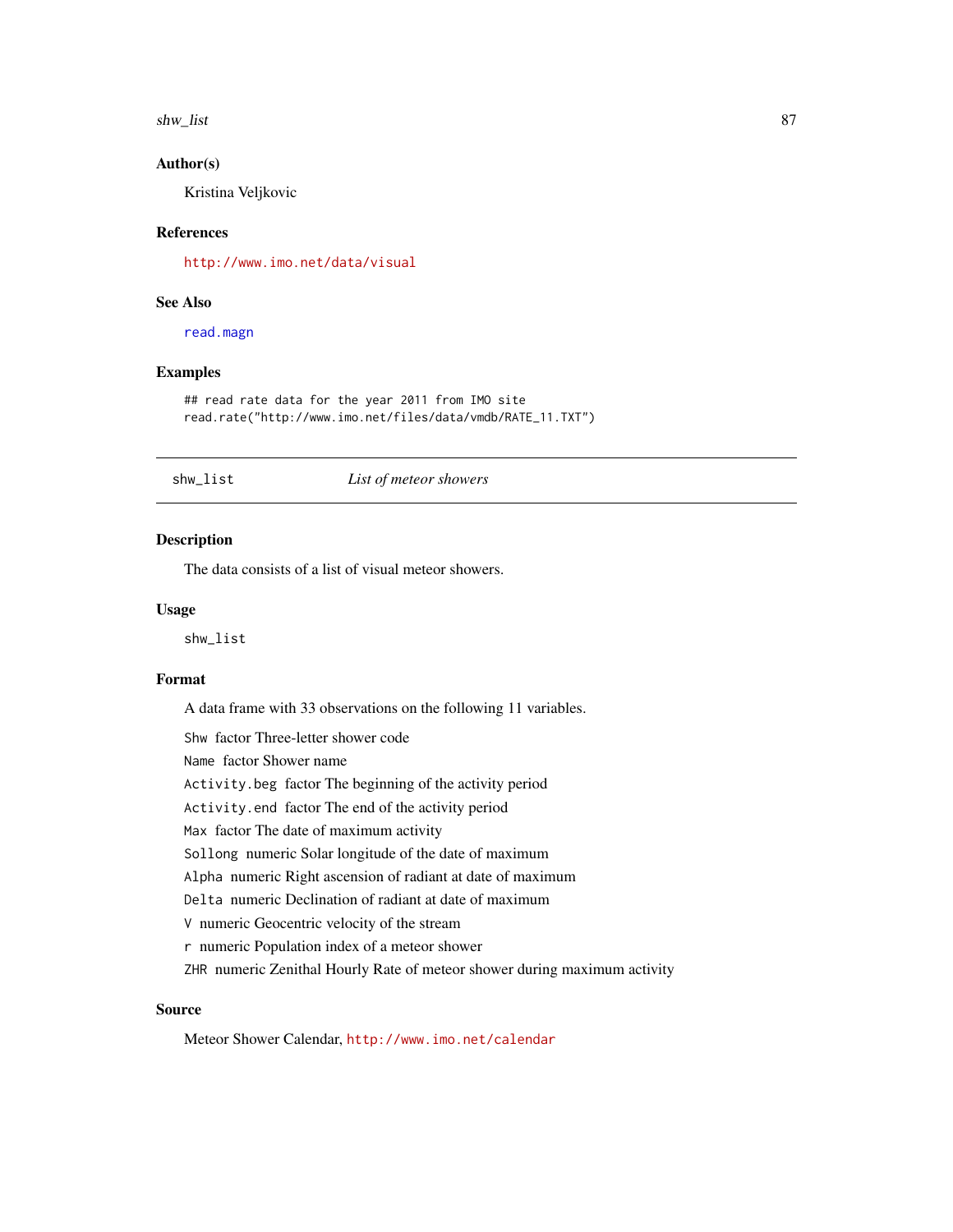## Author(s)

Kristina Veljkovic

## References

http://www.imo.net/data/visual

## See Also

read.magn

## Examples

```
## read rate data for the year 2011 from IMO site
read.rate("http://www.imo.net/files/data/vmdb/RATE_11.TXT")
```

---

# shw_list — *List of meteor showers*

## Description

The data consists of a list of visual meteor showers.

## Usage

```
shw_list
```

## Format

A data frame with 33 observations on the following 11 variables.

- `Shw` factor Three-letter shower code
- `Name` factor Shower name
- `Activity.beg` factor The beginning of the activity period
- `Activity.end` factor The end of the activity period
- `Max` factor The date of maximum activity
- `Sollong` numeric Solar longitude of the date of maximum
- `Alpha` numeric Right ascension of radiant at date of maximum
- `Delta` numeric Declination of radiant at date of maximum
- `V` numeric Geocentric velocity of the stream
- `r` numeric Population index of a meteor shower
- `ZHR` numeric Zenithal Hourly Rate of meteor shower during maximum activity

## Source

Meteor Shower Calendar, http://www.imo.net/calendar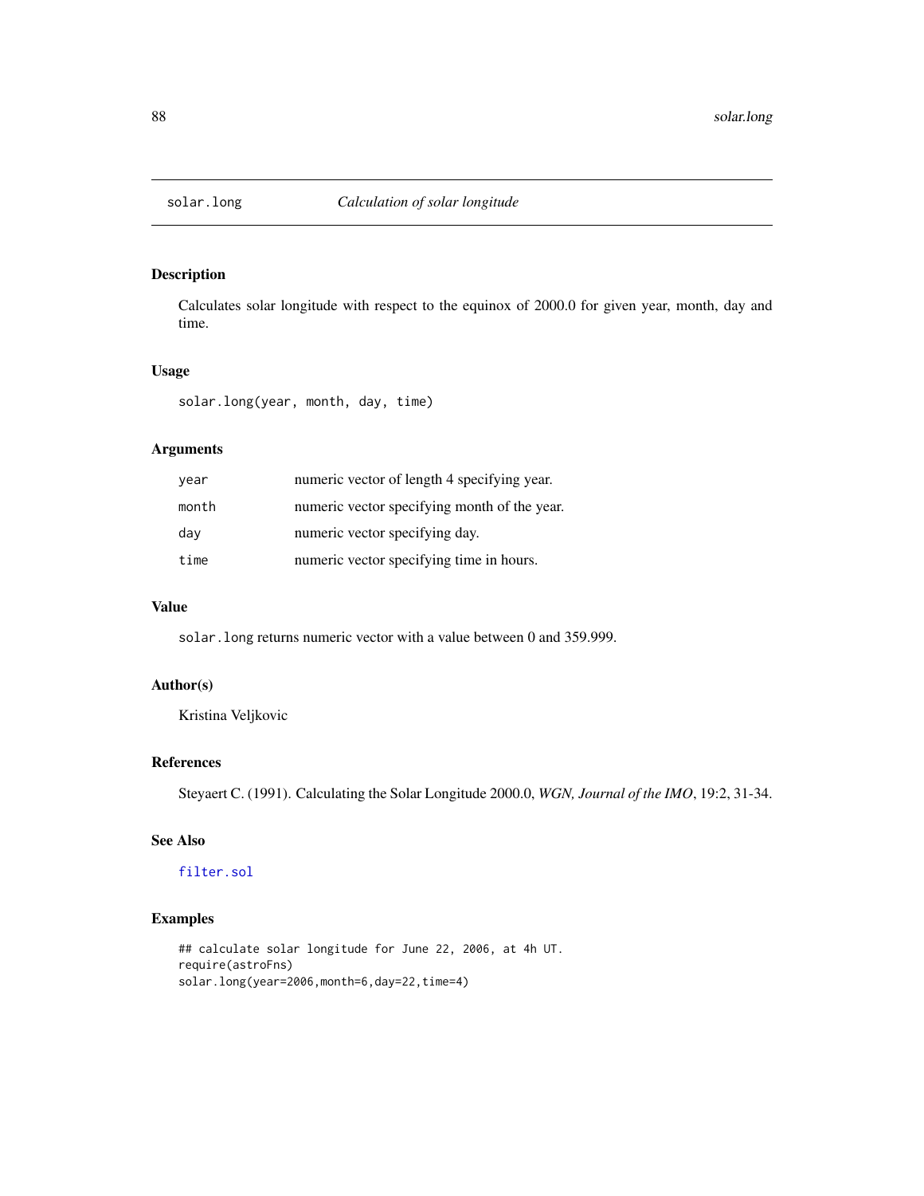# solar.long — *Calculation of solar longitude*

## Description

Calculates solar longitude with respect to the equinox of 2000.0 for given year, month, day and time.

## Usage

```
solar.long(year, month, day, time)
```

## Arguments

| | |
|---|---|
| `year` | numeric vector of length 4 specifying year. |
| `month` | numeric vector specifying month of the year. |
| `day` | numeric vector specifying day. |
| `time` | numeric vector specifying time in hours. |

## Value

`solar.long` returns numeric vector with a value between 0 and 359.999.

## Author(s)

Kristina Veljkovic

## References

Steyaert C. (1991). Calculating the Solar Longitude 2000.0, *WGN, Journal of the IMO*, 19:2, 31-34.

## See Also

`filter.sol`

## Examples

```
## calculate solar longitude for June 22, 2006, at 4h UT.
require(astroFns)
solar.long(year=2006,month=6,day=22,time=4)
```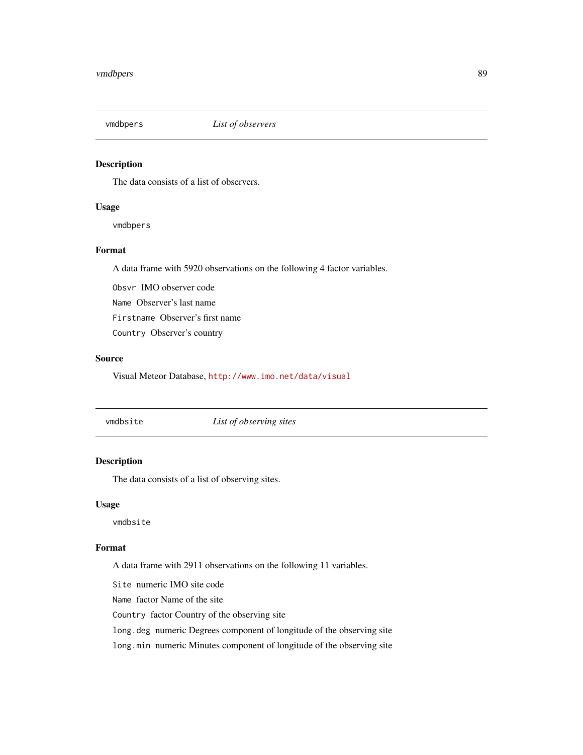## vmdbpers — *List of observers*

### Description

The data consists of a list of observers.

### Usage

```
vmdbpers
```

### Format

A data frame with 5920 observations on the following 4 factor variables.

- `Obsvr` IMO observer code
- `Name` Observer's last name
- `Firstname` Observer's first name
- `Country` Observer's country

### Source

Visual Meteor Database, http://www.imo.net/data/visual

## vmdbsite — *List of observing sites*

### Description

The data consists of a list of observing sites.

### Usage

```
vmdbsite
```

### Format

A data frame with 2911 observations on the following 11 variables.

- `Site` numeric IMO site code
- `Name` factor Name of the site
- `Country` factor Country of the observing site
- `long.deg` numeric Degrees component of longitude of the observing site
- `long.min` numeric Minutes component of longitude of the observing site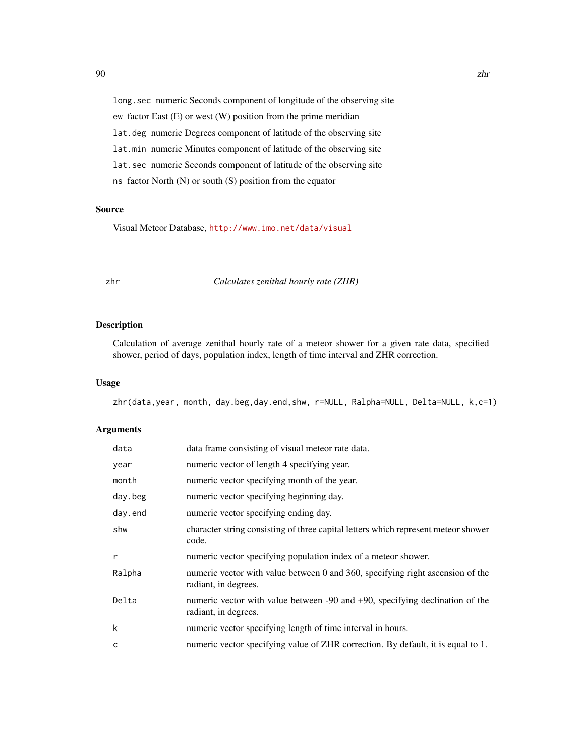`long.sec` numeric Seconds component of longitude of the observing site

`ew` factor East (E) or west (W) position from the prime meridian

`lat.deg` numeric Degrees component of latitude of the observing site

`lat.min` numeric Minutes component of latitude of the observing site

`lat.sec` numeric Seconds component of latitude of the observing site

`ns` factor North (N) or south (S) position from the equator

### Source

Visual Meteor Database, http://www.imo.net/data/visual

---

## zhr — *Calculates zenithal hourly rate (ZHR)*

### Description

Calculation of average zenithal hourly rate of a meteor shower for a given rate data, specified shower, period of days, population index, length of time interval and ZHR correction.

### Usage

```
zhr(data,year, month, day.beg,day.end,shw, r=NULL, Ralpha=NULL, Delta=NULL, k,c=1)
```

### Arguments

| | |
|---|---|
| `data` | data frame consisting of visual meteor rate data. |
| `year` | numeric vector of length 4 specifying year. |
| `month` | numeric vector specifying month of the year. |
| `day.beg` | numeric vector specifying beginning day. |
| `day.end` | numeric vector specifying ending day. |
| `shw` | character string consisting of three capital letters which represent meteor shower code. |
| `r` | numeric vector specifying population index of a meteor shower. |
| `Ralpha` | numeric vector with value between 0 and 360, specifying right ascension of the radiant, in degrees. |
| `Delta` | numeric vector with value between -90 and +90, specifying declination of the radiant, in degrees. |
| `k` | numeric vector specifying length of time interval in hours. |
| `c` | numeric vector specifying value of ZHR correction. By default, it is equal to 1. |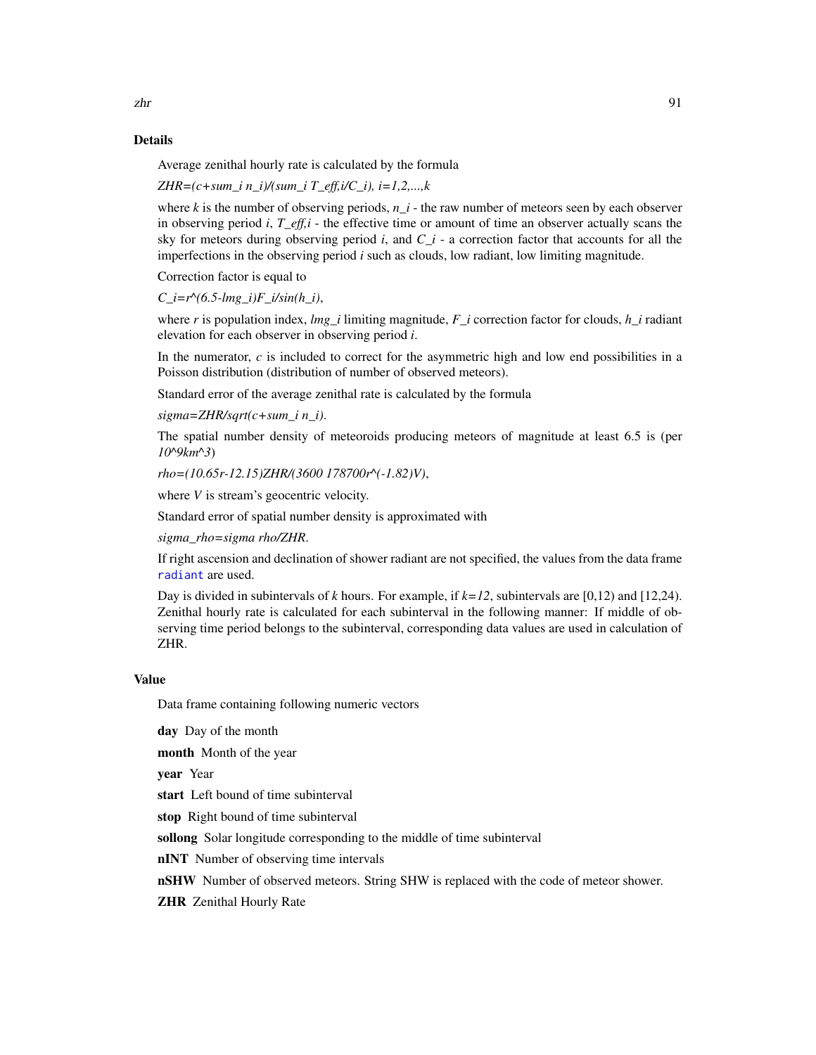## Details

Average zenithal hourly rate is calculated by the formula

$$ZHR=(c+\sum_i n_i)/(\sum_i T_{eff,i}/C_i), \quad i=1,2,...,k$$

where $k$ is the number of observing periods, $n_i$ - the raw number of meteors seen by each observer in observing period $i$, $T_{eff,i}$ - the effective time or amount of time an observer actually scans the sky for meteors during observing period $i$, and $C_i$ - a correction factor that accounts for all the imperfections in the observing period $i$ such as clouds, low radiant, low limiting magnitude.

Correction factor is equal to

$$C_i=r^{(6.5-lmg_i)}F_i/\sin(h_i),$$

where $r$ is population index, $lmg_i$ limiting magnitude, $F_i$ correction factor for clouds, $h_i$ radiant elevation for each observer in observing period $i$.

In the numerator, $c$ is included to correct for the asymmetric high and low end possibilities in a Poisson distribution (distribution of number of observed meteors).

Standard error of the average zenithal rate is calculated by the formula

$$sigma=ZHR/\sqrt{c+\sum_i n_i}.$$

The spatial number density of meteoroids producing meteors of magnitude at least 6.5 is (per $10^9 km^3$)

$$rho=(10.65r-12.15)ZHR/(3600 \cdot 178700r^{(-1.82)}V),$$

where $V$ is stream's geocentric velocity.

Standard error of spatial number density is approximated with

$$sigma_{rho}=sigma \cdot rho/ZHR.$$

If right ascension and declination of shower radiant are not specified, the values from the data frame radiant are used.

Day is divided in subintervals of $k$ hours. For example, if $k=12$, subintervals are [0,12) and [12,24). Zenithal hourly rate is calculated for each subinterval in the following manner: If middle of observing time period belongs to the subinterval, corresponding data values are used in calculation of ZHR.

## Value

Data frame containing following numeric vectors

**day** Day of the month

**month** Month of the year

**year** Year

**start** Left bound of time subinterval

**stop** Right bound of time subinterval

**sollong** Solar longitude corresponding to the middle of time subinterval

**nINT** Number of observing time intervals

**nSHW** Number of observed meteors. String SHW is replaced with the code of meteor shower.

**ZHR** Zenithal Hourly Rate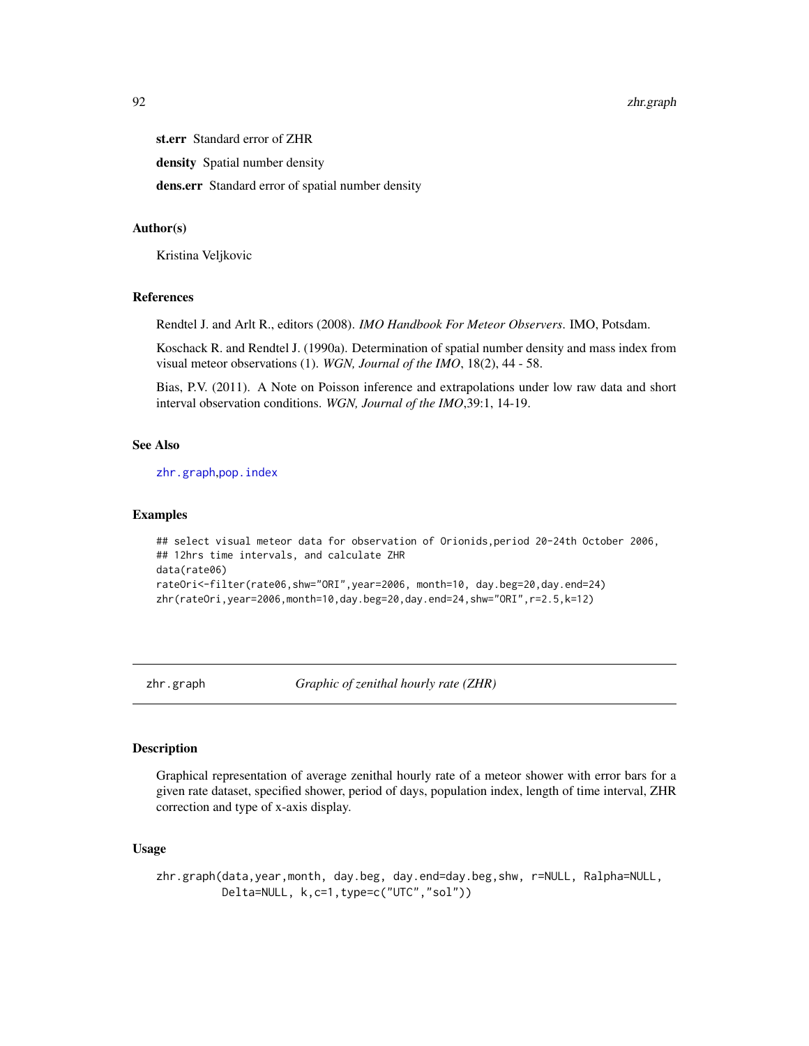**st.err** Standard error of ZHR

**density** Spatial number density

**dens.err** Standard error of spatial number density

### Author(s)

Kristina Veljkovic

### References

Rendtel J. and Arlt R., editors (2008). *IMO Handbook For Meteor Observers*. IMO, Potsdam.

Koschack R. and Rendtel J. (1990a). Determination of spatial number density and mass index from visual meteor observations (1). *WGN, Journal of the IMO*, 18(2), 44 - 58.

Bias, P.V. (2011). A Note on Poisson inference and extrapolations under low raw data and short interval observation conditions. *WGN, Journal of the IMO*,39:1, 14-19.

### See Also

zhr.graph,pop.index

### Examples

```
## select visual meteor data for observation of Orionids,period 20-24th October 2006,
## 12hrs time intervals, and calculate ZHR
data(rate06)
rateOri<-filter(rate06,shw="ORI",year=2006, month=10, day.beg=20,day.end=24)
zhr(rateOri,year=2006,month=10,day.beg=20,day.end=24,shw="ORI",r=2.5,k=12)
```

---

## zhr.graph — *Graphic of zenithal hourly rate (ZHR)*

### Description

Graphical representation of average zenithal hourly rate of a meteor shower with error bars for a given rate dataset, specified shower, period of days, population index, length of time interval, ZHR correction and type of x-axis display.

### Usage

```
zhr.graph(data,year,month, day.beg, day.end=day.beg,shw, r=NULL, Ralpha=NULL,
          Delta=NULL, k,c=1,type=c("UTC","sol"))
```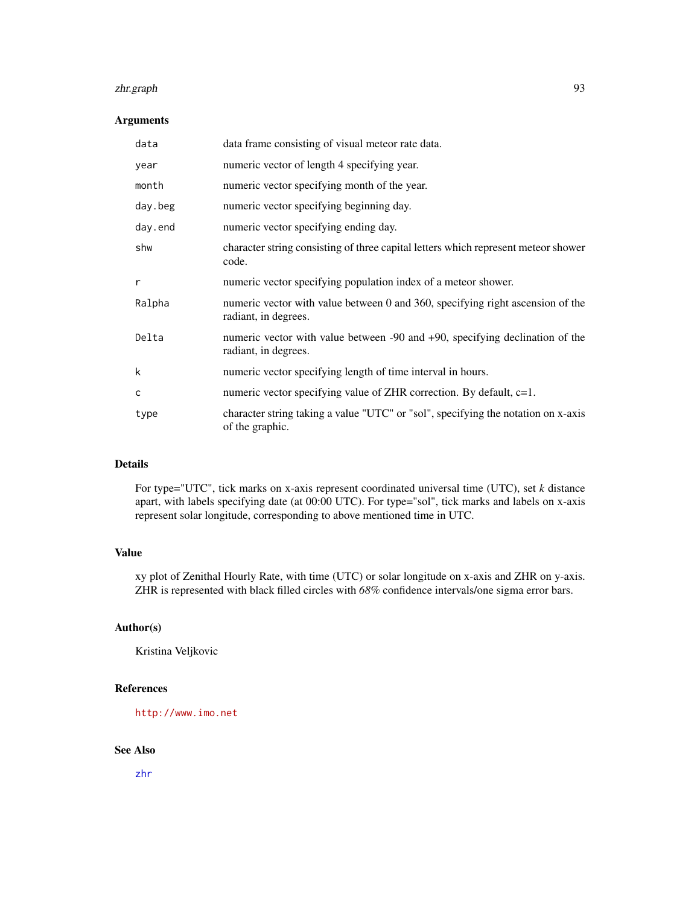### Arguments

| | |
|---|---|
| `data` | data frame consisting of visual meteor rate data. |
| `year` | numeric vector of length 4 specifying year. |
| `month` | numeric vector specifying month of the year. |
| `day.beg` | numeric vector specifying beginning day. |
| `day.end` | numeric vector specifying ending day. |
| `shw` | character string consisting of three capital letters which represent meteor shower code. |
| `r` | numeric vector specifying population index of a meteor shower. |
| `Ralpha` | numeric vector with value between 0 and 360, specifying right ascension of the radiant, in degrees. |
| `Delta` | numeric vector with value between -90 and +90, specifying declination of the radiant, in degrees. |
| `k` | numeric vector specifying length of time interval in hours. |
| `c` | numeric vector specifying value of ZHR correction. By default, c=1. |
| `type` | character string taking a value "UTC" or "sol", specifying the notation on x-axis of the graphic. |

### Details

For type="UTC", tick marks on x-axis represent coordinated universal time (UTC), set *k* distance apart, with labels specifying date (at 00:00 UTC). For type="sol", tick marks and labels on x-axis represent solar longitude, corresponding to above mentioned time in UTC.

### Value

xy plot of Zenithal Hourly Rate, with time (UTC) or solar longitude on x-axis and ZHR on y-axis. ZHR is represented with black filled circles with *68%* confidence intervals/one sigma error bars.

### Author(s)

Kristina Veljkovic

### References

http://www.imo.net

### See Also

zhr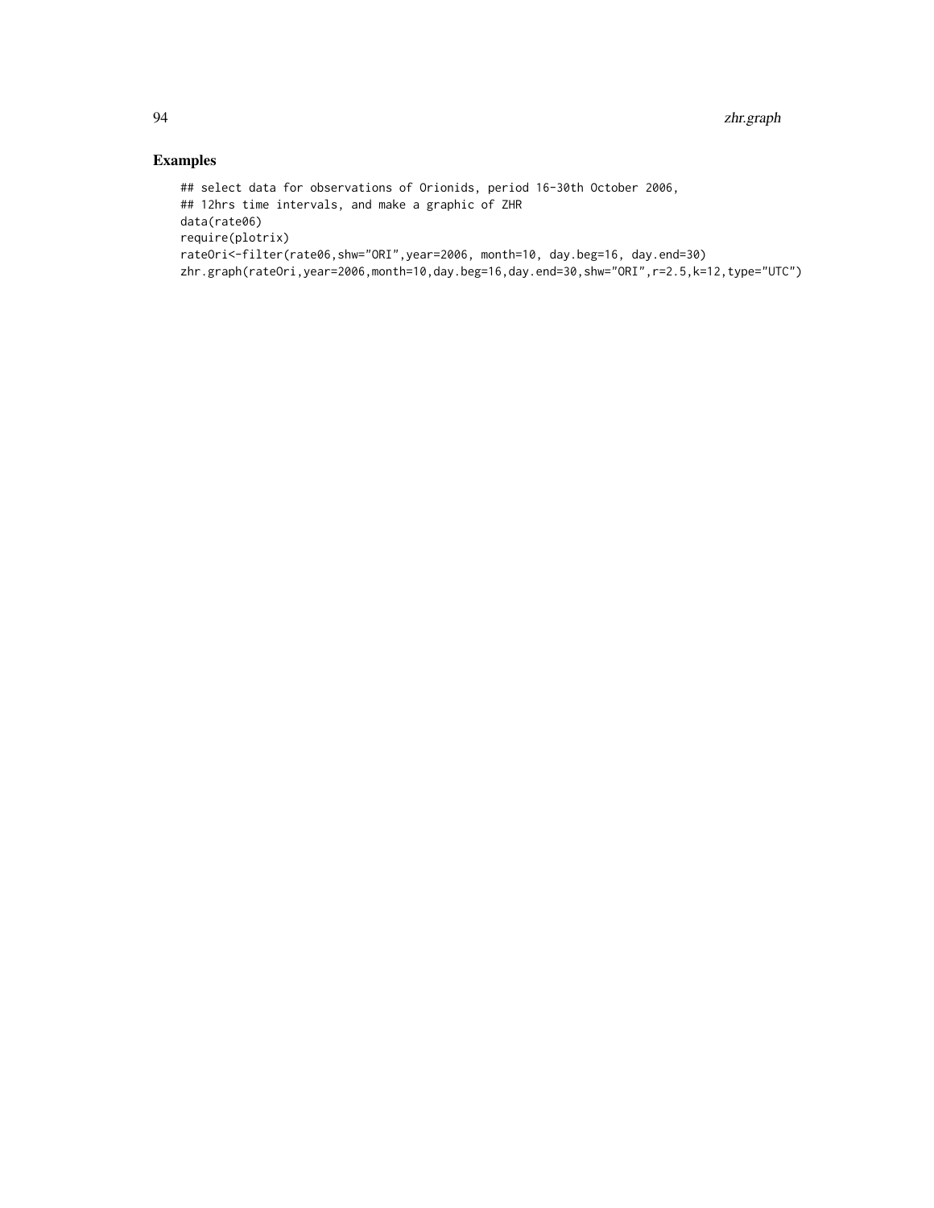## Examples

```
## select data for observations of Orionids, period 16-30th October 2006,
## 12hrs time intervals, and make a graphic of ZHR
data(rate06)
require(plotrix)
rateOri<-filter(rate06,shw="ORI",year=2006, month=10, day.beg=16, day.end=30)
zhr.graph(rateOri,year=2006,month=10,day.beg=16,day.end=30,shw="ORI",r=2.5,k=12,type="UTC")
```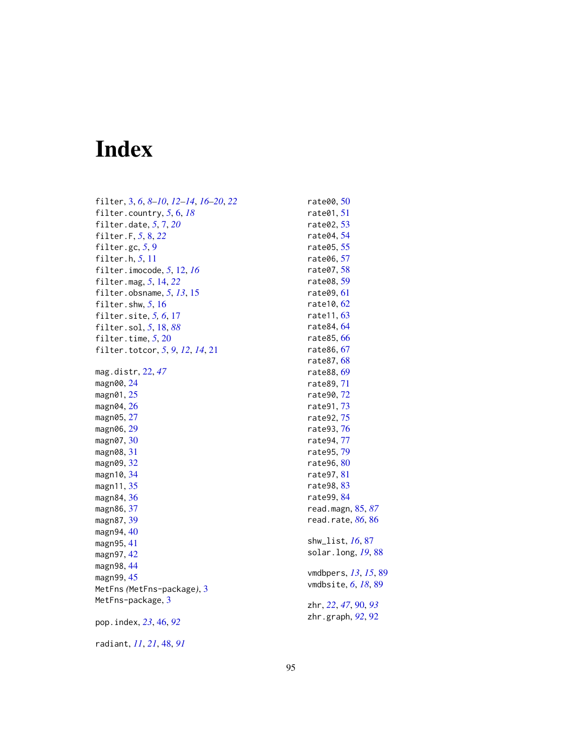# Index

filter, 3, *6*, *8–10*, *12–14*, *16–20*, *22*
filter.country, *5*, 6, *18*
filter.date, *5*, 7, *20*
filter.F, *5*, 8, *22*
filter.gc, *5*, 9
filter.h, *5*, 11
filter.imocode, *5*, 12, *16*
filter.mag, *5*, 14, *22*
filter.obsname, *5*, *13*, 15
filter.shw, *5*, 16
filter.site, *5, 6*, 17
filter.sol, *5*, 18, *88*
filter.time, *5*, 20
filter.totcor, *5*, *9*, *12*, *14*, 21

mag.distr, 22, *47*
magn00, 24
magn01, 25
magn04, 26
magn05, 27
magn06, 29
magn07, 30
magn08, 31
magn09, 32
magn10, 34
magn11, 35
magn84, 36
magn86, 37
magn87, 39
magn94, 40
magn95, 41
magn97, 42
magn98, 44
magn99, 45
MetFns *(*MetFns-package*)*, 3
MetFns-package, 3

pop.index, *23*, 46, *92*

radiant, *11*, *21*, 48, *91*
rate00, 50
rate01, 51
rate02, 53
rate04, 54
rate05, 55
rate06, 57
rate07, 58
rate08, 59
rate09, 61
rate10, 62
rate11, 63
rate84, 64
rate85, 66
rate86, 67
rate87, 68
rate88, 69
rate89, 71
rate90, 72
rate91, 73
rate92, 75
rate93, 76
rate94, 77
rate95, 79
rate96, 80
rate97, 81
rate98, 83
rate99, 84
read.magn, 85, *87*
read.rate, *86*, 86

shw_list, *16*, 87
solar.long, *19*, 88

vmdbpers, *13*, *15*, 89
vmdbsite, *6*, *18*, 89

zhr, *22*, *47*, 90, *93*
zhr.graph, *92*, 92